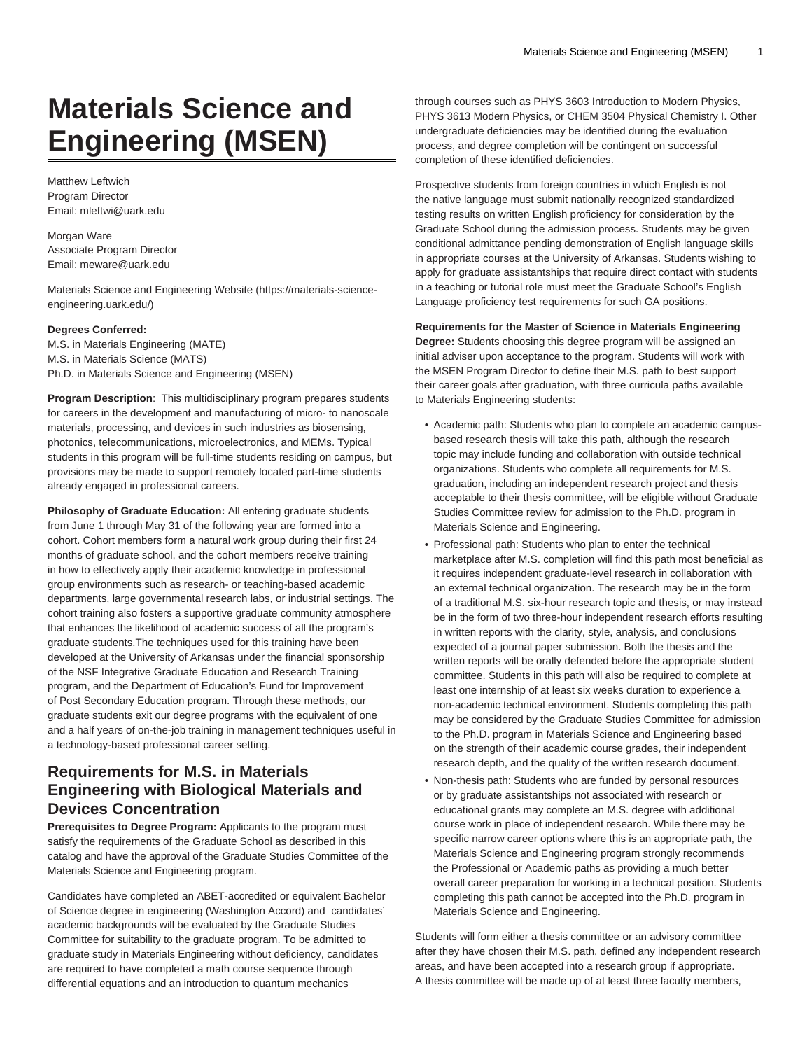# Materials Science and Engineering (MSEN)

Matthew Leftwich
Program Director
Email: mleftwi@uark.edu

Morgan Ware
Associate Program Director
Email: meware@uark.edu

Materials Science and Engineering Website (https://materials-science-engineering.uark.edu/)

**Degrees Conferred:**
M.S. in Materials Engineering (MATE)
M.S. in Materials Science (MATS)
Ph.D. in Materials Science and Engineering (MSEN)

**Program Description**: This multidisciplinary program prepares students for careers in the development and manufacturing of micro- to nanoscale materials, processing, and devices in such industries as biosensing, photonics, telecommunications, microelectronics, and MEMs. Typical students in this program will be full-time students residing on campus, but provisions may be made to support remotely located part-time students already engaged in professional careers.

**Philosophy of Graduate Education:** All entering graduate students from June 1 through May 31 of the following year are formed into a cohort. Cohort members form a natural work group during their first 24 months of graduate school, and the cohort members receive training in how to effectively apply their academic knowledge in professional group environments such as research- or teaching-based academic departments, large governmental research labs, or industrial settings. The cohort training also fosters a supportive graduate community atmosphere that enhances the likelihood of academic success of all the program's graduate students.The techniques used for this training have been developed at the University of Arkansas under the financial sponsorship of the NSF Integrative Graduate Education and Research Training program, and the Department of Education's Fund for Improvement of Post Secondary Education program. Through these methods, our graduate students exit our degree programs with the equivalent of one and a half years of on-the-job training in management techniques useful in a technology-based professional career setting.

## Requirements for M.S. in Materials Engineering with Biological Materials and Devices Concentration

**Prerequisites to Degree Program:** Applicants to the program must satisfy the requirements of the Graduate School as described in this catalog and have the approval of the Graduate Studies Committee of the Materials Science and Engineering program.

Candidates have completed an ABET-accredited or equivalent Bachelor of Science degree in engineering (Washington Accord) and candidates' academic backgrounds will be evaluated by the Graduate Studies Committee for suitability to the graduate program. To be admitted to graduate study in Materials Engineering without deficiency, candidates are required to have completed a math course sequence through differential equations and an introduction to quantum mechanics through courses such as PHYS 3603 Introduction to Modern Physics, PHYS 3613 Modern Physics, or CHEM 3504 Physical Chemistry I. Other undergraduate deficiencies may be identified during the evaluation process, and degree completion will be contingent on successful completion of these identified deficiencies.

Prospective students from foreign countries in which English is not the native language must submit nationally recognized standardized testing results on written English proficiency for consideration by the Graduate School during the admission process. Students may be given conditional admittance pending demonstration of English language skills in appropriate courses at the University of Arkansas. Students wishing to apply for graduate assistantships that require direct contact with students in a teaching or tutorial role must meet the Graduate School's English Language proficiency test requirements for such GA positions.

**Requirements for the Master of Science in Materials Engineering Degree:** Students choosing this degree program will be assigned an initial adviser upon acceptance to the program. Students will work with the MSEN Program Director to define their M.S. path to best support their career goals after graduation, with three curricula paths available to Materials Engineering students:

- Academic path: Students who plan to complete an academic campus-based research thesis will take this path, although the research topic may include funding and collaboration with outside technical organizations. Students who complete all requirements for M.S. graduation, including an independent research project and thesis acceptable to their thesis committee, will be eligible without Graduate Studies Committee review for admission to the Ph.D. program in Materials Science and Engineering.
- Professional path: Students who plan to enter the technical marketplace after M.S. completion will find this path most beneficial as it requires independent graduate-level research in collaboration with an external technical organization. The research may be in the form of a traditional M.S. six-hour research topic and thesis, or may instead be in the form of two three-hour independent research efforts resulting in written reports with the clarity, style, analysis, and conclusions expected of a journal paper submission. Both the thesis and the written reports will be orally defended before the appropriate student committee. Students in this path will also be required to complete at least one internship of at least six weeks duration to experience a non-academic technical environment. Students completing this path may be considered by the Graduate Studies Committee for admission to the Ph.D. program in Materials Science and Engineering based on the strength of their academic course grades, their independent research depth, and the quality of the written research document.
- Non-thesis path: Students who are funded by personal resources or by graduate assistantships not associated with research or educational grants may complete an M.S. degree with additional course work in place of independent research. While there may be specific narrow career options where this is an appropriate path, the Materials Science and Engineering program strongly recommends the Professional or Academic paths as providing a much better overall career preparation for working in a technical position. Students completing this path cannot be accepted into the Ph.D. program in Materials Science and Engineering.

Students will form either a thesis committee or an advisory committee after they have chosen their M.S. path, defined any independent research areas, and have been accepted into a research group if appropriate. A thesis committee will be made up of at least three faculty members,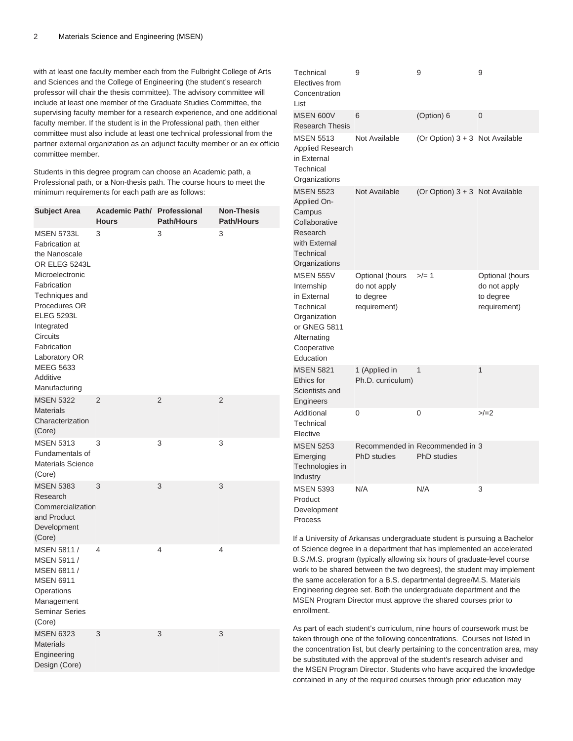with at least one faculty member each from the Fulbright College of Arts and Sciences and the College of Engineering (the student's research professor will chair the thesis committee). The advisory committee will include at least one member of the Graduate Studies Committee, the supervising faculty member for a research experience, and one additional faculty member. If the student is in the Professional path, then either committee must also include at least one technical professional from the partner external organization as an adjunct faculty member or an ex officio committee member.

Students in this degree program can choose an Academic path, a Professional path, or a Non-thesis path. The course hours to meet the minimum requirements for each path are as follows:

| Subject Area | Academic Path/ Hours | Professional Path/Hours | Non-Thesis Path/Hours |
|---|---|---|---|
| MSEN 5733L Fabrication at the Nanoscale OR ELEG 5243L Microelectronic Fabrication Techniques and Procedures OR ELEG 5293L Integrated Circuits Fabrication Laboratory OR MEEG 5633 Additive Manufacturing | 3 | 3 | 3 |
| MSEN 5322 Materials Characterization (Core) | 2 | 2 | 2 |
| MSEN 5313 Fundamentals of Materials Science (Core) | 3 | 3 | 3 |
| MSEN 5383 Research Commercialization and Product Development (Core) | 3 | 3 | 3 |
| MSEN 5811 / MSEN 5911 / MSEN 6811 / MSEN 6911 Operations Management Seminar Series (Core) | 4 | 4 | 4 |
| MSEN 6323 Materials Engineering Design (Core) | 3 | 3 | 3 |
| Technical Electives from Concentration List | 9 | 9 | 9 |
| MSEN 600V Research Thesis | 6 | (Option) 6 | 0 |
| MSEN 5513 Applied Research in External Technical Organizations | Not Available | (Or Option) 3 + 3 | Not Available |
| MSEN 5523 Applied On-Campus Collaborative Research with External Technical Organizations | Not Available | (Or Option) 3 + 3 | Not Available |
| MSEN 555V Internship in External Technical Organization or GNEG 5811 Alternating Cooperative Education | Optional (hours do not apply to degree requirement) | >/= 1 | Optional (hours do not apply to degree requirement) |
| MSEN 5821 Ethics for Scientists and Engineers | 1 (Applied in Ph.D. curriculum) | 1 | 1 |
| Additional Technical Elective | 0 | 0 | >/=2 |
| MSEN 5253 Emerging Technologies in Industry | Recommended in PhD studies | Recommended in PhD studies | 3 |
| MSEN 5393 Product Development Process | N/A | N/A | 3 |

If a University of Arkansas undergraduate student is pursuing a Bachelor of Science degree in a department that has implemented an accelerated B.S./M.S. program (typically allowing six hours of graduate-level course work to be shared between the two degrees), the student may implement the same acceleration for a B.S. departmental degree/M.S. Materials Engineering degree set. Both the undergraduate department and the MSEN Program Director must approve the shared courses prior to enrollment.

As part of each student's curriculum, nine hours of coursework must be taken through one of the following concentrations. Courses not listed in the concentration list, but clearly pertaining to the concentration area, may be substituted with the approval of the student's research adviser and the MSEN Program Director. Students who have acquired the knowledge contained in any of the required courses through prior education may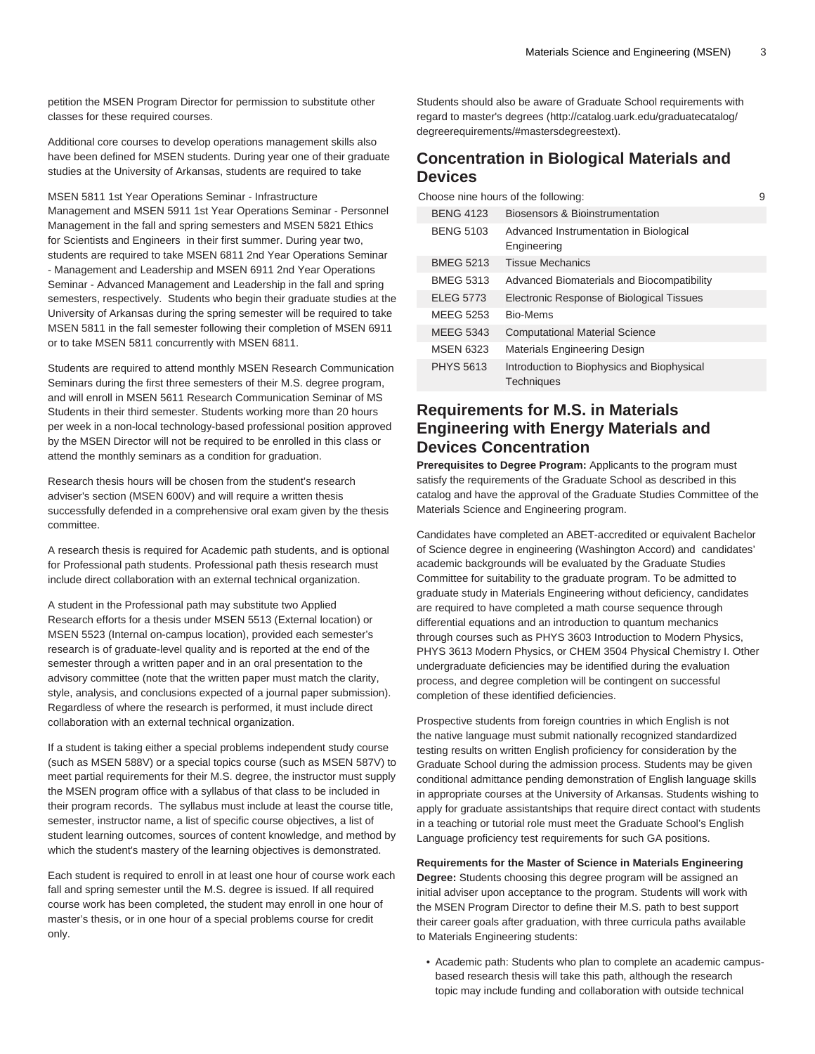petition the MSEN Program Director for permission to substitute other classes for these required courses.

Additional core courses to develop operations management skills also have been defined for MSEN students. During year one of their graduate studies at the University of Arkansas, students are required to take

MSEN 5811 1st Year Operations Seminar - Infrastructure Management and MSEN 5911 1st Year Operations Seminar - Personnel Management in the fall and spring semesters and MSEN 5821 Ethics for Scientists and Engineers in their first summer. During year two, students are required to take MSEN 6811 2nd Year Operations Seminar - Management and Leadership and MSEN 6911 2nd Year Operations Seminar - Advanced Management and Leadership in the fall and spring semesters, respectively. Students who begin their graduate studies at the University of Arkansas during the spring semester will be required to take MSEN 5811 in the fall semester following their completion of MSEN 6911 or to take MSEN 5811 concurrently with MSEN 6811.

Students are required to attend monthly MSEN Research Communication Seminars during the first three semesters of their M.S. degree program, and will enroll in MSEN 5611 Research Communication Seminar of MS Students in their third semester. Students working more than 20 hours per week in a non-local technology-based professional position approved by the MSEN Director will not be required to be enrolled in this class or attend the monthly seminars as a condition for graduation.

Research thesis hours will be chosen from the student's research adviser's section (MSEN 600V) and will require a written thesis successfully defended in a comprehensive oral exam given by the thesis committee.

A research thesis is required for Academic path students, and is optional for Professional path students. Professional path thesis research must include direct collaboration with an external technical organization.

A student in the Professional path may substitute two Applied Research efforts for a thesis under MSEN 5513 (External location) or MSEN 5523 (Internal on-campus location), provided each semester's research is of graduate-level quality and is reported at the end of the semester through a written paper and in an oral presentation to the advisory committee (note that the written paper must match the clarity, style, analysis, and conclusions expected of a journal paper submission). Regardless of where the research is performed, it must include direct collaboration with an external technical organization.

If a student is taking either a special problems independent study course (such as MSEN 588V) or a special topics course (such as MSEN 587V) to meet partial requirements for their M.S. degree, the instructor must supply the MSEN program office with a syllabus of that class to be included in their program records. The syllabus must include at least the course title, semester, instructor name, a list of specific course objectives, a list of student learning outcomes, sources of content knowledge, and method by which the student's mastery of the learning objectives is demonstrated.

Each student is required to enroll in at least one hour of course work each fall and spring semester until the M.S. degree is issued. If all required course work has been completed, the student may enroll in one hour of master's thesis, or in one hour of a special problems course for credit only.

Students should also be aware of Graduate School requirements with regard to master's degrees (http://catalog.uark.edu/graduatecatalog/degreerequirements/#mastersdegreestext).

## Concentration in Biological Materials and Devices

| Choose nine hours of the following: | | 9 |
|---|---|---|
| BENG 4123 | Biosensors & Bioinstrumentation | |
| BENG 5103 | Advanced Instrumentation in Biological Engineering | |
| BMEG 5213 | Tissue Mechanics | |
| BMEG 5313 | Advanced Biomaterials and Biocompatibility | |
| ELEG 5773 | Electronic Response of Biological Tissues | |
| MEEG 5253 | Bio-Mems | |
| MEEG 5343 | Computational Material Science | |
| MSEN 6323 | Materials Engineering Design | |
| PHYS 5613 | Introduction to Biophysics and Biophysical Techniques | |

## Requirements for M.S. in Materials Engineering with Energy Materials and Devices Concentration

**Prerequisites to Degree Program:** Applicants to the program must satisfy the requirements of the Graduate School as described in this catalog and have the approval of the Graduate Studies Committee of the Materials Science and Engineering program.

Candidates have completed an ABET-accredited or equivalent Bachelor of Science degree in engineering (Washington Accord) and candidates' academic backgrounds will be evaluated by the Graduate Studies Committee for suitability to the graduate program. To be admitted to graduate study in Materials Engineering without deficiency, candidates are required to have completed a math course sequence through differential equations and an introduction to quantum mechanics through courses such as PHYS 3603 Introduction to Modern Physics, PHYS 3613 Modern Physics, or CHEM 3504 Physical Chemistry I. Other undergraduate deficiencies may be identified during the evaluation process, and degree completion will be contingent on successful completion of these identified deficiencies.

Prospective students from foreign countries in which English is not the native language must submit nationally recognized standardized testing results on written English proficiency for consideration by the Graduate School during the admission process. Students may be given conditional admittance pending demonstration of English language skills in appropriate courses at the University of Arkansas. Students wishing to apply for graduate assistantships that require direct contact with students in a teaching or tutorial role must meet the Graduate School's English Language proficiency test requirements for such GA positions.

**Requirements for the Master of Science in Materials Engineering Degree:** Students choosing this degree program will be assigned an initial adviser upon acceptance to the program. Students will work with the MSEN Program Director to define their M.S. path to best support their career goals after graduation, with three curricula paths available to Materials Engineering students:

- Academic path: Students who plan to complete an academic campus-based research thesis will take this path, although the research topic may include funding and collaboration with outside technical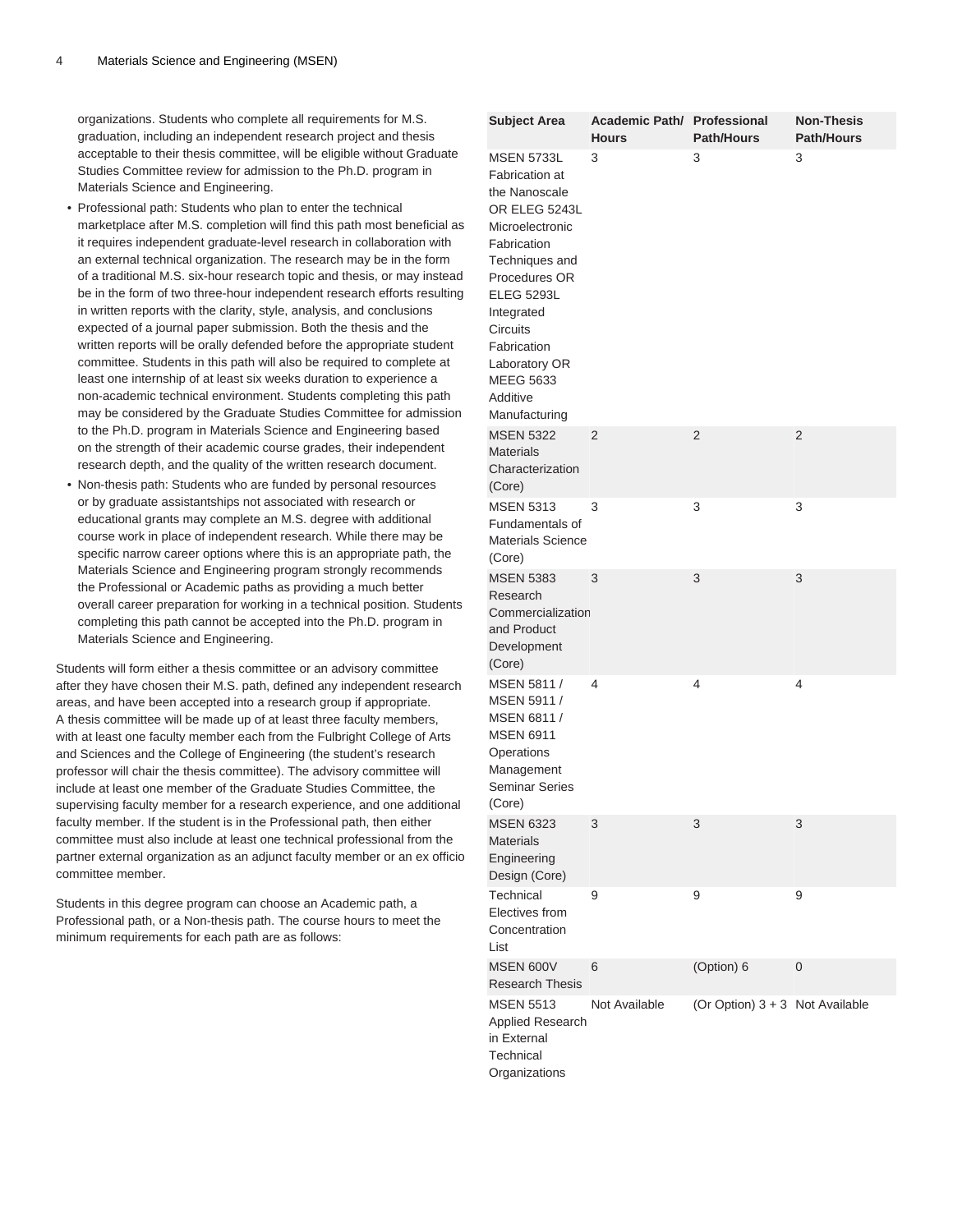organizations. Students who complete all requirements for M.S. graduation, including an independent research project and thesis acceptable to their thesis committee, will be eligible without Graduate Studies Committee review for admission to the Ph.D. program in Materials Science and Engineering.

- Professional path: Students who plan to enter the technical marketplace after M.S. completion will find this path most beneficial as it requires independent graduate-level research in collaboration with an external technical organization. The research may be in the form of a traditional M.S. six-hour research topic and thesis, or may instead be in the form of two three-hour independent research efforts resulting in written reports with the clarity, style, analysis, and conclusions expected of a journal paper submission. Both the thesis and the written reports will be orally defended before the appropriate student committee. Students in this path will also be required to complete at least one internship of at least six weeks duration to experience a non-academic technical environment. Students completing this path may be considered by the Graduate Studies Committee for admission to the Ph.D. program in Materials Science and Engineering based on the strength of their academic course grades, their independent research depth, and the quality of the written research document.
- Non-thesis path: Students who are funded by personal resources or by graduate assistantships not associated with research or educational grants may complete an M.S. degree with additional course work in place of independent research. While there may be specific narrow career options where this is an appropriate path, the Materials Science and Engineering program strongly recommends the Professional or Academic paths as providing a much better overall career preparation for working in a technical position. Students completing this path cannot be accepted into the Ph.D. program in Materials Science and Engineering.

Students will form either a thesis committee or an advisory committee after they have chosen their M.S. path, defined any independent research areas, and have been accepted into a research group if appropriate. A thesis committee will be made up of at least three faculty members, with at least one faculty member each from the Fulbright College of Arts and Sciences and the College of Engineering (the student's research professor will chair the thesis committee). The advisory committee will include at least one member of the Graduate Studies Committee, the supervising faculty member for a research experience, and one additional faculty member. If the student is in the Professional path, then either committee must also include at least one technical professional from the partner external organization as an adjunct faculty member or an ex officio committee member.

Students in this degree program can choose an Academic path, a Professional path, or a Non-thesis path. The course hours to meet the minimum requirements for each path are as follows:

| Subject Area | Academic Path/ Hours | Professional Path/Hours | Non-Thesis Path/Hours |
|---|---|---|---|
| MSEN 5733L Fabrication at the Nanoscale OR ELEG 5243L Microelectronic Fabrication Techniques and Procedures OR ELEG 5293L Integrated Circuits Fabrication Laboratory OR MEEG 5633 Additive Manufacturing | 3 | 3 | 3 |
| MSEN 5322 Materials Characterization (Core) | 2 | 2 | 2 |
| MSEN 5313 Fundamentals of Materials Science (Core) | 3 | 3 | 3 |
| MSEN 5383 Research Commercialization and Product Development (Core) | 3 | 3 | 3 |
| MSEN 5811 / MSEN 5911 / MSEN 6811 / MSEN 6911 Operations Management Seminar Series (Core) | 4 | 4 | 4 |
| MSEN 6323 Materials Engineering Design (Core) | 3 | 3 | 3 |
| Technical Electives from Concentration List | 9 | 9 | 9 |
| MSEN 600V Research Thesis | 6 | (Option) 6 | 0 |
| MSEN 5513 Applied Research in External Technical Organizations | Not Available | (Or Option) 3 + 3 | Not Available |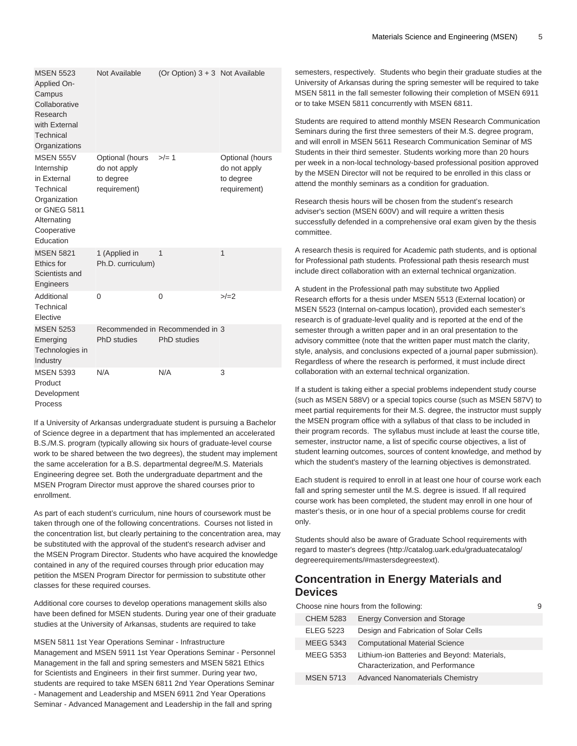| | | | |
|---|---|---|---|
| MSEN 5523 Applied On-Campus Collaborative Research with External Technical Organizations | Not Available | (Or Option) 3 + 3 | Not Available |
| MSEN 555V Internship in External Technical Organization or GNEG 5811 Alternating Cooperative Education | Optional (hours do not apply to degree requirement) | >/= 1 | Optional (hours do not apply to degree requirement) |
| MSEN 5821 Ethics for Scientists and Engineers | 1 (Applied in Ph.D. curriculum) | 1 | 1 |
| Additional Technical Elective | 0 | 0 | >/=2 |
| MSEN 5253 Emerging Technologies in Industry | Recommended in PhD studies | Recommended in PhD studies | 3 |
| MSEN 5393 Product Development Process | N/A | N/A | 3 |

If a University of Arkansas undergraduate student is pursuing a Bachelor of Science degree in a department that has implemented an accelerated B.S./M.S. program (typically allowing six hours of graduate-level course work to be shared between the two degrees), the student may implement the same acceleration for a B.S. departmental degree/M.S. Materials Engineering degree set. Both the undergraduate department and the MSEN Program Director must approve the shared courses prior to enrollment.

As part of each student's curriculum, nine hours of coursework must be taken through one of the following concentrations. Courses not listed in the concentration list, but clearly pertaining to the concentration area, may be substituted with the approval of the student's research adviser and the MSEN Program Director. Students who have acquired the knowledge contained in any of the required courses through prior education may petition the MSEN Program Director for permission to substitute other classes for these required courses.

Additional core courses to develop operations management skills also have been defined for MSEN students. During year one of their graduate studies at the University of Arkansas, students are required to take

MSEN 5811 1st Year Operations Seminar - Infrastructure Management and MSEN 5911 1st Year Operations Seminar - Personnel Management in the fall and spring semesters and MSEN 5821 Ethics for Scientists and Engineers in their first summer. During year two, students are required to take MSEN 6811 2nd Year Operations Seminar - Management and Leadership and MSEN 6911 2nd Year Operations Seminar - Advanced Management and Leadership in the fall and spring semesters, respectively. Students who begin their graduate studies at the University of Arkansas during the spring semester will be required to take MSEN 5811 in the fall semester following their completion of MSEN 6911 or to take MSEN 5811 concurrently with MSEN 6811.

Students are required to attend monthly MSEN Research Communication Seminars during the first three semesters of their M.S. degree program, and will enroll in MSEN 5611 Research Communication Seminar of MS Students in their third semester. Students working more than 20 hours per week in a non-local technology-based professional position approved by the MSEN Director will not be required to be enrolled in this class or attend the monthly seminars as a condition for graduation.

Research thesis hours will be chosen from the student's research adviser's section (MSEN 600V) and will require a written thesis successfully defended in a comprehensive oral exam given by the thesis committee.

A research thesis is required for Academic path students, and is optional for Professional path students. Professional path thesis research must include direct collaboration with an external technical organization.

A student in the Professional path may substitute two Applied Research efforts for a thesis under MSEN 5513 (External location) or MSEN 5523 (Internal on-campus location), provided each semester's research is of graduate-level quality and is reported at the end of the semester through a written paper and in an oral presentation to the advisory committee (note that the written paper must match the clarity, style, analysis, and conclusions expected of a journal paper submission). Regardless of where the research is performed, it must include direct collaboration with an external technical organization.

If a student is taking either a special problems independent study course (such as MSEN 588V) or a special topics course (such as MSEN 587V) to meet partial requirements for their M.S. degree, the instructor must supply the MSEN program office with a syllabus of that class to be included in their program records. The syllabus must include at least the course title, semester, instructor name, a list of specific course objectives, a list of student learning outcomes, sources of content knowledge, and method by which the student's mastery of the learning objectives is demonstrated.

Each student is required to enroll in at least one hour of course work each fall and spring semester until the M.S. degree is issued. If all required course work has been completed, the student may enroll in one hour of master's thesis, or in one hour of a special problems course for credit only.

Students should also be aware of Graduate School requirements with regard to master's degrees (http://catalog.uark.edu/graduatecatalog/degreerequirements/#mastersdegreestext).

## Concentration in Energy Materials and Devices

| | | |
|---|---|---|
| Choose nine hours from the following: | | 9 |
| CHEM 5283 | Energy Conversion and Storage | |
| ELEG 5223 | Design and Fabrication of Solar Cells | |
| MEEG 5343 | Computational Material Science | |
| MEEG 5353 | Lithium-ion Batteries and Beyond: Materials, Characterization, and Performance | |
| MSEN 5713 | Advanced Nanomaterials Chemistry | |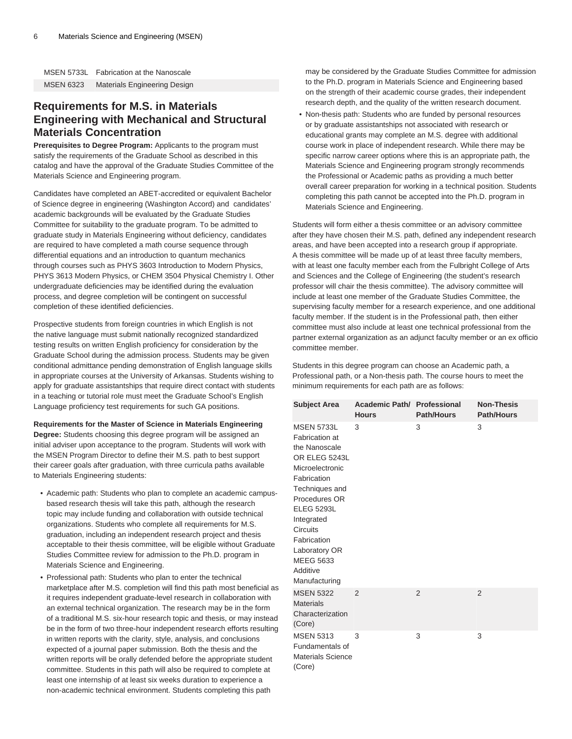| MSEN 5733L | Fabrication at the Nanoscale |
| --- | --- |
| MSEN 6323 | Materials Engineering Design |

## Requirements for M.S. in Materials Engineering with Mechanical and Structural Materials Concentration

**Prerequisites to Degree Program:** Applicants to the program must satisfy the requirements of the Graduate School as described in this catalog and have the approval of the Graduate Studies Committee of the Materials Science and Engineering program.

Candidates have completed an ABET-accredited or equivalent Bachelor of Science degree in engineering (Washington Accord) and candidates' academic backgrounds will be evaluated by the Graduate Studies Committee for suitability to the graduate program. To be admitted to graduate study in Materials Engineering without deficiency, candidates are required to have completed a math course sequence through differential equations and an introduction to quantum mechanics through courses such as PHYS 3603 Introduction to Modern Physics, PHYS 3613 Modern Physics, or CHEM 3504 Physical Chemistry I. Other undergraduate deficiencies may be identified during the evaluation process, and degree completion will be contingent on successful completion of these identified deficiencies.

Prospective students from foreign countries in which English is not the native language must submit nationally recognized standardized testing results on written English proficiency for consideration by the Graduate School during the admission process. Students may be given conditional admittance pending demonstration of English language skills in appropriate courses at the University of Arkansas. Students wishing to apply for graduate assistantships that require direct contact with students in a teaching or tutorial role must meet the Graduate School's English Language proficiency test requirements for such GA positions.

**Requirements for the Master of Science in Materials Engineering Degree:** Students choosing this degree program will be assigned an initial adviser upon acceptance to the program. Students will work with the MSEN Program Director to define their M.S. path to best support their career goals after graduation, with three curricula paths available to Materials Engineering students:

- Academic path: Students who plan to complete an academic campus-based research thesis will take this path, although the research topic may include funding and collaboration with outside technical organizations. Students who complete all requirements for M.S. graduation, including an independent research project and thesis acceptable to their thesis committee, will be eligible without Graduate Studies Committee review for admission to the Ph.D. program in Materials Science and Engineering.
- Professional path: Students who plan to enter the technical marketplace after M.S. completion will find this path most beneficial as it requires independent graduate-level research in collaboration with an external technical organization. The research may be in the form of a traditional M.S. six-hour research topic and thesis, or may instead be in the form of two three-hour independent research efforts resulting in written reports with the clarity, style, analysis, and conclusions expected of a journal paper submission. Both the thesis and the written reports will be orally defended before the appropriate student committee. Students in this path will also be required to complete at least one internship of at least six weeks duration to experience a non-academic technical environment. Students completing this path may be considered by the Graduate Studies Committee for admission to the Ph.D. program in Materials Science and Engineering based on the strength of their academic course grades, their independent research depth, and the quality of the written research document.
- Non-thesis path: Students who are funded by personal resources or by graduate assistantships not associated with research or educational grants may complete an M.S. degree with additional course work in place of independent research. While there may be specific narrow career options where this is an appropriate path, the Materials Science and Engineering program strongly recommends the Professional or Academic paths as providing a much better overall career preparation for working in a technical position. Students completing this path cannot be accepted into the Ph.D. program in Materials Science and Engineering.

Students will form either a thesis committee or an advisory committee after they have chosen their M.S. path, defined any independent research areas, and have been accepted into a research group if appropriate. A thesis committee will be made up of at least three faculty members, with at least one faculty member each from the Fulbright College of Arts and Sciences and the College of Engineering (the student's research professor will chair the thesis committee). The advisory committee will include at least one member of the Graduate Studies Committee, the supervising faculty member for a research experience, and one additional faculty member. If the student is in the Professional path, then either committee must also include at least one technical professional from the partner external organization as an adjunct faculty member or an ex officio committee member.

Students in this degree program can choose an Academic path, a Professional path, or a Non-thesis path. The course hours to meet the minimum requirements for each path are as follows:

| Subject Area | Academic Path/ Hours | Professional Path/Hours | Non-Thesis Path/Hours |
| --- | --- | --- | --- |
| MSEN 5733L Fabrication at the Nanoscale OR ELEG 5243L Microelectronic Fabrication Techniques and Procedures OR ELEG 5293L Integrated Circuits Fabrication Laboratory OR MEEG 5633 Additive Manufacturing | 3 | 3 | 3 |
| MSEN 5322 Materials Characterization (Core) | 2 | 2 | 2 |
| MSEN 5313 Fundamentals of Materials Science (Core) | 3 | 3 | 3 |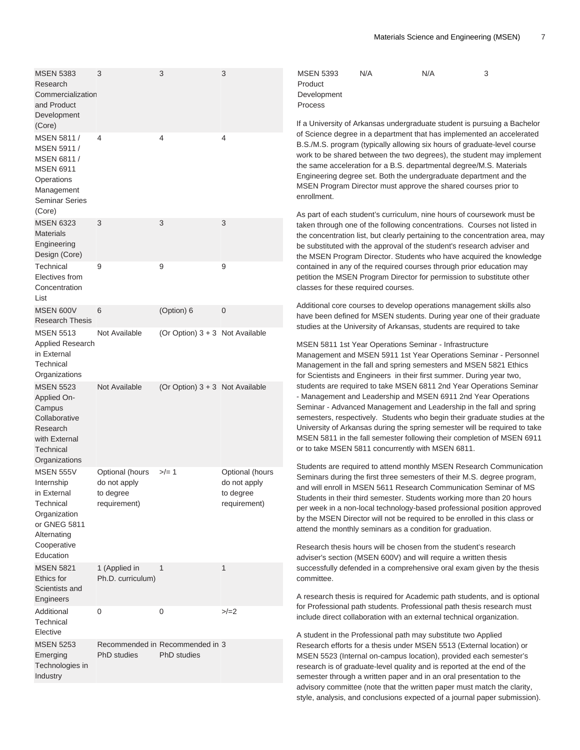| | | | |
|---|---|---|---|
| MSEN 5383 Research Commercialization and Product Development (Core) | 3 | 3 | 3 |
| MSEN 5811 / MSEN 5911 / MSEN 6811 / MSEN 6911 Operations Management Seminar Series (Core) | 4 | 4 | 4 |
| MSEN 6323 Materials Engineering Design (Core) | 3 | 3 | 3 |
| Technical Electives from Concentration List | 9 | 9 | 9 |
| MSEN 600V Research Thesis | 6 | (Option) 6 | 0 |
| MSEN 5513 Applied Research in External Technical Organizations | Not Available | (Or Option) 3 + 3 | Not Available |
| MSEN 5523 Applied On-Campus Collaborative Research with External Technical Organizations | Not Available | (Or Option) 3 + 3 | Not Available |
| MSEN 555V Internship in External Technical Organization or GNEG 5811 Alternating Cooperative Education | Optional (hours do not apply to degree requirement) | >/= 1 | Optional (hours do not apply to degree requirement) |
| MSEN 5821 Ethics for Scientists and Engineers | 1 (Applied in Ph.D. curriculum) | 1 | 1 |
| Additional Technical Elective | 0 | 0 | >/=2 |
| MSEN 5253 Emerging Technologies in Industry | Recommended in PhD studies | Recommended in PhD studies | 3 |
| MSEN 5393 Product Development Process | N/A | N/A | 3 |

If a University of Arkansas undergraduate student is pursuing a Bachelor of Science degree in a department that has implemented an accelerated B.S./M.S. program (typically allowing six hours of graduate-level course work to be shared between the two degrees), the student may implement the same acceleration for a B.S. departmental degree/M.S. Materials Engineering degree set. Both the undergraduate department and the MSEN Program Director must approve the shared courses prior to enrollment.

As part of each student's curriculum, nine hours of coursework must be taken through one of the following concentrations. Courses not listed in the concentration list, but clearly pertaining to the concentration area, may be substituted with the approval of the student's research adviser and the MSEN Program Director. Students who have acquired the knowledge contained in any of the required courses through prior education may petition the MSEN Program Director for permission to substitute other classes for these required courses.

Additional core courses to develop operations management skills also have been defined for MSEN students. During year one of their graduate studies at the University of Arkansas, students are required to take

MSEN 5811 1st Year Operations Seminar - Infrastructure Management and MSEN 5911 1st Year Operations Seminar - Personnel Management in the fall and spring semesters and MSEN 5821 Ethics for Scientists and Engineers in their first summer. During year two, students are required to take MSEN 6811 2nd Year Operations Seminar - Management and Leadership and MSEN 6911 2nd Year Operations Seminar - Advanced Management and Leadership in the fall and spring semesters, respectively. Students who begin their graduate studies at the University of Arkansas during the spring semester will be required to take MSEN 5811 in the fall semester following their completion of MSEN 6911 or to take MSEN 5811 concurrently with MSEN 6811.

Students are required to attend monthly MSEN Research Communication Seminars during the first three semesters of their M.S. degree program, and will enroll in MSEN 5611 Research Communication Seminar of MS Students in their third semester. Students working more than 20 hours per week in a non-local technology-based professional position approved by the MSEN Director will not be required to be enrolled in this class or attend the monthly seminars as a condition for graduation.

Research thesis hours will be chosen from the student's research adviser's section (MSEN 600V) and will require a written thesis successfully defended in a comprehensive oral exam given by the thesis committee.

A research thesis is required for Academic path students, and is optional for Professional path students. Professional path thesis research must include direct collaboration with an external technical organization.

A student in the Professional path may substitute two Applied Research efforts for a thesis under MSEN 5513 (External location) or MSEN 5523 (Internal on-campus location), provided each semester's research is of graduate-level quality and is reported at the end of the semester through a written paper and in an oral presentation to the advisory committee (note that the written paper must match the clarity, style, analysis, and conclusions expected of a journal paper submission).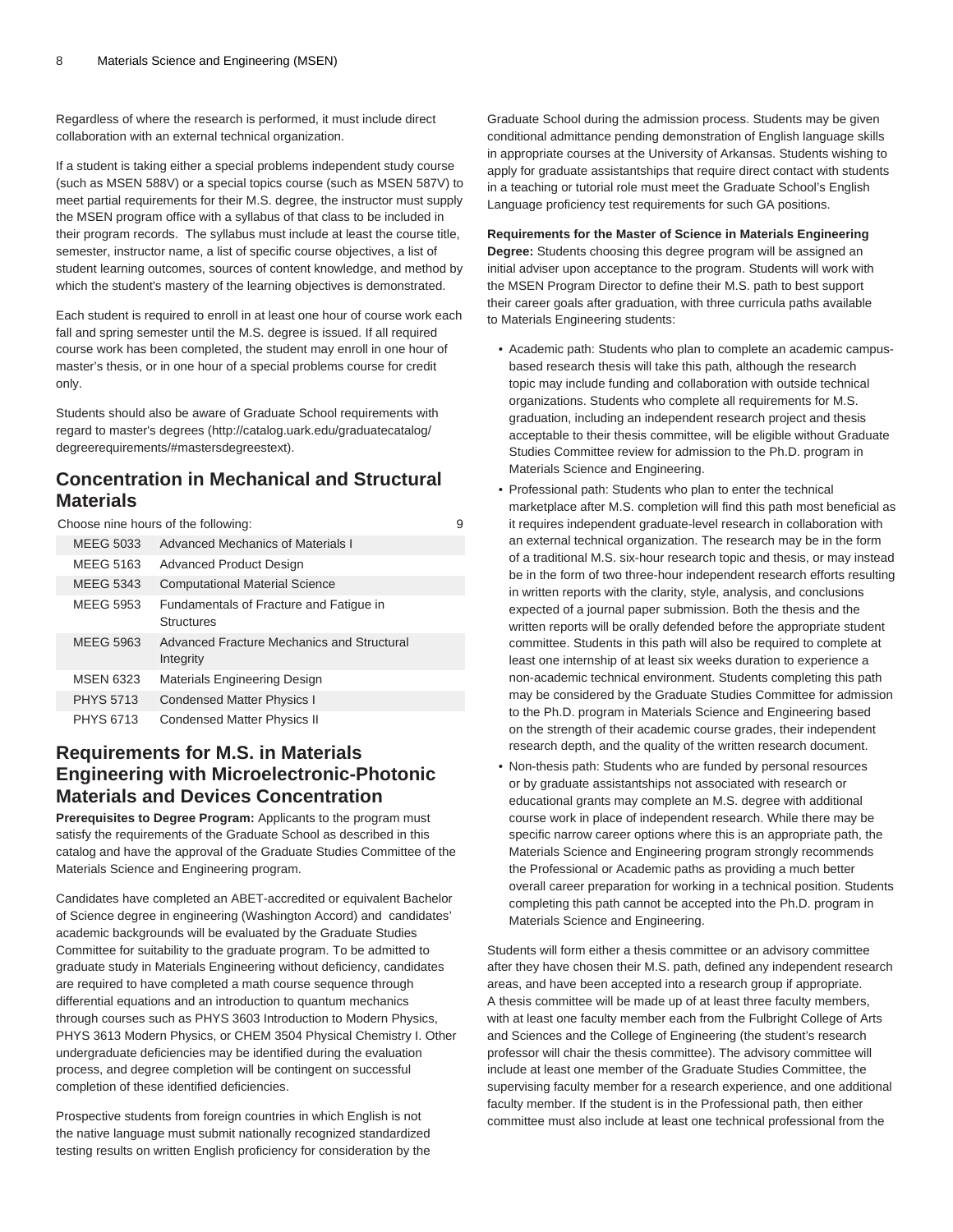Regardless of where the research is performed, it must include direct collaboration with an external technical organization.

If a student is taking either a special problems independent study course (such as MSEN 588V) or a special topics course (such as MSEN 587V) to meet partial requirements for their M.S. degree, the instructor must supply the MSEN program office with a syllabus of that class to be included in their program records. The syllabus must include at least the course title, semester, instructor name, a list of specific course objectives, a list of student learning outcomes, sources of content knowledge, and method by which the student's mastery of the learning objectives is demonstrated.

Each student is required to enroll in at least one hour of course work each fall and spring semester until the M.S. degree is issued. If all required course work has been completed, the student may enroll in one hour of master's thesis, or in one hour of a special problems course for credit only.

Students should also be aware of Graduate School requirements with regard to master's degrees (http://catalog.uark.edu/graduatecatalog/degreerequirements/#mastersdegreestext).

## Concentration in Mechanical and Structural Materials

| Choose nine hours of the following: | | 9 |
|---|---|---|
| MEEG 5033 | Advanced Mechanics of Materials I | |
| MEEG 5163 | Advanced Product Design | |
| MEEG 5343 | Computational Material Science | |
| MEEG 5953 | Fundamentals of Fracture and Fatigue in Structures | |
| MEEG 5963 | Advanced Fracture Mechanics and Structural Integrity | |
| MSEN 6323 | Materials Engineering Design | |
| PHYS 5713 | Condensed Matter Physics I | |
| PHYS 6713 | Condensed Matter Physics II | |

## Requirements for M.S. in Materials Engineering with Microelectronic-Photonic Materials and Devices Concentration

**Prerequisites to Degree Program:** Applicants to the program must satisfy the requirements of the Graduate School as described in this catalog and have the approval of the Graduate Studies Committee of the Materials Science and Engineering program.

Candidates have completed an ABET-accredited or equivalent Bachelor of Science degree in engineering (Washington Accord) and candidates' academic backgrounds will be evaluated by the Graduate Studies Committee for suitability to the graduate program. To be admitted to graduate study in Materials Engineering without deficiency, candidates are required to have completed a math course sequence through differential equations and an introduction to quantum mechanics through courses such as PHYS 3603 Introduction to Modern Physics, PHYS 3613 Modern Physics, or CHEM 3504 Physical Chemistry I. Other undergraduate deficiencies may be identified during the evaluation process, and degree completion will be contingent on successful completion of these identified deficiencies.

Prospective students from foreign countries in which English is not the native language must submit nationally recognized standardized testing results on written English proficiency for consideration by the Graduate School during the admission process. Students may be given conditional admittance pending demonstration of English language skills in appropriate courses at the University of Arkansas. Students wishing to apply for graduate assistantships that require direct contact with students in a teaching or tutorial role must meet the Graduate School's English Language proficiency test requirements for such GA positions.

**Requirements for the Master of Science in Materials Engineering Degree:** Students choosing this degree program will be assigned an initial adviser upon acceptance to the program. Students will work with the MSEN Program Director to define their M.S. path to best support their career goals after graduation, with three curricula paths available to Materials Engineering students:

- Academic path: Students who plan to complete an academic campus-based research thesis will take this path, although the research topic may include funding and collaboration with outside technical organizations. Students who complete all requirements for M.S. graduation, including an independent research project and thesis acceptable to their thesis committee, will be eligible without Graduate Studies Committee review for admission to the Ph.D. program in Materials Science and Engineering.
- Professional path: Students who plan to enter the technical marketplace after M.S. completion will find this path most beneficial as it requires independent graduate-level research in collaboration with an external technical organization. The research may be in the form of a traditional M.S. six-hour research topic and thesis, or may instead be in the form of two three-hour independent research efforts resulting in written reports with the clarity, style, analysis, and conclusions expected of a journal paper submission. Both the thesis and the written reports will be orally defended before the appropriate student committee. Students in this path will also be required to complete at least one internship of at least six weeks duration to experience a non-academic technical environment. Students completing this path may be considered by the Graduate Studies Committee for admission to the Ph.D. program in Materials Science and Engineering based on the strength of their academic course grades, their independent research depth, and the quality of the written research document.
- Non-thesis path: Students who are funded by personal resources or by graduate assistantships not associated with research or educational grants may complete an M.S. degree with additional course work in place of independent research. While there may be specific narrow career options where this is an appropriate path, the Materials Science and Engineering program strongly recommends the Professional or Academic paths as providing a much better overall career preparation for working in a technical position. Students completing this path cannot be accepted into the Ph.D. program in Materials Science and Engineering.

Students will form either a thesis committee or an advisory committee after they have chosen their M.S. path, defined any independent research areas, and have been accepted into a research group if appropriate. A thesis committee will be made up of at least three faculty members, with at least one faculty member each from the Fulbright College of Arts and Sciences and the College of Engineering (the student's research professor will chair the thesis committee). The advisory committee will include at least one member of the Graduate Studies Committee, the supervising faculty member for a research experience, and one additional faculty member. If the student is in the Professional path, then either committee must also include at least one technical professional from the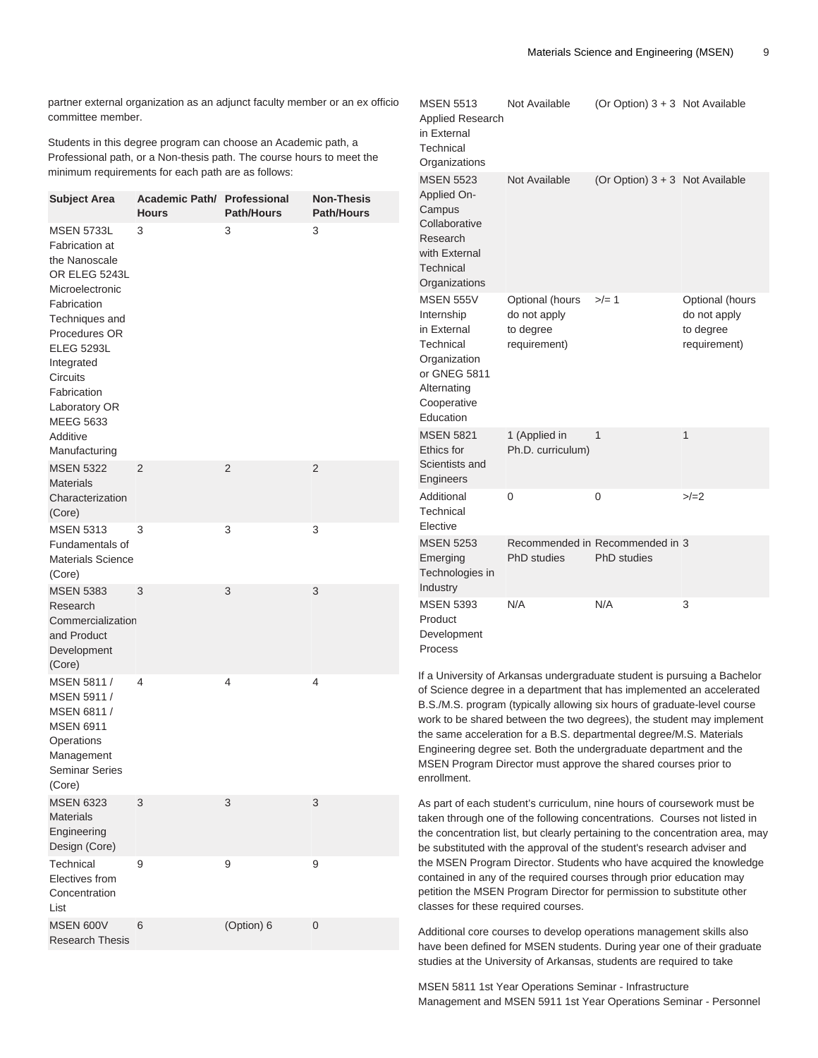partner external organization as an adjunct faculty member or an ex officio committee member.

Students in this degree program can choose an Academic path, a Professional path, or a Non-thesis path. The course hours to meet the minimum requirements for each path are as follows:

| Subject Area | Academic Path/ Hours | Professional Path/Hours | Non-Thesis Path/Hours |
| --- | --- | --- | --- |
| MSEN 5733L Fabrication at the Nanoscale OR ELEG 5243L Microelectronic Fabrication Techniques and Procedures OR ELEG 5293L Integrated Circuits Fabrication Laboratory OR MEEG 5633 Additive Manufacturing | 3 | 3 | 3 |
| MSEN 5322 Materials Characterization (Core) | 2 | 2 | 2 |
| MSEN 5313 Fundamentals of Materials Science (Core) | 3 | 3 | 3 |
| MSEN 5383 Research Commercialization and Product Development (Core) | 3 | 3 | 3 |
| MSEN 5811 / MSEN 5911 / MSEN 6811 / MSEN 6911 Operations Management Seminar Series (Core) | 4 | 4 | 4 |
| MSEN 6323 Materials Engineering Design (Core) | 3 | 3 | 3 |
| Technical Electives from Concentration List | 9 | 9 | 9 |
| MSEN 600V Research Thesis | 6 | (Option) 6 | 0 |
| MSEN 5513 Applied Research in External Technical Organizations | Not Available | (Or Option) 3 + 3 | Not Available |
| MSEN 5523 Applied On-Campus Collaborative Research with External Technical Organizations | Not Available | (Or Option) 3 + 3 | Not Available |
| MSEN 555V Internship in External Technical Organization or GNEG 5811 Alternating Cooperative Education | Optional (hours do not apply to degree requirement) | >/= 1 | Optional (hours do not apply to degree requirement) |
| MSEN 5821 Ethics for Scientists and Engineers | 1 (Applied in Ph.D. curriculum) | 1 | 1 |
| Additional Technical Elective | 0 | 0 | >/=2 |
| MSEN 5253 Emerging Technologies in Industry | Recommended in PhD studies | Recommended in PhD studies | 3 |
| MSEN 5393 Product Development Process | N/A | N/A | 3 |

If a University of Arkansas undergraduate student is pursuing a Bachelor of Science degree in a department that has implemented an accelerated B.S./M.S. program (typically allowing six hours of graduate-level course work to be shared between the two degrees), the student may implement the same acceleration for a B.S. departmental degree/M.S. Materials Engineering degree set. Both the undergraduate department and the MSEN Program Director must approve the shared courses prior to enrollment.

As part of each student's curriculum, nine hours of coursework must be taken through one of the following concentrations. Courses not listed in the concentration list, but clearly pertaining to the concentration area, may be substituted with the approval of the student's research adviser and the MSEN Program Director. Students who have acquired the knowledge contained in any of the required courses through prior education may petition the MSEN Program Director for permission to substitute other classes for these required courses.

Additional core courses to develop operations management skills also have been defined for MSEN students. During year one of their graduate studies at the University of Arkansas, students are required to take

MSEN 5811 1st Year Operations Seminar - Infrastructure Management and MSEN 5911 1st Year Operations Seminar - Personnel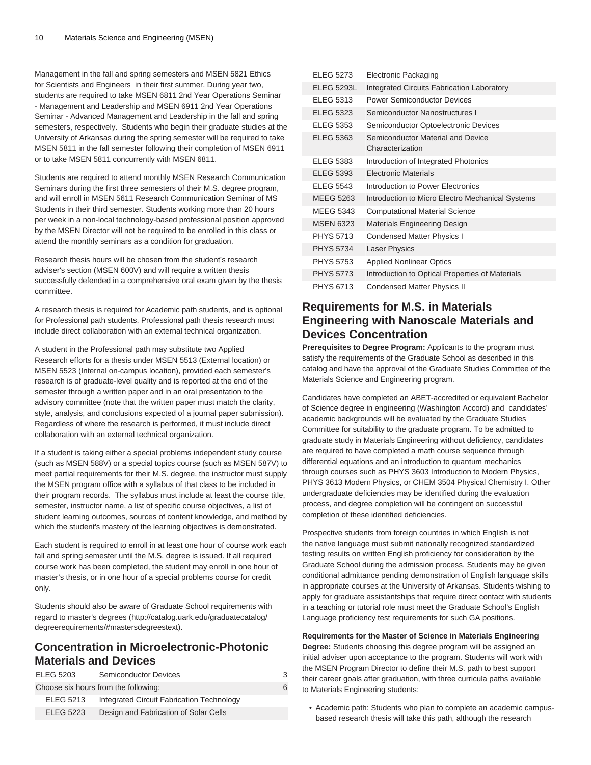Management in the fall and spring semesters and MSEN 5821 Ethics for Scientists and Engineers in their first summer. During year two, students are required to take MSEN 6811 2nd Year Operations Seminar - Management and Leadership and MSEN 6911 2nd Year Operations Seminar - Advanced Management and Leadership in the fall and spring semesters, respectively. Students who begin their graduate studies at the University of Arkansas during the spring semester will be required to take MSEN 5811 in the fall semester following their completion of MSEN 6911 or to take MSEN 5811 concurrently with MSEN 6811.

Students are required to attend monthly MSEN Research Communication Seminars during the first three semesters of their M.S. degree program, and will enroll in MSEN 5611 Research Communication Seminar of MS Students in their third semester. Students working more than 20 hours per week in a non-local technology-based professional position approved by the MSEN Director will not be required to be enrolled in this class or attend the monthly seminars as a condition for graduation.

Research thesis hours will be chosen from the student's research adviser's section (MSEN 600V) and will require a written thesis successfully defended in a comprehensive oral exam given by the thesis committee.

A research thesis is required for Academic path students, and is optional for Professional path students. Professional path thesis research must include direct collaboration with an external technical organization.

A student in the Professional path may substitute two Applied Research efforts for a thesis under MSEN 5513 (External location) or MSEN 5523 (Internal on-campus location), provided each semester's research is of graduate-level quality and is reported at the end of the semester through a written paper and in an oral presentation to the advisory committee (note that the written paper must match the clarity, style, analysis, and conclusions expected of a journal paper submission). Regardless of where the research is performed, it must include direct collaboration with an external technical organization.

If a student is taking either a special problems independent study course (such as MSEN 588V) or a special topics course (such as MSEN 587V) to meet partial requirements for their M.S. degree, the instructor must supply the MSEN program office with a syllabus of that class to be included in their program records. The syllabus must include at least the course title, semester, instructor name, a list of specific course objectives, a list of student learning outcomes, sources of content knowledge, and method by which the student's mastery of the learning objectives is demonstrated.

Each student is required to enroll in at least one hour of course work each fall and spring semester until the M.S. degree is issued. If all required course work has been completed, the student may enroll in one hour of master's thesis, or in one hour of a special problems course for credit only.

Students should also be aware of Graduate School requirements with regard to master's degrees (http://catalog.uark.edu/graduatecatalog/degreerequirements/#mastersdegreestext).

## Concentration in Microelectronic-Photonic Materials and Devices

| | | |
|---|---|---|
| ELEG 5203 | Semiconductor Devices | 3 |
| Choose six hours from the following: | | 6 |
| ELEG 5213 | Integrated Circuit Fabrication Technology | |
| ELEG 5223 | Design and Fabrication of Solar Cells | |
| ELEG 5273 | Electronic Packaging | |
| ELEG 5293L | Integrated Circuits Fabrication Laboratory | |
| ELEG 5313 | Power Semiconductor Devices | |
| ELEG 5323 | Semiconductor Nanostructures I | |
| ELEG 5353 | Semiconductor Optoelectronic Devices | |
| ELEG 5363 | Semiconductor Material and Device Characterization | |
| ELEG 5383 | Introduction of Integrated Photonics | |
| ELEG 5393 | Electronic Materials | |
| ELEG 5543 | Introduction to Power Electronics | |
| MEEG 5263 | Introduction to Micro Electro Mechanical Systems | |
| MEEG 5343 | Computational Material Science | |
| MSEN 6323 | Materials Engineering Design | |
| PHYS 5713 | Condensed Matter Physics I | |
| PHYS 5734 | Laser Physics | |
| PHYS 5753 | Applied Nonlinear Optics | |
| PHYS 5773 | Introduction to Optical Properties of Materials | |
| PHYS 6713 | Condensed Matter Physics II | |

## Requirements for M.S. in Materials Engineering with Nanoscale Materials and Devices Concentration

**Prerequisites to Degree Program:** Applicants to the program must satisfy the requirements of the Graduate School as described in this catalog and have the approval of the Graduate Studies Committee of the Materials Science and Engineering program.

Candidates have completed an ABET-accredited or equivalent Bachelor of Science degree in engineering (Washington Accord) and candidates' academic backgrounds will be evaluated by the Graduate Studies Committee for suitability to the graduate program. To be admitted to graduate study in Materials Engineering without deficiency, candidates are required to have completed a math course sequence through differential equations and an introduction to quantum mechanics through courses such as PHYS 3603 Introduction to Modern Physics, PHYS 3613 Modern Physics, or CHEM 3504 Physical Chemistry I. Other undergraduate deficiencies may be identified during the evaluation process, and degree completion will be contingent on successful completion of these identified deficiencies.

Prospective students from foreign countries in which English is not the native language must submit nationally recognized standardized testing results on written English proficiency for consideration by the Graduate School during the admission process. Students may be given conditional admittance pending demonstration of English language skills in appropriate courses at the University of Arkansas. Students wishing to apply for graduate assistantships that require direct contact with students in a teaching or tutorial role must meet the Graduate School's English Language proficiency test requirements for such GA positions.

**Requirements for the Master of Science in Materials Engineering Degree:** Students choosing this degree program will be assigned an initial adviser upon acceptance to the program. Students will work with the MSEN Program Director to define their M.S. path to best support their career goals after graduation, with three curricula paths available to Materials Engineering students:

- Academic path: Students who plan to complete an academic campus-based research thesis will take this path, although the research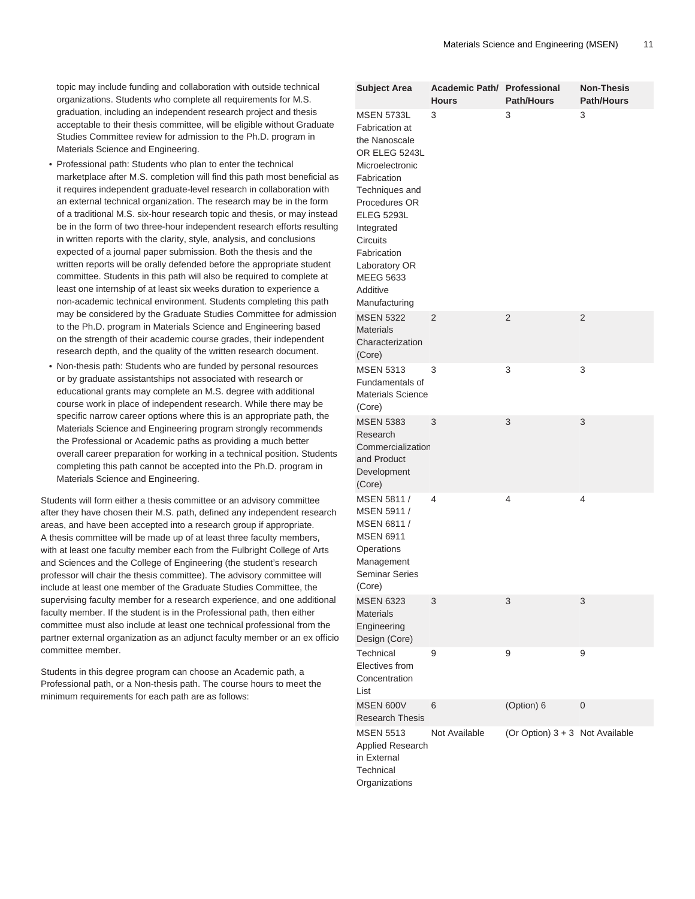topic may include funding and collaboration with outside technical organizations. Students who complete all requirements for M.S. graduation, including an independent research project and thesis acceptable to their thesis committee, will be eligible without Graduate Studies Committee review for admission to the Ph.D. program in Materials Science and Engineering.

- Professional path: Students who plan to enter the technical marketplace after M.S. completion will find this path most beneficial as it requires independent graduate-level research in collaboration with an external technical organization. The research may be in the form of a traditional M.S. six-hour research topic and thesis, or may instead be in the form of two three-hour independent research efforts resulting in written reports with the clarity, style, analysis, and conclusions expected of a journal paper submission. Both the thesis and the written reports will be orally defended before the appropriate student committee. Students in this path will also be required to complete at least one internship of at least six weeks duration to experience a non-academic technical environment. Students completing this path may be considered by the Graduate Studies Committee for admission to the Ph.D. program in Materials Science and Engineering based on the strength of their academic course grades, their independent research depth, and the quality of the written research document.
- Non-thesis path: Students who are funded by personal resources or by graduate assistantships not associated with research or educational grants may complete an M.S. degree with additional course work in place of independent research. While there may be specific narrow career options where this is an appropriate path, the Materials Science and Engineering program strongly recommends the Professional or Academic paths as providing a much better overall career preparation for working in a technical position. Students completing this path cannot be accepted into the Ph.D. program in Materials Science and Engineering.

Students will form either a thesis committee or an advisory committee after they have chosen their M.S. path, defined any independent research areas, and have been accepted into a research group if appropriate. A thesis committee will be made up of at least three faculty members, with at least one faculty member each from the Fulbright College of Arts and Sciences and the College of Engineering (the student's research professor will chair the thesis committee). The advisory committee will include at least one member of the Graduate Studies Committee, the supervising faculty member for a research experience, and one additional faculty member. If the student is in the Professional path, then either committee must also include at least one technical professional from the partner external organization as an adjunct faculty member or an ex officio committee member.

Students in this degree program can choose an Academic path, a Professional path, or a Non-thesis path. The course hours to meet the minimum requirements for each path are as follows:

| Subject Area | Academic Path/ Hours | Professional Path/Hours | Non-Thesis Path/Hours |
|---|---|---|---|
| MSEN 5733L Fabrication at the Nanoscale OR ELEG 5243L Microelectronic Fabrication Techniques and Procedures OR ELEG 5293L Integrated Circuits Fabrication Laboratory OR MEEG 5633 Additive Manufacturing | 3 | 3 | 3 |
| MSEN 5322 Materials Characterization (Core) | 2 | 2 | 2 |
| MSEN 5313 Fundamentals of Materials Science (Core) | 3 | 3 | 3 |
| MSEN 5383 Research Commercialization and Product Development (Core) | 3 | 3 | 3 |
| MSEN 5811 / MSEN 5911 / MSEN 6811 / MSEN 6911 Operations Management Seminar Series (Core) | 4 | 4 | 4 |
| MSEN 6323 Materials Engineering Design (Core) | 3 | 3 | 3 |
| Technical Electives from Concentration List | 9 | 9 | 9 |
| MSEN 600V Research Thesis | 6 | (Option) 6 | 0 |
| MSEN 5513 Applied Research in External Technical Organizations | Not Available | (Or Option) 3 + 3 | Not Available |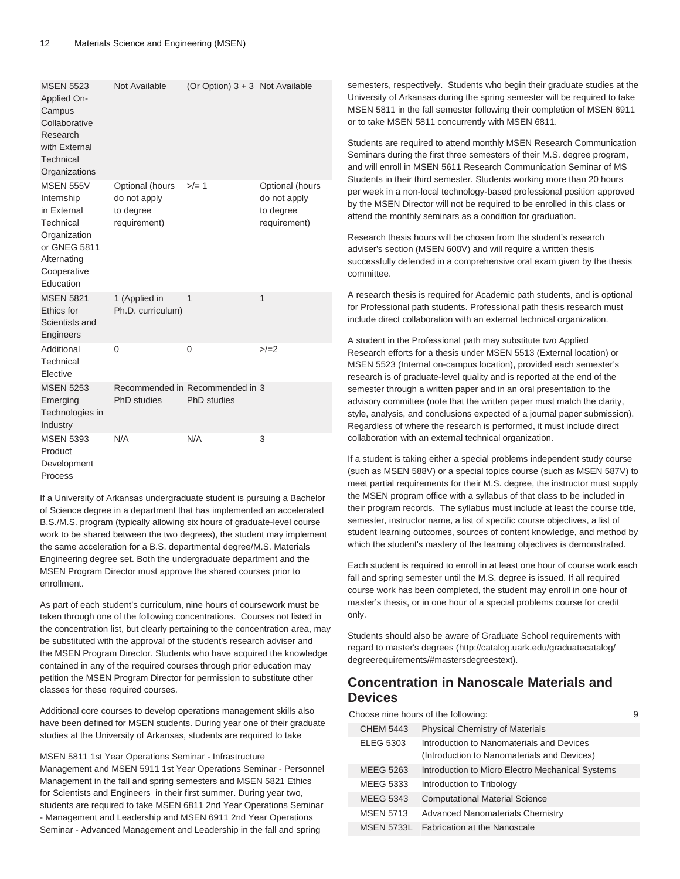| | | | |
|---|---|---|---|
| MSEN 5523 Applied On-Campus Collaborative Research with External Technical Organizations | Not Available | (Or Option) 3 + 3 | Not Available |
| MSEN 555V Internship in External Technical Organization or GNEG 5811 Alternating Cooperative Education | Optional (hours do not apply to degree requirement) | >/= 1 | Optional (hours do not apply to degree requirement) |
| MSEN 5821 Ethics for Scientists and Engineers | 1 (Applied in Ph.D. curriculum) | 1 | 1 |
| Additional Technical Elective | 0 | 0 | >/=2 |
| MSEN 5253 Emerging Technologies in Industry | Recommended in PhD studies | Recommended in PhD studies | 3 |
| MSEN 5393 Product Development Process | N/A | N/A | 3 |

If a University of Arkansas undergraduate student is pursuing a Bachelor of Science degree in a department that has implemented an accelerated B.S./M.S. program (typically allowing six hours of graduate-level course work to be shared between the two degrees), the student may implement the same acceleration for a B.S. departmental degree/M.S. Materials Engineering degree set. Both the undergraduate department and the MSEN Program Director must approve the shared courses prior to enrollment.

As part of each student's curriculum, nine hours of coursework must be taken through one of the following concentrations. Courses not listed in the concentration list, but clearly pertaining to the concentration area, may be substituted with the approval of the student's research adviser and the MSEN Program Director. Students who have acquired the knowledge contained in any of the required courses through prior education may petition the MSEN Program Director for permission to substitute other classes for these required courses.

Additional core courses to develop operations management skills also have been defined for MSEN students. During year one of their graduate studies at the University of Arkansas, students are required to take

MSEN 5811 1st Year Operations Seminar - Infrastructure Management and MSEN 5911 1st Year Operations Seminar - Personnel Management in the fall and spring semesters and MSEN 5821 Ethics for Scientists and Engineers in their first summer. During year two, students are required to take MSEN 6811 2nd Year Operations Seminar - Management and Leadership and MSEN 6911 2nd Year Operations Seminar - Advanced Management and Leadership in the fall and spring semesters, respectively. Students who begin their graduate studies at the University of Arkansas during the spring semester will be required to take MSEN 5811 in the fall semester following their completion of MSEN 6911 or to take MSEN 5811 concurrently with MSEN 6811.

Students are required to attend monthly MSEN Research Communication Seminars during the first three semesters of their M.S. degree program, and will enroll in MSEN 5611 Research Communication Seminar of MS Students in their third semester. Students working more than 20 hours per week in a non-local technology-based professional position approved by the MSEN Director will not be required to be enrolled in this class or attend the monthly seminars as a condition for graduation.

Research thesis hours will be chosen from the student's research adviser's section (MSEN 600V) and will require a written thesis successfully defended in a comprehensive oral exam given by the thesis committee.

A research thesis is required for Academic path students, and is optional for Professional path students. Professional path thesis research must include direct collaboration with an external technical organization.

A student in the Professional path may substitute two Applied Research efforts for a thesis under MSEN 5513 (External location) or MSEN 5523 (Internal on-campus location), provided each semester's research is of graduate-level quality and is reported at the end of the semester through a written paper and in an oral presentation to the advisory committee (note that the written paper must match the clarity, style, analysis, and conclusions expected of a journal paper submission). Regardless of where the research is performed, it must include direct collaboration with an external technical organization.

If a student is taking either a special problems independent study course (such as MSEN 588V) or a special topics course (such as MSEN 587V) to meet partial requirements for their M.S. degree, the instructor must supply the MSEN program office with a syllabus of that class to be included in their program records. The syllabus must include at least the course title, semester, instructor name, a list of specific course objectives, a list of student learning outcomes, sources of content knowledge, and method by which the student's mastery of the learning objectives is demonstrated.

Each student is required to enroll in at least one hour of course work each fall and spring semester until the M.S. degree is issued. If all required course work has been completed, the student may enroll in one hour of master's thesis, or in one hour of a special problems course for credit only.

Students should also be aware of Graduate School requirements with regard to master's degrees (http://catalog.uark.edu/graduatecatalog/degreerequirements/#mastersdegreestext).

## Concentration in Nanoscale Materials and Devices

| Choose nine hours of the following: | | 9 |
|---|---|---|
| CHEM 5443 | Physical Chemistry of Materials | |
| ELEG 5303 | Introduction to Nanomaterials and Devices (Introduction to Nanomaterials and Devices) | |
| MEEG 5263 | Introduction to Micro Electro Mechanical Systems | |
| MEEG 5333 | Introduction to Tribology | |
| MEEG 5343 | Computational Material Science | |
| MSEN 5713 | Advanced Nanomaterials Chemistry | |
| MSEN 5733L | Fabrication at the Nanoscale | |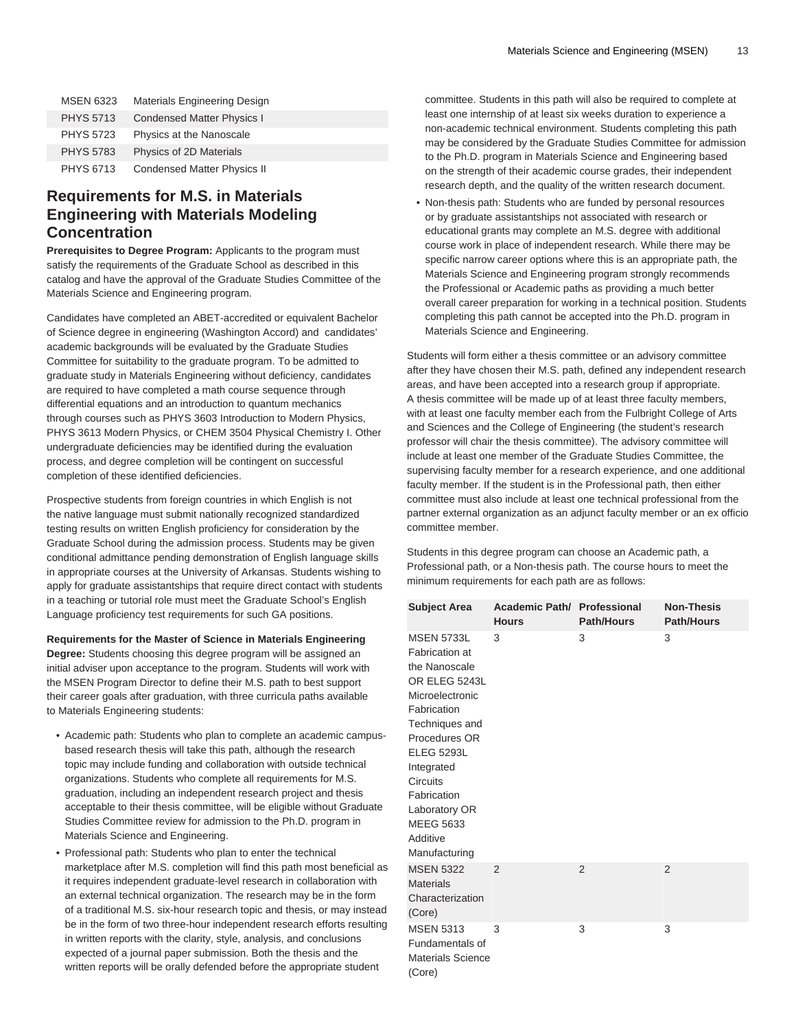| | |
|---|---|
| MSEN 6323 | Materials Engineering Design |
| PHYS 5713 | Condensed Matter Physics I |
| PHYS 5723 | Physics at the Nanoscale |
| PHYS 5783 | Physics of 2D Materials |
| PHYS 6713 | Condensed Matter Physics II |

## Requirements for M.S. in Materials Engineering with Materials Modeling Concentration

**Prerequisites to Degree Program:** Applicants to the program must satisfy the requirements of the Graduate School as described in this catalog and have the approval of the Graduate Studies Committee of the Materials Science and Engineering program.

Candidates have completed an ABET-accredited or equivalent Bachelor of Science degree in engineering (Washington Accord) and candidates' academic backgrounds will be evaluated by the Graduate Studies Committee for suitability to the graduate program. To be admitted to graduate study in Materials Engineering without deficiency, candidates are required to have completed a math course sequence through differential equations and an introduction to quantum mechanics through courses such as PHYS 3603 Introduction to Modern Physics, PHYS 3613 Modern Physics, or CHEM 3504 Physical Chemistry I. Other undergraduate deficiencies may be identified during the evaluation process, and degree completion will be contingent on successful completion of these identified deficiencies.

Prospective students from foreign countries in which English is not the native language must submit nationally recognized standardized testing results on written English proficiency for consideration by the Graduate School during the admission process. Students may be given conditional admittance pending demonstration of English language skills in appropriate courses at the University of Arkansas. Students wishing to apply for graduate assistantships that require direct contact with students in a teaching or tutorial role must meet the Graduate School's English Language proficiency test requirements for such GA positions.

**Requirements for the Master of Science in Materials Engineering Degree:** Students choosing this degree program will be assigned an initial adviser upon acceptance to the program. Students will work with the MSEN Program Director to define their M.S. path to best support their career goals after graduation, with three curricula paths available to Materials Engineering students:

- Academic path: Students who plan to complete an academic campus-based research thesis will take this path, although the research topic may include funding and collaboration with outside technical organizations. Students who complete all requirements for M.S. graduation, including an independent research project and thesis acceptable to their thesis committee, will be eligible without Graduate Studies Committee review for admission to the Ph.D. program in Materials Science and Engineering.
- Professional path: Students who plan to enter the technical marketplace after M.S. completion will find this path most beneficial as it requires independent graduate-level research in collaboration with an external technical organization. The research may be in the form of a traditional M.S. six-hour research topic and thesis, or may instead be in the form of two three-hour independent research efforts resulting in written reports with the clarity, style, analysis, and conclusions expected of a journal paper submission. Both the thesis and the written reports will be orally defended before the appropriate student committee. Students in this path will also be required to complete at least one internship of at least six weeks duration to experience a non-academic technical environment. Students completing this path may be considered by the Graduate Studies Committee for admission to the Ph.D. program in Materials Science and Engineering based on the strength of their academic course grades, their independent research depth, and the quality of the written research document.
- Non-thesis path: Students who are funded by personal resources or by graduate assistantships not associated with research or educational grants may complete an M.S. degree with additional course work in place of independent research. While there may be specific narrow career options where this is an appropriate path, the Materials Science and Engineering program strongly recommends the Professional or Academic paths as providing a much better overall career preparation for working in a technical position. Students completing this path cannot be accepted into the Ph.D. program in Materials Science and Engineering.

Students will form either a thesis committee or an advisory committee after they have chosen their M.S. path, defined any independent research areas, and have been accepted into a research group if appropriate. A thesis committee will be made up of at least three faculty members, with at least one faculty member each from the Fulbright College of Arts and Sciences and the College of Engineering (the student's research professor will chair the thesis committee). The advisory committee will include at least one member of the Graduate Studies Committee, the supervising faculty member for a research experience, and one additional faculty member. If the student is in the Professional path, then either committee must also include at least one technical professional from the partner external organization as an adjunct faculty member or an ex officio committee member.

Students in this degree program can choose an Academic path, a Professional path, or a Non-thesis path. The course hours to meet the minimum requirements for each path are as follows:

| Subject Area | Academic Path/ Hours | Professional Path/Hours | Non-Thesis Path/Hours |
|---|---|---|---|
| MSEN 5733L Fabrication at the Nanoscale OR ELEG 5243L Microelectronic Fabrication Techniques and Procedures OR ELEG 5293L Integrated Circuits Fabrication Laboratory OR MEEG 5633 Additive Manufacturing | 3 | 3 | 3 |
| MSEN 5322 Materials Characterization (Core) | 2 | 2 | 2 |
| MSEN 5313 Fundamentals of Materials Science (Core) | 3 | 3 | 3 |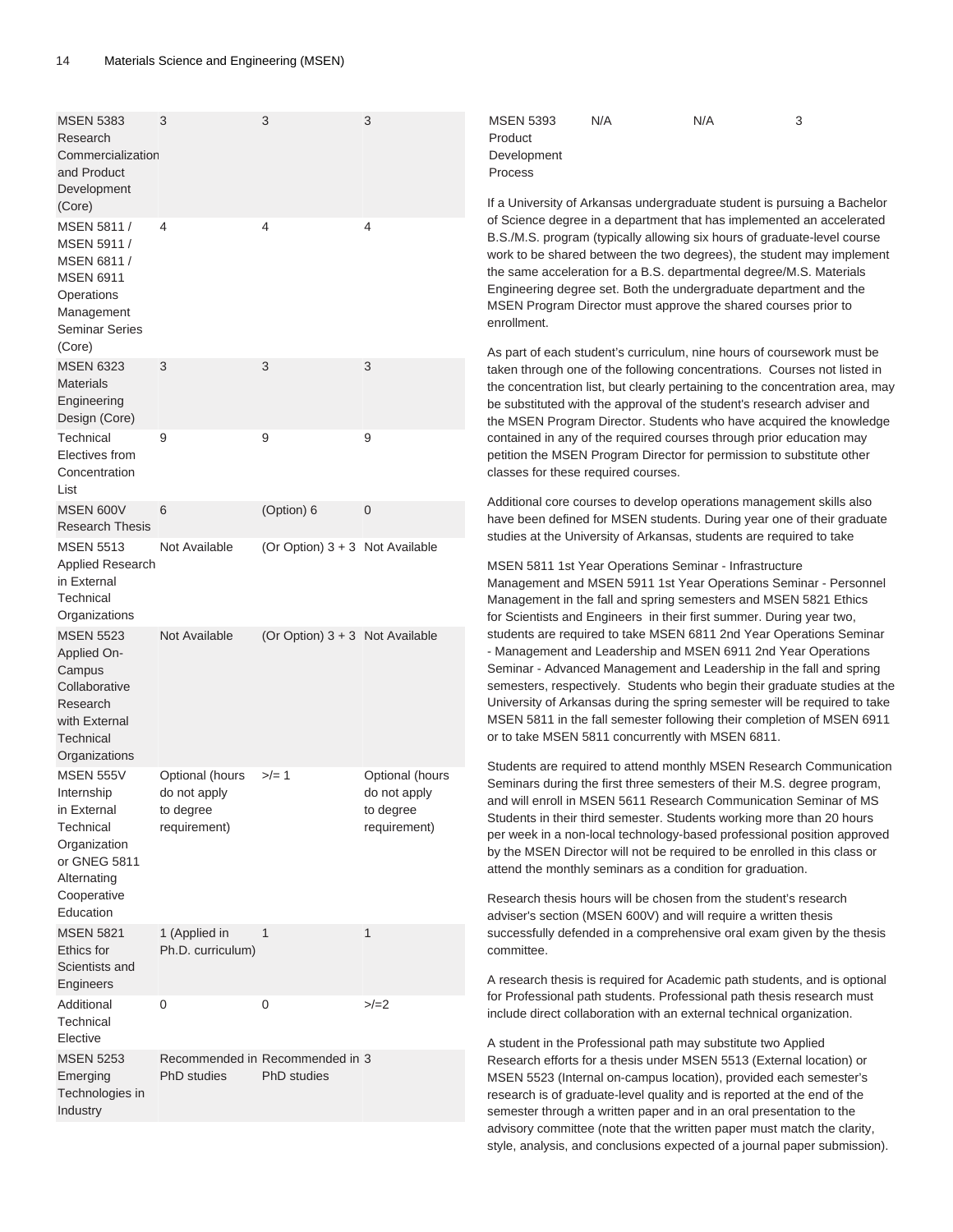| | | | |
|---|---|---|---|
| MSEN 5383 Research Commercialization and Product Development (Core) | 3 | 3 | 3 |
| MSEN 5811 / MSEN 5911 / MSEN 6811 / MSEN 6911 Operations Management Seminar Series (Core) | 4 | 4 | 4 |
| MSEN 6323 Materials Engineering Design (Core) | 3 | 3 | 3 |
| Technical Electives from Concentration List | 9 | 9 | 9 |
| MSEN 600V Research Thesis | 6 | (Option) 6 | 0 |
| MSEN 5513 Applied Research in External Technical Organizations | Not Available | (Or Option) 3 + 3 | Not Available |
| MSEN 5523 Applied On-Campus Collaborative Research with External Technical Organizations | Not Available | (Or Option) 3 + 3 | Not Available |
| MSEN 555V Internship in External Technical Organization or GNEG 5811 Alternating Cooperative Education | Optional (hours do not apply to degree requirement) | >/= 1 | Optional (hours do not apply to degree requirement) |
| MSEN 5821 Ethics for Scientists and Engineers | 1 (Applied in Ph.D. curriculum) | 1 | 1 |
| Additional Technical Elective | 0 | 0 | >/=2 |
| MSEN 5253 Emerging Technologies in Industry | Recommended in PhD studies | Recommended in PhD studies | 3 |
| MSEN 5393 Product Development Process | N/A | N/A | 3 |

If a University of Arkansas undergraduate student is pursuing a Bachelor of Science degree in a department that has implemented an accelerated B.S./M.S. program (typically allowing six hours of graduate-level course work to be shared between the two degrees), the student may implement the same acceleration for a B.S. departmental degree/M.S. Materials Engineering degree set. Both the undergraduate department and the MSEN Program Director must approve the shared courses prior to enrollment.

As part of each student's curriculum, nine hours of coursework must be taken through one of the following concentrations. Courses not listed in the concentration list, but clearly pertaining to the concentration area, may be substituted with the approval of the student's research adviser and the MSEN Program Director. Students who have acquired the knowledge contained in any of the required courses through prior education may petition the MSEN Program Director for permission to substitute other classes for these required courses.

Additional core courses to develop operations management skills also have been defined for MSEN students. During year one of their graduate studies at the University of Arkansas, students are required to take

MSEN 5811 1st Year Operations Seminar - Infrastructure Management and MSEN 5911 1st Year Operations Seminar - Personnel Management in the fall and spring semesters and MSEN 5821 Ethics for Scientists and Engineers in their first summer. During year two, students are required to take MSEN 6811 2nd Year Operations Seminar - Management and Leadership and MSEN 6911 2nd Year Operations Seminar - Advanced Management and Leadership in the fall and spring semesters, respectively. Students who begin their graduate studies at the University of Arkansas during the spring semester will be required to take MSEN 5811 in the fall semester following their completion of MSEN 6911 or to take MSEN 5811 concurrently with MSEN 6811.

Students are required to attend monthly MSEN Research Communication Seminars during the first three semesters of their M.S. degree program, and will enroll in MSEN 5611 Research Communication Seminar of MS Students in their third semester. Students working more than 20 hours per week in a non-local technology-based professional position approved by the MSEN Director will not be required to be enrolled in this class or attend the monthly seminars as a condition for graduation.

Research thesis hours will be chosen from the student's research adviser's section (MSEN 600V) and will require a written thesis successfully defended in a comprehensive oral exam given by the thesis committee.

A research thesis is required for Academic path students, and is optional for Professional path students. Professional path thesis research must include direct collaboration with an external technical organization.

A student in the Professional path may substitute two Applied Research efforts for a thesis under MSEN 5513 (External location) or MSEN 5523 (Internal on-campus location), provided each semester's research is of graduate-level quality and is reported at the end of the semester through a written paper and in an oral presentation to the advisory committee (note that the written paper must match the clarity, style, analysis, and conclusions expected of a journal paper submission).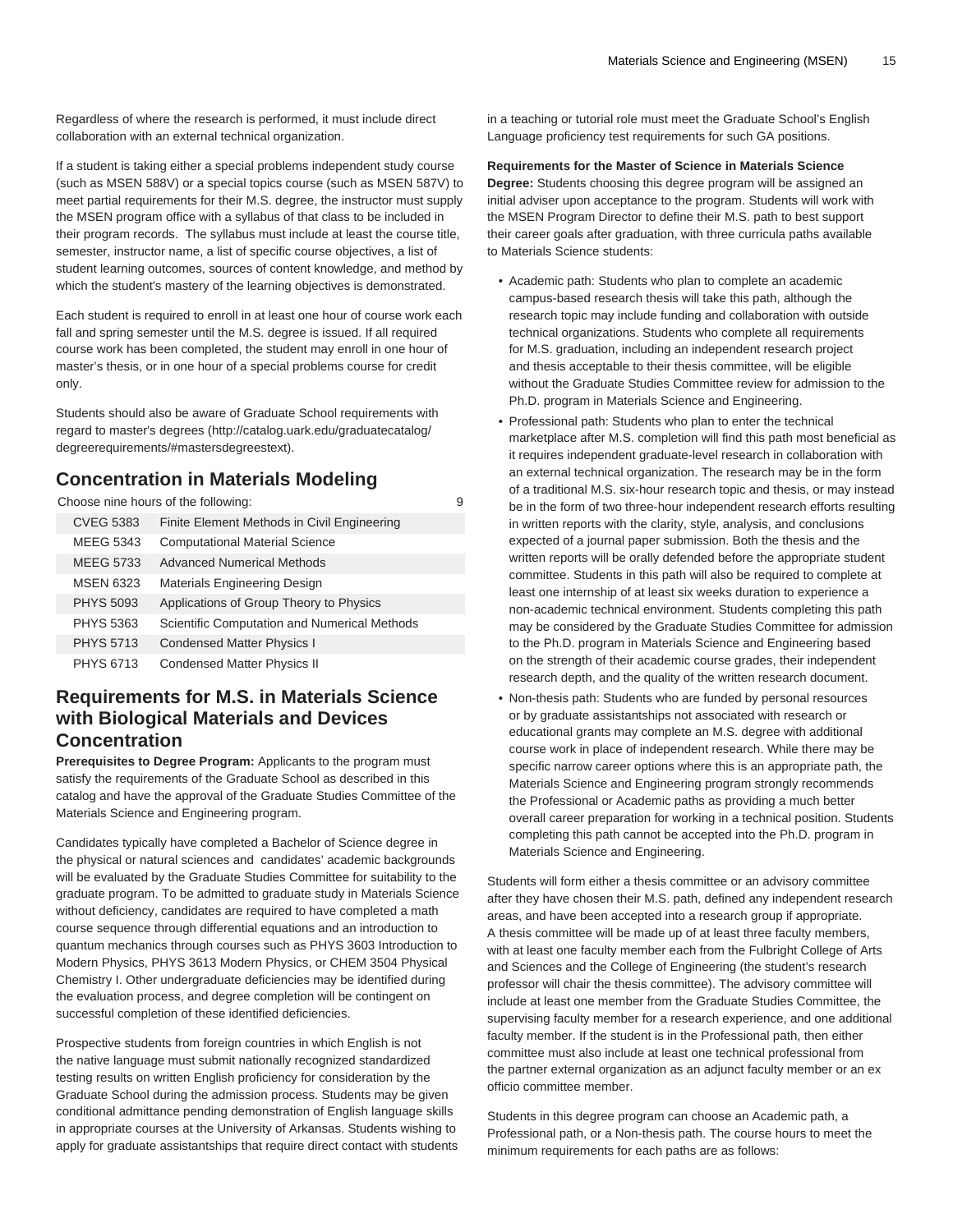Regardless of where the research is performed, it must include direct collaboration with an external technical organization.

If a student is taking either a special problems independent study course (such as MSEN 588V) or a special topics course (such as MSEN 587V) to meet partial requirements for their M.S. degree, the instructor must supply the MSEN program office with a syllabus of that class to be included in their program records. The syllabus must include at least the course title, semester, instructor name, a list of specific course objectives, a list of student learning outcomes, sources of content knowledge, and method by which the student's mastery of the learning objectives is demonstrated.

Each student is required to enroll in at least one hour of course work each fall and spring semester until the M.S. degree is issued. If all required course work has been completed, the student may enroll in one hour of master's thesis, or in one hour of a special problems course for credit only.

Students should also be aware of Graduate School requirements with regard to master's degrees (http://catalog.uark.edu/graduatecatalog/degreerequirements/#mastersdegreestext).

## Concentration in Materials Modeling

| Choose nine hours of the following: | | 9 |
|---|---|---|
| CVEG 5383 | Finite Element Methods in Civil Engineering | |
| MEEG 5343 | Computational Material Science | |
| MEEG 5733 | Advanced Numerical Methods | |
| MSEN 6323 | Materials Engineering Design | |
| PHYS 5093 | Applications of Group Theory to Physics | |
| PHYS 5363 | Scientific Computation and Numerical Methods | |
| PHYS 5713 | Condensed Matter Physics I | |
| PHYS 6713 | Condensed Matter Physics II | |

## Requirements for M.S. in Materials Science with Biological Materials and Devices Concentration

**Prerequisites to Degree Program:** Applicants to the program must satisfy the requirements of the Graduate School as described in this catalog and have the approval of the Graduate Studies Committee of the Materials Science and Engineering program.

Candidates typically have completed a Bachelor of Science degree in the physical or natural sciences and candidates' academic backgrounds will be evaluated by the Graduate Studies Committee for suitability to the graduate program. To be admitted to graduate study in Materials Science without deficiency, candidates are required to have completed a math course sequence through differential equations and an introduction to quantum mechanics through courses such as PHYS 3603 Introduction to Modern Physics, PHYS 3613 Modern Physics, or CHEM 3504 Physical Chemistry I. Other undergraduate deficiencies may be identified during the evaluation process, and degree completion will be contingent on successful completion of these identified deficiencies.

Prospective students from foreign countries in which English is not the native language must submit nationally recognized standardized testing results on written English proficiency for consideration by the Graduate School during the admission process. Students may be given conditional admittance pending demonstration of English language skills in appropriate courses at the University of Arkansas. Students wishing to apply for graduate assistantships that require direct contact with students in a teaching or tutorial role must meet the Graduate School's English Language proficiency test requirements for such GA positions.

**Requirements for the Master of Science in Materials Science Degree:** Students choosing this degree program will be assigned an initial adviser upon acceptance to the program. Students will work with the MSEN Program Director to define their M.S. path to best support their career goals after graduation, with three curricula paths available to Materials Science students:

- Academic path: Students who plan to complete an academic campus-based research thesis will take this path, although the research topic may include funding and collaboration with outside technical organizations. Students who complete all requirements for M.S. graduation, including an independent research project and thesis acceptable to their thesis committee, will be eligible without the Graduate Studies Committee review for admission to the Ph.D. program in Materials Science and Engineering.
- Professional path: Students who plan to enter the technical marketplace after M.S. completion will find this path most beneficial as it requires independent graduate-level research in collaboration with an external technical organization. The research may be in the form of a traditional M.S. six-hour research topic and thesis, or may instead be in the form of two three-hour independent research efforts resulting in written reports with the clarity, style, analysis, and conclusions expected of a journal paper submission. Both the thesis and the written reports will be orally defended before the appropriate student committee. Students in this path will also be required to complete at least one internship of at least six weeks duration to experience a non-academic technical environment. Students completing this path may be considered by the Graduate Studies Committee for admission to the Ph.D. program in Materials Science and Engineering based on the strength of their academic course grades, their independent research depth, and the quality of the written research document.
- Non-thesis path: Students who are funded by personal resources or by graduate assistantships not associated with research or educational grants may complete an M.S. degree with additional course work in place of independent research. While there may be specific narrow career options where this is an appropriate path, the Materials Science and Engineering program strongly recommends the Professional or Academic paths as providing a much better overall career preparation for working in a technical position. Students completing this path cannot be accepted into the Ph.D. program in Materials Science and Engineering.

Students will form either a thesis committee or an advisory committee after they have chosen their M.S. path, defined any independent research areas, and have been accepted into a research group if appropriate. A thesis committee will be made up of at least three faculty members, with at least one faculty member each from the Fulbright College of Arts and Sciences and the College of Engineering (the student's research professor will chair the thesis committee). The advisory committee will include at least one member from the Graduate Studies Committee, the supervising faculty member for a research experience, and one additional faculty member. If the student is in the Professional path, then either committee must also include at least one technical professional from the partner external organization as an adjunct faculty member or an ex officio committee member.

Students in this degree program can choose an Academic path, a Professional path, or a Non-thesis path. The course hours to meet the minimum requirements for each paths are as follows: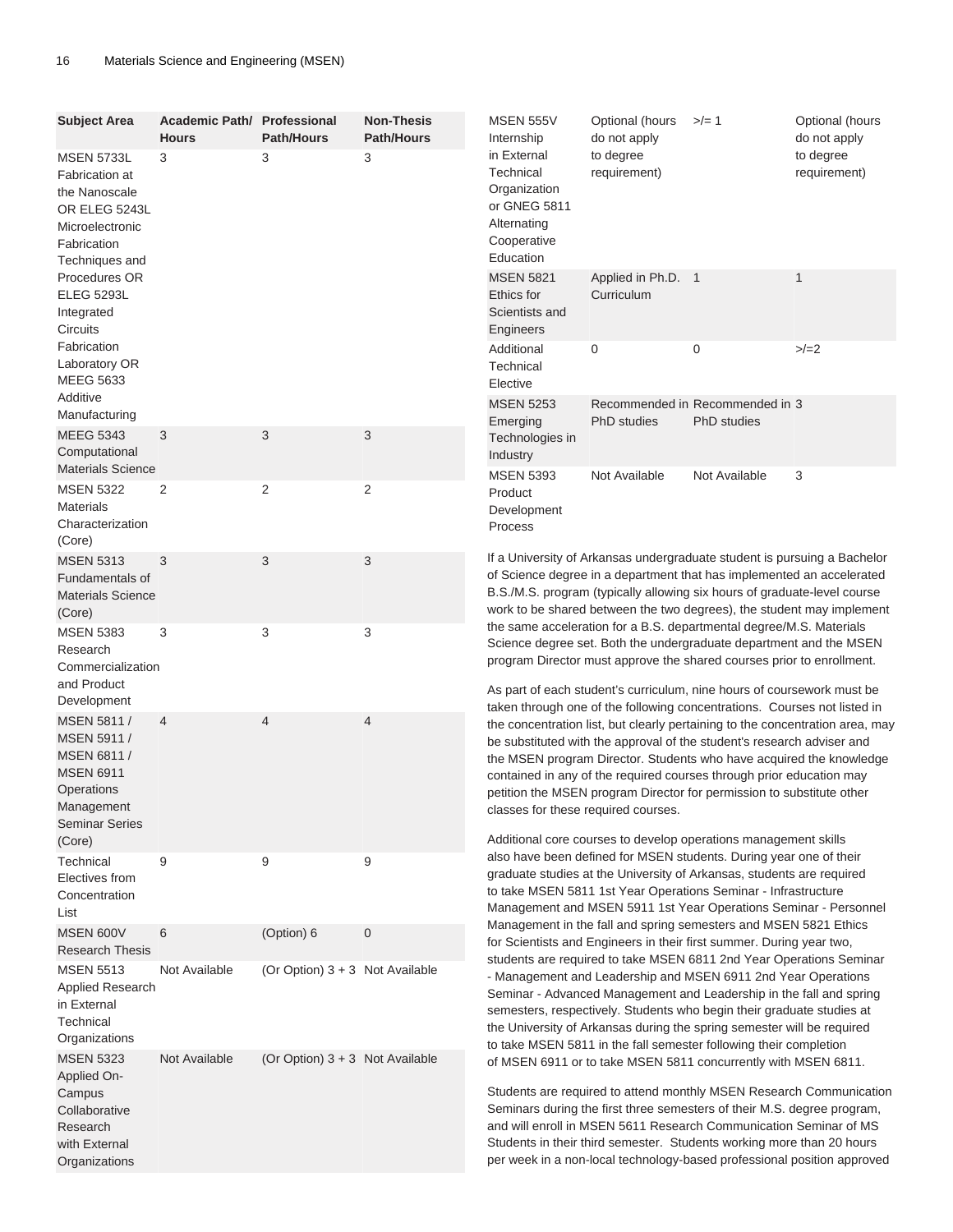| Subject Area | Academic Path/ Hours | Professional Path/Hours | Non-Thesis Path/Hours |
|---|---|---|---|
| MSEN 5733L Fabrication at the Nanoscale OR ELEG 5243L Microelectronic Fabrication Techniques and Procedures OR ELEG 5293L Integrated Circuits Fabrication Laboratory OR MEEG 5633 Additive Manufacturing | 3 | 3 | 3 |
| MEEG 5343 Computational Materials Science | 3 | 3 | 3 |
| MSEN 5322 Materials Characterization (Core) | 2 | 2 | 2 |
| MSEN 5313 Fundamentals of Materials Science (Core) | 3 | 3 | 3 |
| MSEN 5383 Research Commercialization and Product Development | 3 | 3 | 3 |
| MSEN 5811 / MSEN 5911 / MSEN 6811 / MSEN 6911 Operations Management Seminar Series (Core) | 4 | 4 | 4 |
| Technical Electives from Concentration List | 9 | 9 | 9 |
| MSEN 600V Research Thesis | 6 | (Option) 6 | 0 |
| MSEN 5513 Applied Research in External Technical Organizations | Not Available | (Or Option) 3 + 3 | Not Available |
| MSEN 5323 Applied On-Campus Collaborative Research with External Organizations | Not Available | (Or Option) 3 + 3 | Not Available |
| MSEN 555V Internship in External Technical Organization or GNEG 5811 Alternating Cooperative Education | Optional (hours do not apply to degree requirement) | >/= 1 | Optional (hours do not apply to degree requirement) |
| MSEN 5821 Ethics for Scientists and Engineers | Applied in Ph.D. Curriculum | 1 | 1 |
| Additional Technical Elective | 0 | 0 | >/=2 |
| MSEN 5253 Emerging Technologies in Industry | Recommended in PhD studies | Recommended in PhD studies | 3 |
| MSEN 5393 Product Development Process | Not Available | Not Available | 3 |

If a University of Arkansas undergraduate student is pursuing a Bachelor of Science degree in a department that has implemented an accelerated B.S./M.S. program (typically allowing six hours of graduate-level course work to be shared between the two degrees), the student may implement the same acceleration for a B.S. departmental degree/M.S. Materials Science degree set. Both the undergraduate department and the MSEN program Director must approve the shared courses prior to enrollment.

As part of each student's curriculum, nine hours of coursework must be taken through one of the following concentrations. Courses not listed in the concentration list, but clearly pertaining to the concentration area, may be substituted with the approval of the student's research adviser and the MSEN program Director. Students who have acquired the knowledge contained in any of the required courses through prior education may petition the MSEN program Director for permission to substitute other classes for these required courses.

Additional core courses to develop operations management skills also have been defined for MSEN students. During year one of their graduate studies at the University of Arkansas, students are required to take MSEN 5811 1st Year Operations Seminar - Infrastructure Management and MSEN 5911 1st Year Operations Seminar - Personnel Management in the fall and spring semesters and MSEN 5821 Ethics for Scientists and Engineers in their first summer. During year two, students are required to take MSEN 6811 2nd Year Operations Seminar - Management and Leadership and MSEN 6911 2nd Year Operations Seminar - Advanced Management and Leadership in the fall and spring semesters, respectively. Students who begin their graduate studies at the University of Arkansas during the spring semester will be required to take MSEN 5811 in the fall semester following their completion of MSEN 6911 or to take MSEN 5811 concurrently with MSEN 6811.

Students are required to attend monthly MSEN Research Communication Seminars during the first three semesters of their M.S. degree program, and will enroll in MSEN 5611 Research Communication Seminar of MS Students in their third semester. Students working more than 20 hours per week in a non-local technology-based professional position approved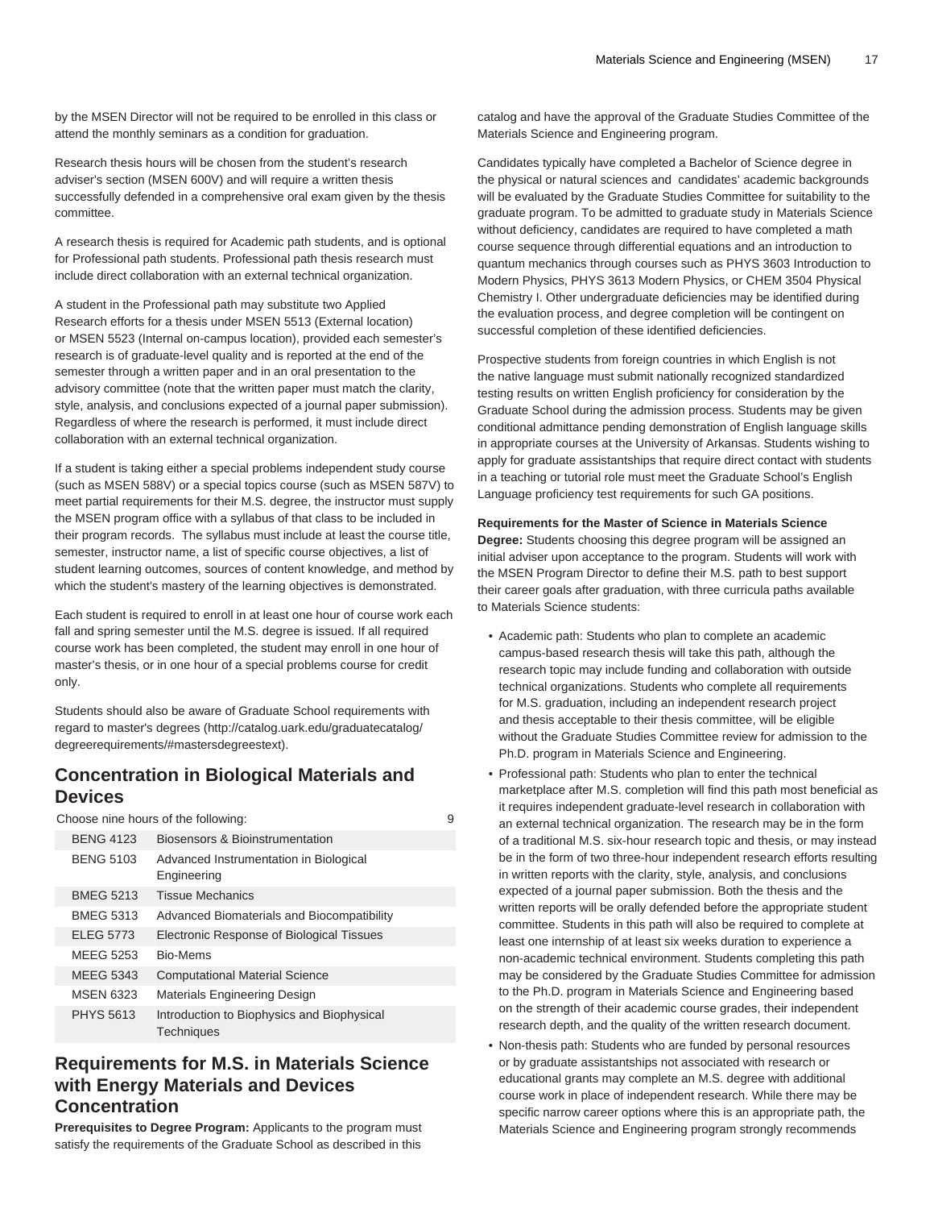by the MSEN Director will not be required to be enrolled in this class or attend the monthly seminars as a condition for graduation.

Research thesis hours will be chosen from the student's research adviser's section (MSEN 600V) and will require a written thesis successfully defended in a comprehensive oral exam given by the thesis committee.

A research thesis is required for Academic path students, and is optional for Professional path students. Professional path thesis research must include direct collaboration with an external technical organization.

A student in the Professional path may substitute two Applied Research efforts for a thesis under MSEN 5513 (External location) or MSEN 5523 (Internal on-campus location), provided each semester's research is of graduate-level quality and is reported at the end of the semester through a written paper and in an oral presentation to the advisory committee (note that the written paper must match the clarity, style, analysis, and conclusions expected of a journal paper submission). Regardless of where the research is performed, it must include direct collaboration with an external technical organization.

If a student is taking either a special problems independent study course (such as MSEN 588V) or a special topics course (such as MSEN 587V) to meet partial requirements for their M.S. degree, the instructor must supply the MSEN program office with a syllabus of that class to be included in their program records. The syllabus must include at least the course title, semester, instructor name, a list of specific course objectives, a list of student learning outcomes, sources of content knowledge, and method by which the student's mastery of the learning objectives is demonstrated.

Each student is required to enroll in at least one hour of course work each fall and spring semester until the M.S. degree is issued. If all required course work has been completed, the student may enroll in one hour of master's thesis, or in one hour of a special problems course for credit only.

Students should also be aware of Graduate School requirements with regard to master's degrees (http://catalog.uark.edu/graduatecatalog/degreerequirements/#mastersdegreestext).

## Concentration in Biological Materials and Devices

| Choose nine hours of the following: | | 9 |
|---|---|---|
| BENG 4123 | Biosensors & Bioinstrumentation | |
| BENG 5103 | Advanced Instrumentation in Biological Engineering | |
| BMEG 5213 | Tissue Mechanics | |
| BMEG 5313 | Advanced Biomaterials and Biocompatibility | |
| ELEG 5773 | Electronic Response of Biological Tissues | |
| MEEG 5253 | Bio-Mems | |
| MEEG 5343 | Computational Material Science | |
| MSEN 6323 | Materials Engineering Design | |
| PHYS 5613 | Introduction to Biophysics and Biophysical Techniques | |

## Requirements for M.S. in Materials Science with Energy Materials and Devices Concentration

**Prerequisites to Degree Program:** Applicants to the program must satisfy the requirements of the Graduate School as described in this catalog and have the approval of the Graduate Studies Committee of the Materials Science and Engineering program.

Candidates typically have completed a Bachelor of Science degree in the physical or natural sciences and candidates' academic backgrounds will be evaluated by the Graduate Studies Committee for suitability to the graduate program. To be admitted to graduate study in Materials Science without deficiency, candidates are required to have completed a math course sequence through differential equations and an introduction to quantum mechanics through courses such as PHYS 3603 Introduction to Modern Physics, PHYS 3613 Modern Physics, or CHEM 3504 Physical Chemistry I. Other undergraduate deficiencies may be identified during the evaluation process, and degree completion will be contingent on successful completion of these identified deficiencies.

Prospective students from foreign countries in which English is not the native language must submit nationally recognized standardized testing results on written English proficiency for consideration by the Graduate School during the admission process. Students may be given conditional admittance pending demonstration of English language skills in appropriate courses at the University of Arkansas. Students wishing to apply for graduate assistantships that require direct contact with students in a teaching or tutorial role must meet the Graduate School's English Language proficiency test requirements for such GA positions.

**Requirements for the Master of Science in Materials Science Degree:** Students choosing this degree program will be assigned an initial adviser upon acceptance to the program. Students will work with the MSEN Program Director to define their M.S. path to best support their career goals after graduation, with three curricula paths available to Materials Science students:

- Academic path: Students who plan to complete an academic campus-based research thesis will take this path, although the research topic may include funding and collaboration with outside technical organizations. Students who complete all requirements for M.S. graduation, including an independent research project and thesis acceptable to their thesis committee, will be eligible without the Graduate Studies Committee review for admission to the Ph.D. program in Materials Science and Engineering.
- Professional path: Students who plan to enter the technical marketplace after M.S. completion will find this path most beneficial as it requires independent graduate-level research in collaboration with an external technical organization. The research may be in the form of a traditional M.S. six-hour research topic and thesis, or may instead be in the form of two three-hour independent research efforts resulting in written reports with the clarity, style, analysis, and conclusions expected of a journal paper submission. Both the thesis and the written reports will be orally defended before the appropriate student committee. Students in this path will also be required to complete at least one internship of at least six weeks duration to experience a non-academic technical environment. Students completing this path may be considered by the Graduate Studies Committee for admission to the Ph.D. program in Materials Science and Engineering based on the strength of their academic course grades, their independent research depth, and the quality of the written research document.
- Non-thesis path: Students who are funded by personal resources or by graduate assistantships not associated with research or educational grants may complete an M.S. degree with additional course work in place of independent research. While there may be specific narrow career options where this is an appropriate path, the Materials Science and Engineering program strongly recommends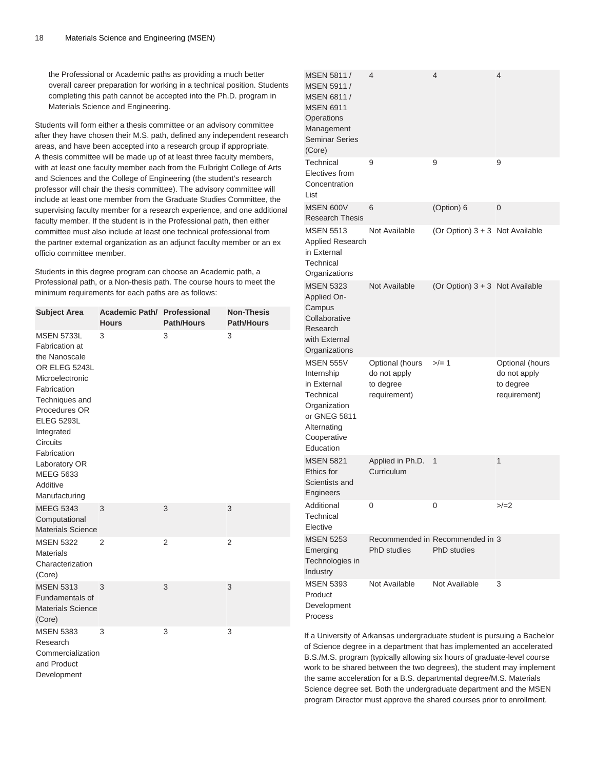the Professional or Academic paths as providing a much better overall career preparation for working in a technical position. Students completing this path cannot be accepted into the Ph.D. program in Materials Science and Engineering.

Students will form either a thesis committee or an advisory committee after they have chosen their M.S. path, defined any independent research areas, and have been accepted into a research group if appropriate. A thesis committee will be made up of at least three faculty members, with at least one faculty member each from the Fulbright College of Arts and Sciences and the College of Engineering (the student's research professor will chair the thesis committee). The advisory committee will include at least one member from the Graduate Studies Committee, the supervising faculty member for a research experience, and one additional faculty member. If the student is in the Professional path, then either committee must also include at least one technical professional from the partner external organization as an adjunct faculty member or an ex officio committee member.

Students in this degree program can choose an Academic path, a Professional path, or a Non-thesis path. The course hours to meet the minimum requirements for each paths are as follows:

| Subject Area | Academic Path/ Hours | Professional Path/Hours | Non-Thesis Path/Hours |
|---|---|---|---|
| MSEN 5733L Fabrication at the Nanoscale OR ELEG 5243L Microelectronic Fabrication Techniques and Procedures OR ELEG 5293L Integrated Circuits Fabrication Laboratory OR MEEG 5633 Additive Manufacturing | 3 | 3 | 3 |
| MEEG 5343 Computational Materials Science | 3 | 3 | 3 |
| MSEN 5322 Materials Characterization (Core) | 2 | 2 | 2 |
| MSEN 5313 Fundamentals of Materials Science (Core) | 3 | 3 | 3 |
| MSEN 5383 Research Commercialization and Product Development | 3 | 3 | 3 |
| MSEN 5811 / MSEN 5911 / MSEN 6811 / MSEN 6911 Operations Management Seminar Series (Core) | 4 | 4 | 4 |
| Technical Electives from Concentration List | 9 | 9 | 9 |
| MSEN 600V Research Thesis | 6 | (Option) 6 | 0 |
| MSEN 5513 Applied Research in External Technical Organizations | Not Available | (Or Option) 3 + 3 | Not Available |
| MSEN 5323 Applied On-Campus Collaborative Research with External Organizations | Not Available | (Or Option) 3 + 3 | Not Available |
| MSEN 555V Internship in External Technical Organization or GNEG 5811 Alternating Cooperative Education | Optional (hours do not apply to degree requirement) | >/= 1 | Optional (hours do not apply to degree requirement) |
| MSEN 5821 Ethics for Scientists and Engineers | Applied in Ph.D. Curriculum | 1 | 1 |
| Additional Technical Elective | 0 | 0 | >/=2 |
| MSEN 5253 Emerging Technologies in Industry | Recommended in PhD studies | Recommended in PhD studies | 3 |
| MSEN 5393 Product Development Process | Not Available | Not Available | 3 |

If a University of Arkansas undergraduate student is pursuing a Bachelor of Science degree in a department that has implemented an accelerated B.S./M.S. program (typically allowing six hours of graduate-level course work to be shared between the two degrees), the student may implement the same acceleration for a B.S. departmental degree/M.S. Materials Science degree set. Both the undergraduate department and the MSEN program Director must approve the shared courses prior to enrollment.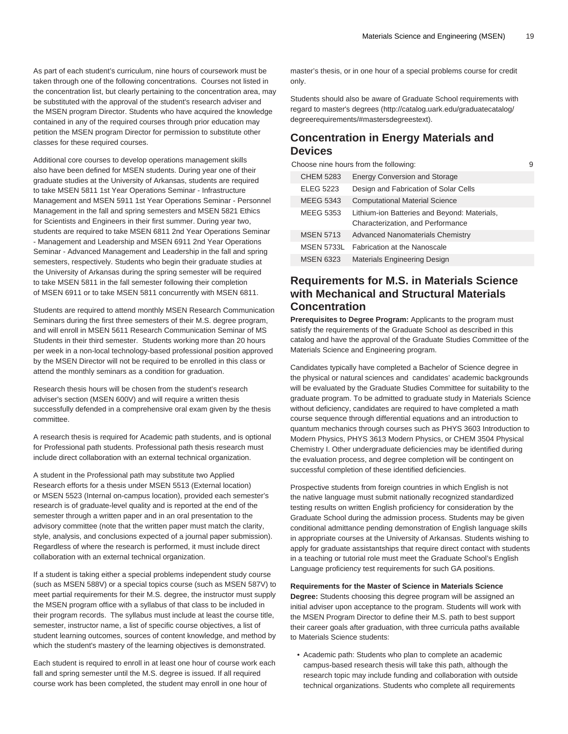As part of each student's curriculum, nine hours of coursework must be taken through one of the following concentrations. Courses not listed in the concentration list, but clearly pertaining to the concentration area, may be substituted with the approval of the student's research adviser and the MSEN program Director. Students who have acquired the knowledge contained in any of the required courses through prior education may petition the MSEN program Director for permission to substitute other classes for these required courses.

Additional core courses to develop operations management skills also have been defined for MSEN students. During year one of their graduate studies at the University of Arkansas, students are required to take MSEN 5811 1st Year Operations Seminar - Infrastructure Management and MSEN 5911 1st Year Operations Seminar - Personnel Management in the fall and spring semesters and MSEN 5821 Ethics for Scientists and Engineers in their first summer. During year two, students are required to take MSEN 6811 2nd Year Operations Seminar - Management and Leadership and MSEN 6911 2nd Year Operations Seminar - Advanced Management and Leadership in the fall and spring semesters, respectively. Students who begin their graduate studies at the University of Arkansas during the spring semester will be required to take MSEN 5811 in the fall semester following their completion of MSEN 6911 or to take MSEN 5811 concurrently with MSEN 6811.

Students are required to attend monthly MSEN Research Communication Seminars during the first three semesters of their M.S. degree program, and will enroll in MSEN 5611 Research Communication Seminar of MS Students in their third semester. Students working more than 20 hours per week in a non-local technology-based professional position approved by the MSEN Director will not be required to be enrolled in this class or attend the monthly seminars as a condition for graduation.

Research thesis hours will be chosen from the student's research adviser's section (MSEN 600V) and will require a written thesis successfully defended in a comprehensive oral exam given by the thesis committee.

A research thesis is required for Academic path students, and is optional for Professional path students. Professional path thesis research must include direct collaboration with an external technical organization.

A student in the Professional path may substitute two Applied Research efforts for a thesis under MSEN 5513 (External location) or MSEN 5523 (Internal on-campus location), provided each semester's research is of graduate-level quality and is reported at the end of the semester through a written paper and in an oral presentation to the advisory committee (note that the written paper must match the clarity, style, analysis, and conclusions expected of a journal paper submission). Regardless of where the research is performed, it must include direct collaboration with an external technical organization.

If a student is taking either a special problems independent study course (such as MSEN 588V) or a special topics course (such as MSEN 587V) to meet partial requirements for their M.S. degree, the instructor must supply the MSEN program office with a syllabus of that class to be included in their program records. The syllabus must include at least the course title, semester, instructor name, a list of specific course objectives, a list of student learning outcomes, sources of content knowledge, and method by which the student's mastery of the learning objectives is demonstrated.

Each student is required to enroll in at least one hour of course work each fall and spring semester until the M.S. degree is issued. If all required course work has been completed, the student may enroll in one hour of master's thesis, or in one hour of a special problems course for credit only.

Students should also be aware of Graduate School requirements with regard to master's degrees (http://catalog.uark.edu/graduatecatalog/degreerequirements/#mastersdegreestext).

## Concentration in Energy Materials and Devices

| Choose nine hours from the following: | | 9 |
|---|---|---|
| CHEM 5283 | Energy Conversion and Storage | |
| ELEG 5223 | Design and Fabrication of Solar Cells | |
| MEEG 5343 | Computational Material Science | |
| MEEG 5353 | Lithium-ion Batteries and Beyond: Materials, Characterization, and Performance | |
| MSEN 5713 | Advanced Nanomaterials Chemistry | |
| MSEN 5733L | Fabrication at the Nanoscale | |
| MSEN 6323 | Materials Engineering Design | |

## Requirements for M.S. in Materials Science with Mechanical and Structural Materials Concentration

**Prerequisites to Degree Program:** Applicants to the program must satisfy the requirements of the Graduate School as described in this catalog and have the approval of the Graduate Studies Committee of the Materials Science and Engineering program.

Candidates typically have completed a Bachelor of Science degree in the physical or natural sciences and candidates' academic backgrounds will be evaluated by the Graduate Studies Committee for suitability to the graduate program. To be admitted to graduate study in Materials Science without deficiency, candidates are required to have completed a math course sequence through differential equations and an introduction to quantum mechanics through courses such as PHYS 3603 Introduction to Modern Physics, PHYS 3613 Modern Physics, or CHEM 3504 Physical Chemistry I. Other undergraduate deficiencies may be identified during the evaluation process, and degree completion will be contingent on successful completion of these identified deficiencies.

Prospective students from foreign countries in which English is not the native language must submit nationally recognized standardized testing results on written English proficiency for consideration by the Graduate School during the admission process. Students may be given conditional admittance pending demonstration of English language skills in appropriate courses at the University of Arkansas. Students wishing to apply for graduate assistantships that require direct contact with students in a teaching or tutorial role must meet the Graduate School's English Language proficiency test requirements for such GA positions.

**Requirements for the Master of Science in Materials Science Degree:** Students choosing this degree program will be assigned an initial adviser upon acceptance to the program. Students will work with the MSEN Program Director to define their M.S. path to best support their career goals after graduation, with three curricula paths available to Materials Science students:

- Academic path: Students who plan to complete an academic campus-based research thesis will take this path, although the research topic may include funding and collaboration with outside technical organizations. Students who complete all requirements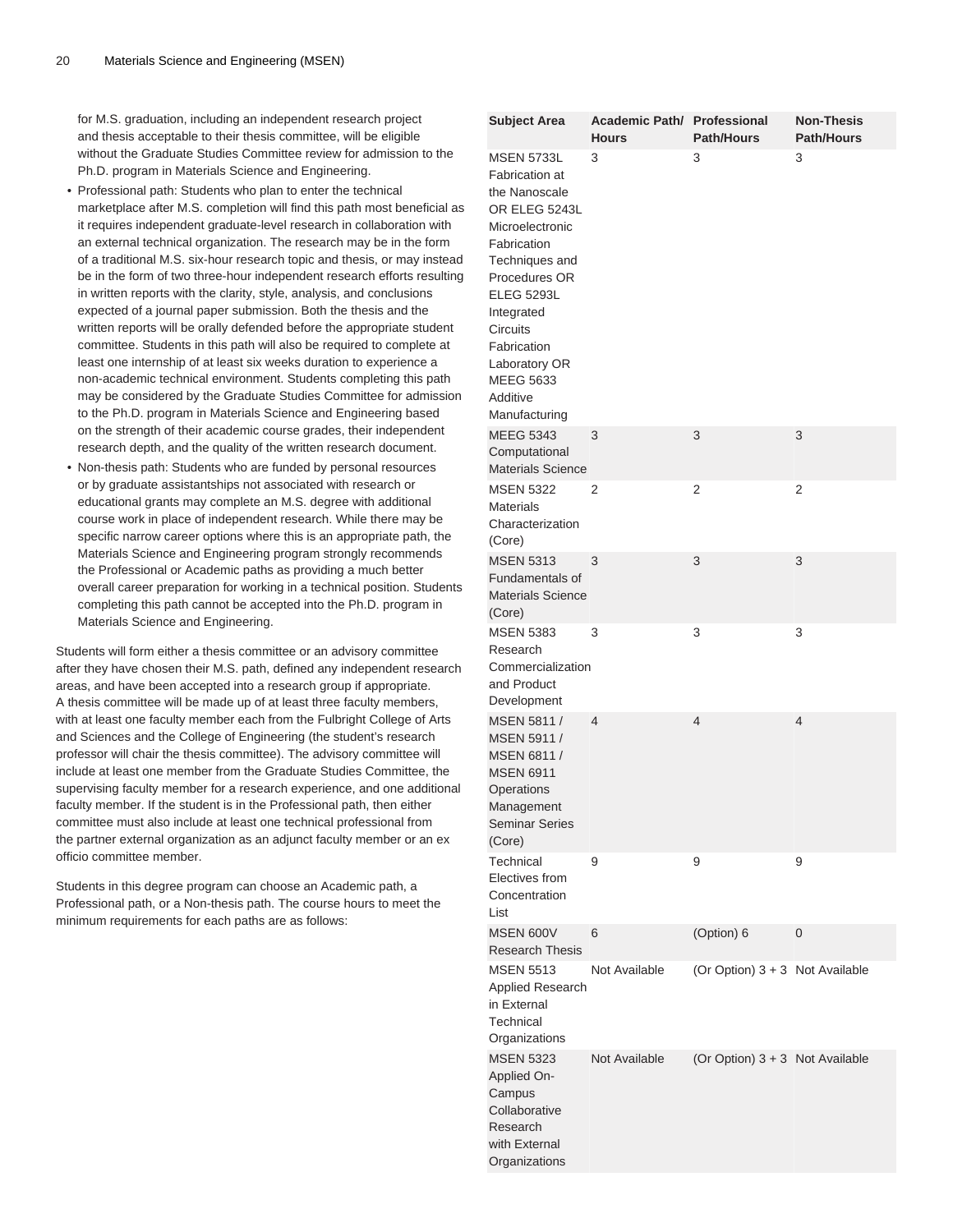for M.S. graduation, including an independent research project and thesis acceptable to their thesis committee, will be eligible without the Graduate Studies Committee review for admission to the Ph.D. program in Materials Science and Engineering.

- Professional path: Students who plan to enter the technical marketplace after M.S. completion will find this path most beneficial as it requires independent graduate-level research in collaboration with an external technical organization. The research may be in the form of a traditional M.S. six-hour research topic and thesis, or may instead be in the form of two three-hour independent research efforts resulting in written reports with the clarity, style, analysis, and conclusions expected of a journal paper submission. Both the thesis and the written reports will be orally defended before the appropriate student committee. Students in this path will also be required to complete at least one internship of at least six weeks duration to experience a non-academic technical environment. Students completing this path may be considered by the Graduate Studies Committee for admission to the Ph.D. program in Materials Science and Engineering based on the strength of their academic course grades, their independent research depth, and the quality of the written research document.
- Non-thesis path: Students who are funded by personal resources or by graduate assistantships not associated with research or educational grants may complete an M.S. degree with additional course work in place of independent research. While there may be specific narrow career options where this is an appropriate path, the Materials Science and Engineering program strongly recommends the Professional or Academic paths as providing a much better overall career preparation for working in a technical position. Students completing this path cannot be accepted into the Ph.D. program in Materials Science and Engineering.

Students will form either a thesis committee or an advisory committee after they have chosen their M.S. path, defined any independent research areas, and have been accepted into a research group if appropriate. A thesis committee will be made up of at least three faculty members, with at least one faculty member each from the Fulbright College of Arts and Sciences and the College of Engineering (the student's research professor will chair the thesis committee). The advisory committee will include at least one member from the Graduate Studies Committee, the supervising faculty member for a research experience, and one additional faculty member. If the student is in the Professional path, then either committee must also include at least one technical professional from the partner external organization as an adjunct faculty member or an ex officio committee member.

Students in this degree program can choose an Academic path, a Professional path, or a Non-thesis path. The course hours to meet the minimum requirements for each paths are as follows:

| Subject Area | Academic Path/ Hours | Professional Path/Hours | Non-Thesis Path/Hours |
|---|---|---|---|
| MSEN 5733L Fabrication at the Nanoscale OR ELEG 5243L Microelectronic Fabrication Techniques and Procedures OR ELEG 5293L Integrated Circuits Fabrication Laboratory OR MEEG 5633 Additive Manufacturing | 3 | 3 | 3 |
| MEEG 5343 Computational Materials Science | 3 | 3 | 3 |
| MSEN 5322 Materials Characterization (Core) | 2 | 2 | 2 |
| MSEN 5313 Fundamentals of Materials Science (Core) | 3 | 3 | 3 |
| MSEN 5383 Research Commercialization and Product Development | 3 | 3 | 3 |
| MSEN 5811 / MSEN 5911 / MSEN 6811 / MSEN 6911 Operations Management Seminar Series (Core) | 4 | 4 | 4 |
| Technical Electives from Concentration List | 9 | 9 | 9 |
| MSEN 600V Research Thesis | 6 | (Option) 6 | 0 |
| MSEN 5513 Applied Research in External Technical Organizations | Not Available | (Or Option) 3 + 3 | Not Available |
| MSEN 5323 Applied On-Campus Collaborative Research with External Organizations | Not Available | (Or Option) 3 + 3 | Not Available |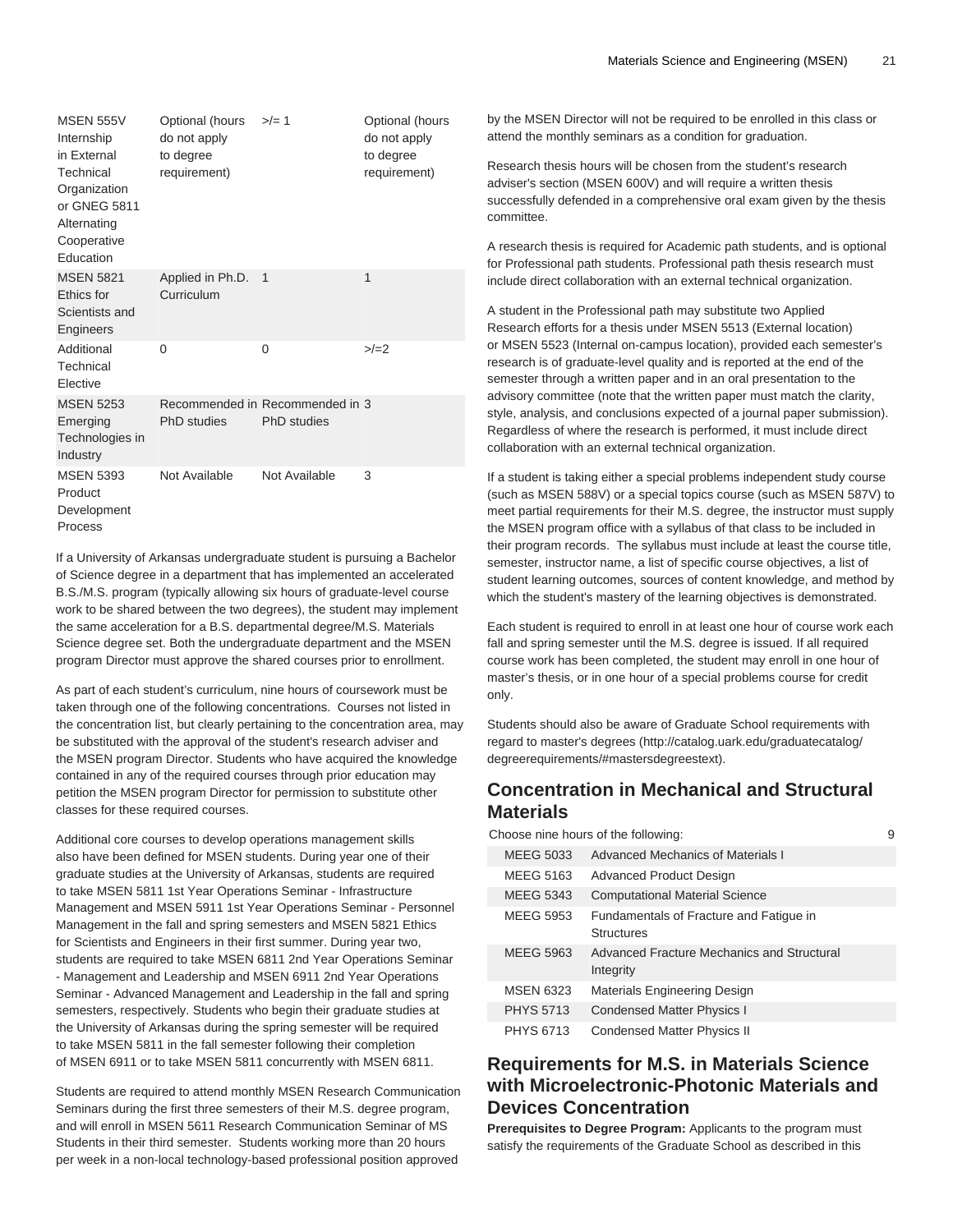| | | | |
|---|---|---|---|
| MSEN 555V Internship in External Technical Organization or GNEG 5811 Alternating Cooperative Education | Optional (hours do not apply to degree requirement) | >/= 1 | Optional (hours do not apply to degree requirement) |
| MSEN 5821 Ethics for Scientists and Engineers | Applied in Ph.D. Curriculum | 1 | 1 |
| Additional Technical Elective | 0 | 0 | >/=2 |
| MSEN 5253 Emerging Technologies in Industry | Recommended in PhD studies | Recommended in PhD studies | 3 |
| MSEN 5393 Product Development Process | Not Available | Not Available | 3 |

If a University of Arkansas undergraduate student is pursuing a Bachelor of Science degree in a department that has implemented an accelerated B.S./M.S. program (typically allowing six hours of graduate-level course work to be shared between the two degrees), the student may implement the same acceleration for a B.S. departmental degree/M.S. Materials Science degree set. Both the undergraduate department and the MSEN program Director must approve the shared courses prior to enrollment.

As part of each student's curriculum, nine hours of coursework must be taken through one of the following concentrations. Courses not listed in the concentration list, but clearly pertaining to the concentration area, may be substituted with the approval of the student's research adviser and the MSEN program Director. Students who have acquired the knowledge contained in any of the required courses through prior education may petition the MSEN program Director for permission to substitute other classes for these required courses.

Additional core courses to develop operations management skills also have been defined for MSEN students. During year one of their graduate studies at the University of Arkansas, students are required to take MSEN 5811 1st Year Operations Seminar - Infrastructure Management and MSEN 5911 1st Year Operations Seminar - Personnel Management in the fall and spring semesters and MSEN 5821 Ethics for Scientists and Engineers in their first summer. During year two, students are required to take MSEN 6811 2nd Year Operations Seminar - Management and Leadership and MSEN 6911 2nd Year Operations Seminar - Advanced Management and Leadership in the fall and spring semesters, respectively. Students who begin their graduate studies at the University of Arkansas during the spring semester will be required to take MSEN 5811 in the fall semester following their completion of MSEN 6911 or to take MSEN 5811 concurrently with MSEN 6811.

Students are required to attend monthly MSEN Research Communication Seminars during the first three semesters of their M.S. degree program, and will enroll in MSEN 5611 Research Communication Seminar of MS Students in their third semester. Students working more than 20 hours per week in a non-local technology-based professional position approved by the MSEN Director will not be required to be enrolled in this class or attend the monthly seminars as a condition for graduation.

Research thesis hours will be chosen from the student's research adviser's section (MSEN 600V) and will require a written thesis successfully defended in a comprehensive oral exam given by the thesis committee.

A research thesis is required for Academic path students, and is optional for Professional path students. Professional path thesis research must include direct collaboration with an external technical organization.

A student in the Professional path may substitute two Applied Research efforts for a thesis under MSEN 5513 (External location) or MSEN 5523 (Internal on-campus location), provided each semester's research is of graduate-level quality and is reported at the end of the semester through a written paper and in an oral presentation to the advisory committee (note that the written paper must match the clarity, style, analysis, and conclusions expected of a journal paper submission). Regardless of where the research is performed, it must include direct collaboration with an external technical organization.

If a student is taking either a special problems independent study course (such as MSEN 588V) or a special topics course (such as MSEN 587V) to meet partial requirements for their M.S. degree, the instructor must supply the MSEN program office with a syllabus of that class to be included in their program records. The syllabus must include at least the course title, semester, instructor name, a list of specific course objectives, a list of student learning outcomes, sources of content knowledge, and method by which the student's mastery of the learning objectives is demonstrated.

Each student is required to enroll in at least one hour of course work each fall and spring semester until the M.S. degree is issued. If all required course work has been completed, the student may enroll in one hour of master's thesis, or in one hour of a special problems course for credit only.

Students should also be aware of Graduate School requirements with regard to master's degrees (http://catalog.uark.edu/graduatecatalog/degreerequirements/#mastersdegreestext).

## Concentration in Mechanical and Structural Materials

| Choose nine hours of the following: | | 9 |
|---|---|---|
| MEEG 5033 | Advanced Mechanics of Materials I | |
| MEEG 5163 | Advanced Product Design | |
| MEEG 5343 | Computational Material Science | |
| MEEG 5953 | Fundamentals of Fracture and Fatigue in Structures | |
| MEEG 5963 | Advanced Fracture Mechanics and Structural Integrity | |
| MSEN 6323 | Materials Engineering Design | |
| PHYS 5713 | Condensed Matter Physics I | |
| PHYS 6713 | Condensed Matter Physics II | |

## Requirements for M.S. in Materials Science with Microelectronic-Photonic Materials and Devices Concentration

**Prerequisites to Degree Program:** Applicants to the program must satisfy the requirements of the Graduate School as described in this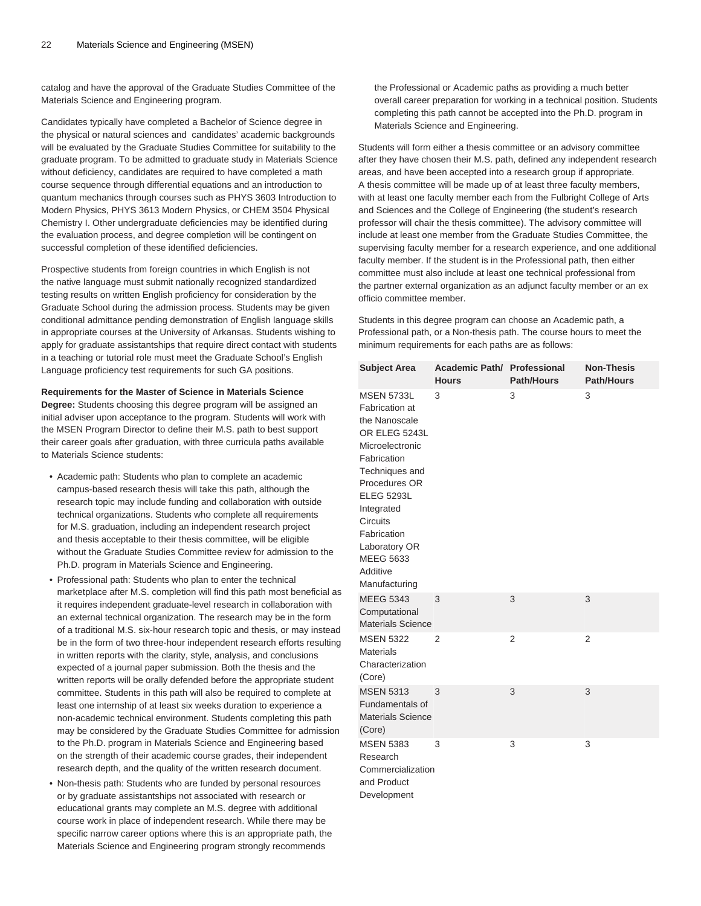catalog and have the approval of the Graduate Studies Committee of the Materials Science and Engineering program.

Candidates typically have completed a Bachelor of Science degree in the physical or natural sciences and candidates' academic backgrounds will be evaluated by the Graduate Studies Committee for suitability to the graduate program. To be admitted to graduate study in Materials Science without deficiency, candidates are required to have completed a math course sequence through differential equations and an introduction to quantum mechanics through courses such as PHYS 3603 Introduction to Modern Physics, PHYS 3613 Modern Physics, or CHEM 3504 Physical Chemistry I. Other undergraduate deficiencies may be identified during the evaluation process, and degree completion will be contingent on successful completion of these identified deficiencies.

Prospective students from foreign countries in which English is not the native language must submit nationally recognized standardized testing results on written English proficiency for consideration by the Graduate School during the admission process. Students may be given conditional admittance pending demonstration of English language skills in appropriate courses at the University of Arkansas. Students wishing to apply for graduate assistantships that require direct contact with students in a teaching or tutorial role must meet the Graduate School's English Language proficiency test requirements for such GA positions.

**Requirements for the Master of Science in Materials Science Degree:** Students choosing this degree program will be assigned an initial adviser upon acceptance to the program. Students will work with the MSEN Program Director to define their M.S. path to best support their career goals after graduation, with three curricula paths available to Materials Science students:

- Academic path: Students who plan to complete an academic campus-based research thesis will take this path, although the research topic may include funding and collaboration with outside technical organizations. Students who complete all requirements for M.S. graduation, including an independent research project and thesis acceptable to their thesis committee, will be eligible without the Graduate Studies Committee review for admission to the Ph.D. program in Materials Science and Engineering.
- Professional path: Students who plan to enter the technical marketplace after M.S. completion will find this path most beneficial as it requires independent graduate-level research in collaboration with an external technical organization. The research may be in the form of a traditional M.S. six-hour research topic and thesis, or may instead be in the form of two three-hour independent research efforts resulting in written reports with the clarity, style, analysis, and conclusions expected of a journal paper submission. Both the thesis and the written reports will be orally defended before the appropriate student committee. Students in this path will also be required to complete at least one internship of at least six weeks duration to experience a non-academic technical environment. Students completing this path may be considered by the Graduate Studies Committee for admission to the Ph.D. program in Materials Science and Engineering based on the strength of their academic course grades, their independent research depth, and the quality of the written research document.
- Non-thesis path: Students who are funded by personal resources or by graduate assistantships not associated with research or educational grants may complete an M.S. degree with additional course work in place of independent research. While there may be specific narrow career options where this is an appropriate path, the Materials Science and Engineering program strongly recommends the Professional or Academic paths as providing a much better overall career preparation for working in a technical position. Students completing this path cannot be accepted into the Ph.D. program in Materials Science and Engineering.

Students will form either a thesis committee or an advisory committee after they have chosen their M.S. path, defined any independent research areas, and have been accepted into a research group if appropriate. A thesis committee will be made up of at least three faculty members, with at least one faculty member each from the Fulbright College of Arts and Sciences and the College of Engineering (the student's research professor will chair the thesis committee). The advisory committee will include at least one member from the Graduate Studies Committee, the supervising faculty member for a research experience, and one additional faculty member. If the student is in the Professional path, then either committee must also include at least one technical professional from the partner external organization as an adjunct faculty member or an ex officio committee member.

Students in this degree program can choose an Academic path, a Professional path, or a Non-thesis path. The course hours to meet the minimum requirements for each paths are as follows:

| Subject Area | Academic Path/ Hours | Professional Path/Hours | Non-Thesis Path/Hours |
|---|---|---|---|
| MSEN 5733L Fabrication at the Nanoscale OR ELEG 5243L Microelectronic Fabrication Techniques and Procedures OR ELEG 5293L Integrated Circuits Fabrication Laboratory OR MEEG 5633 Additive Manufacturing | 3 | 3 | 3 |
| MEEG 5343 Computational Materials Science | 3 | 3 | 3 |
| MSEN 5322 Materials Characterization (Core) | 2 | 2 | 2 |
| MSEN 5313 Fundamentals of Materials Science (Core) | 3 | 3 | 3 |
| MSEN 5383 Research Commercialization and Product Development | 3 | 3 | 3 |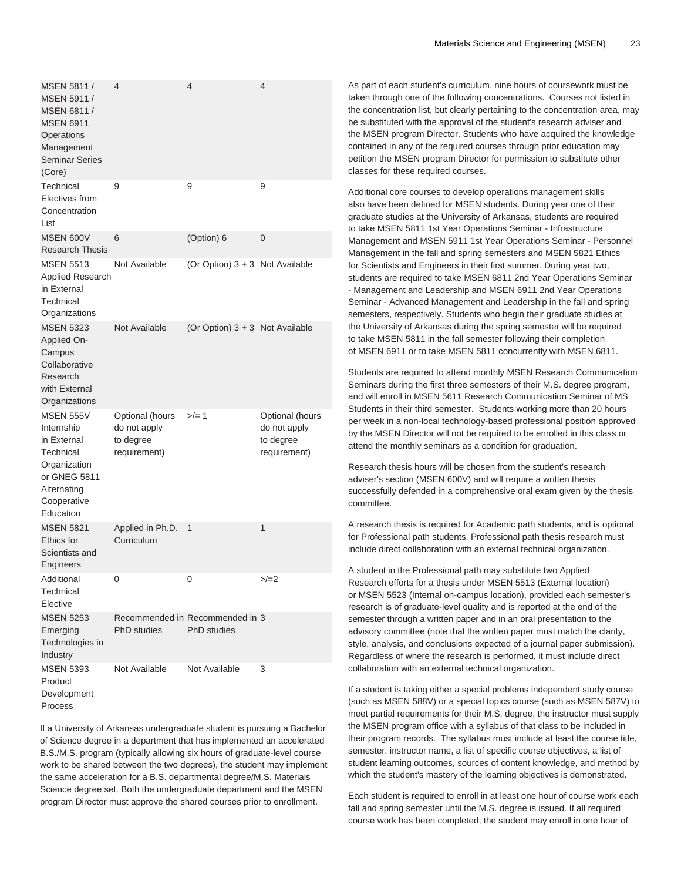| | | | |
|---|---|---|---|
| MSEN 5811 / MSEN 5911 / MSEN 6811 / MSEN 6911 Operations Management Seminar Series (Core) | 4 | 4 | 4 |
| Technical Electives from Concentration List | 9 | 9 | 9 |
| MSEN 600V Research Thesis | 6 | (Option) 6 | 0 |
| MSEN 5513 Applied Research in External Technical Organizations | Not Available | (Or Option) 3 + 3 | Not Available |
| MSEN 5323 Applied On-Campus Collaborative Research with External Organizations | Not Available | (Or Option) 3 + 3 | Not Available |
| MSEN 555V Internship in External Technical Organization or GNEG 5811 Alternating Cooperative Education | Optional (hours do not apply to degree requirement) | >/= 1 | Optional (hours do not apply to degree requirement) |
| MSEN 5821 Ethics for Scientists and Engineers | Applied in Ph.D. Curriculum | 1 | 1 |
| Additional Technical Elective | 0 | 0 | >/=2 |
| MSEN 5253 Emerging Technologies in Industry | Recommended in PhD studies | Recommended in PhD studies | 3 |
| MSEN 5393 Product Development Process | Not Available | Not Available | 3 |

If a University of Arkansas undergraduate student is pursuing a Bachelor of Science degree in a department that has implemented an accelerated B.S./M.S. program (typically allowing six hours of graduate-level course work to be shared between the two degrees), the student may implement the same acceleration for a B.S. departmental degree/M.S. Materials Science degree set. Both the undergraduate department and the MSEN program Director must approve the shared courses prior to enrollment.

As part of each student's curriculum, nine hours of coursework must be taken through one of the following concentrations. Courses not listed in the concentration list, but clearly pertaining to the concentration area, may be substituted with the approval of the student's research adviser and the MSEN program Director. Students who have acquired the knowledge contained in any of the required courses through prior education may petition the MSEN program Director for permission to substitute other classes for these required courses.

Additional core courses to develop operations management skills also have been defined for MSEN students. During year one of their graduate studies at the University of Arkansas, students are required to take MSEN 5811 1st Year Operations Seminar - Infrastructure Management and MSEN 5911 1st Year Operations Seminar - Personnel Management in the fall and spring semesters and MSEN 5821 Ethics for Scientists and Engineers in their first summer. During year two, students are required to take MSEN 6811 2nd Year Operations Seminar - Management and Leadership and MSEN 6911 2nd Year Operations Seminar - Advanced Management and Leadership in the fall and spring semesters, respectively. Students who begin their graduate studies at the University of Arkansas during the spring semester will be required to take MSEN 5811 in the fall semester following their completion of MSEN 6911 or to take MSEN 5811 concurrently with MSEN 6811.

Students are required to attend monthly MSEN Research Communication Seminars during the first three semesters of their M.S. degree program, and will enroll in MSEN 5611 Research Communication Seminar of MS Students in their third semester. Students working more than 20 hours per week in a non-local technology-based professional position approved by the MSEN Director will not be required to be enrolled in this class or attend the monthly seminars as a condition for graduation.

Research thesis hours will be chosen from the student's research adviser's section (MSEN 600V) and will require a written thesis successfully defended in a comprehensive oral exam given by the thesis committee.

A research thesis is required for Academic path students, and is optional for Professional path students. Professional path thesis research must include direct collaboration with an external technical organization.

A student in the Professional path may substitute two Applied Research efforts for a thesis under MSEN 5513 (External location) or MSEN 5523 (Internal on-campus location), provided each semester's research is of graduate-level quality and is reported at the end of the semester through a written paper and in an oral presentation to the advisory committee (note that the written paper must match the clarity, style, analysis, and conclusions expected of a journal paper submission). Regardless of where the research is performed, it must include direct collaboration with an external technical organization.

If a student is taking either a special problems independent study course (such as MSEN 588V) or a special topics course (such as MSEN 587V) to meet partial requirements for their M.S. degree, the instructor must supply the MSEN program office with a syllabus of that class to be included in their program records. The syllabus must include at least the course title, semester, instructor name, a list of specific course objectives, a list of student learning outcomes, sources of content knowledge, and method by which the student's mastery of the learning objectives is demonstrated.

Each student is required to enroll in at least one hour of course work each fall and spring semester until the M.S. degree is issued. If all required course work has been completed, the student may enroll in one hour of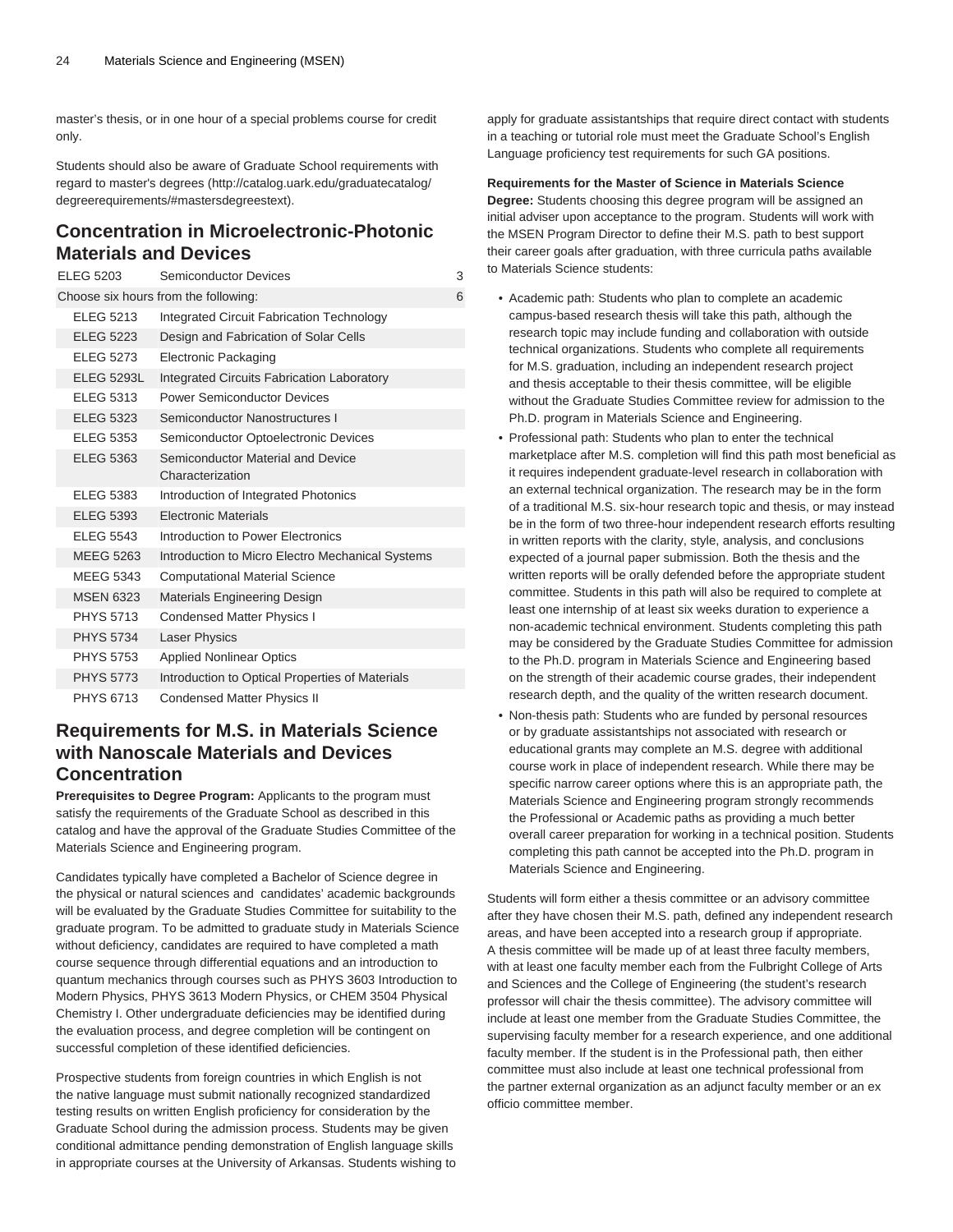master's thesis, or in one hour of a special problems course for credit only.

Students should also be aware of Graduate School requirements with regard to master's degrees (http://catalog.uark.edu/graduatecatalog/degreerequirements/#mastersdegreestext).

## Concentration in Microelectronic-Photonic Materials and Devices

| | | |
|---|---|---|
| ELEG 5203 | Semiconductor Devices | 3 |
| Choose six hours from the following: | | 6 |
| ELEG 5213 | Integrated Circuit Fabrication Technology | |
| ELEG 5223 | Design and Fabrication of Solar Cells | |
| ELEG 5273 | Electronic Packaging | |
| ELEG 5293L | Integrated Circuits Fabrication Laboratory | |
| ELEG 5313 | Power Semiconductor Devices | |
| ELEG 5323 | Semiconductor Nanostructures I | |
| ELEG 5353 | Semiconductor Optoelectronic Devices | |
| ELEG 5363 | Semiconductor Material and Device Characterization | |
| ELEG 5383 | Introduction of Integrated Photonics | |
| ELEG 5393 | Electronic Materials | |
| ELEG 5543 | Introduction to Power Electronics | |
| MEEG 5263 | Introduction to Micro Electro Mechanical Systems | |
| MEEG 5343 | Computational Material Science | |
| MSEN 6323 | Materials Engineering Design | |
| PHYS 5713 | Condensed Matter Physics I | |
| PHYS 5734 | Laser Physics | |
| PHYS 5753 | Applied Nonlinear Optics | |
| PHYS 5773 | Introduction to Optical Properties of Materials | |
| PHYS 6713 | Condensed Matter Physics II | |

## Requirements for M.S. in Materials Science with Nanoscale Materials and Devices Concentration

**Prerequisites to Degree Program:** Applicants to the program must satisfy the requirements of the Graduate School as described in this catalog and have the approval of the Graduate Studies Committee of the Materials Science and Engineering program.

Candidates typically have completed a Bachelor of Science degree in the physical or natural sciences and candidates' academic backgrounds will be evaluated by the Graduate Studies Committee for suitability to the graduate program. To be admitted to graduate study in Materials Science without deficiency, candidates are required to have completed a math course sequence through differential equations and an introduction to quantum mechanics through courses such as PHYS 3603 Introduction to Modern Physics, PHYS 3613 Modern Physics, or CHEM 3504 Physical Chemistry I. Other undergraduate deficiencies may be identified during the evaluation process, and degree completion will be contingent on successful completion of these identified deficiencies.

Prospective students from foreign countries in which English is not the native language must submit nationally recognized standardized testing results on written English proficiency for consideration by the Graduate School during the admission process. Students may be given conditional admittance pending demonstration of English language skills in appropriate courses at the University of Arkansas. Students wishing to apply for graduate assistantships that require direct contact with students in a teaching or tutorial role must meet the Graduate School's English Language proficiency test requirements for such GA positions.

**Requirements for the Master of Science in Materials Science Degree:** Students choosing this degree program will be assigned an initial adviser upon acceptance to the program. Students will work with the MSEN Program Director to define their M.S. path to best support their career goals after graduation, with three curricula paths available to Materials Science students:

- Academic path: Students who plan to complete an academic campus-based research thesis will take this path, although the research topic may include funding and collaboration with outside technical organizations. Students who complete all requirements for M.S. graduation, including an independent research project and thesis acceptable to their thesis committee, will be eligible without the Graduate Studies Committee review for admission to the Ph.D. program in Materials Science and Engineering.
- Professional path: Students who plan to enter the technical marketplace after M.S. completion will find this path most beneficial as it requires independent graduate-level research in collaboration with an external technical organization. The research may be in the form of a traditional M.S. six-hour research topic and thesis, or may instead be in the form of two three-hour independent research efforts resulting in written reports with the clarity, style, analysis, and conclusions expected of a journal paper submission. Both the thesis and the written reports will be orally defended before the appropriate student committee. Students in this path will also be required to complete at least one internship of at least six weeks duration to experience a non-academic technical environment. Students completing this path may be considered by the Graduate Studies Committee for admission to the Ph.D. program in Materials Science and Engineering based on the strength of their academic course grades, their independent research depth, and the quality of the written research document.
- Non-thesis path: Students who are funded by personal resources or by graduate assistantships not associated with research or educational grants may complete an M.S. degree with additional course work in place of independent research. While there may be specific narrow career options where this is an appropriate path, the Materials Science and Engineering program strongly recommends the Professional or Academic paths as providing a much better overall career preparation for working in a technical position. Students completing this path cannot be accepted into the Ph.D. program in Materials Science and Engineering.

Students will form either a thesis committee or an advisory committee after they have chosen their M.S. path, defined any independent research areas, and have been accepted into a research group if appropriate. A thesis committee will be made up of at least three faculty members, with at least one faculty member each from the Fulbright College of Arts and Sciences and the College of Engineering (the student's research professor will chair the thesis committee). The advisory committee will include at least one member from the Graduate Studies Committee, the supervising faculty member for a research experience, and one additional faculty member. If the student is in the Professional path, then either committee must also include at least one technical professional from the partner external organization as an adjunct faculty member or an ex officio committee member.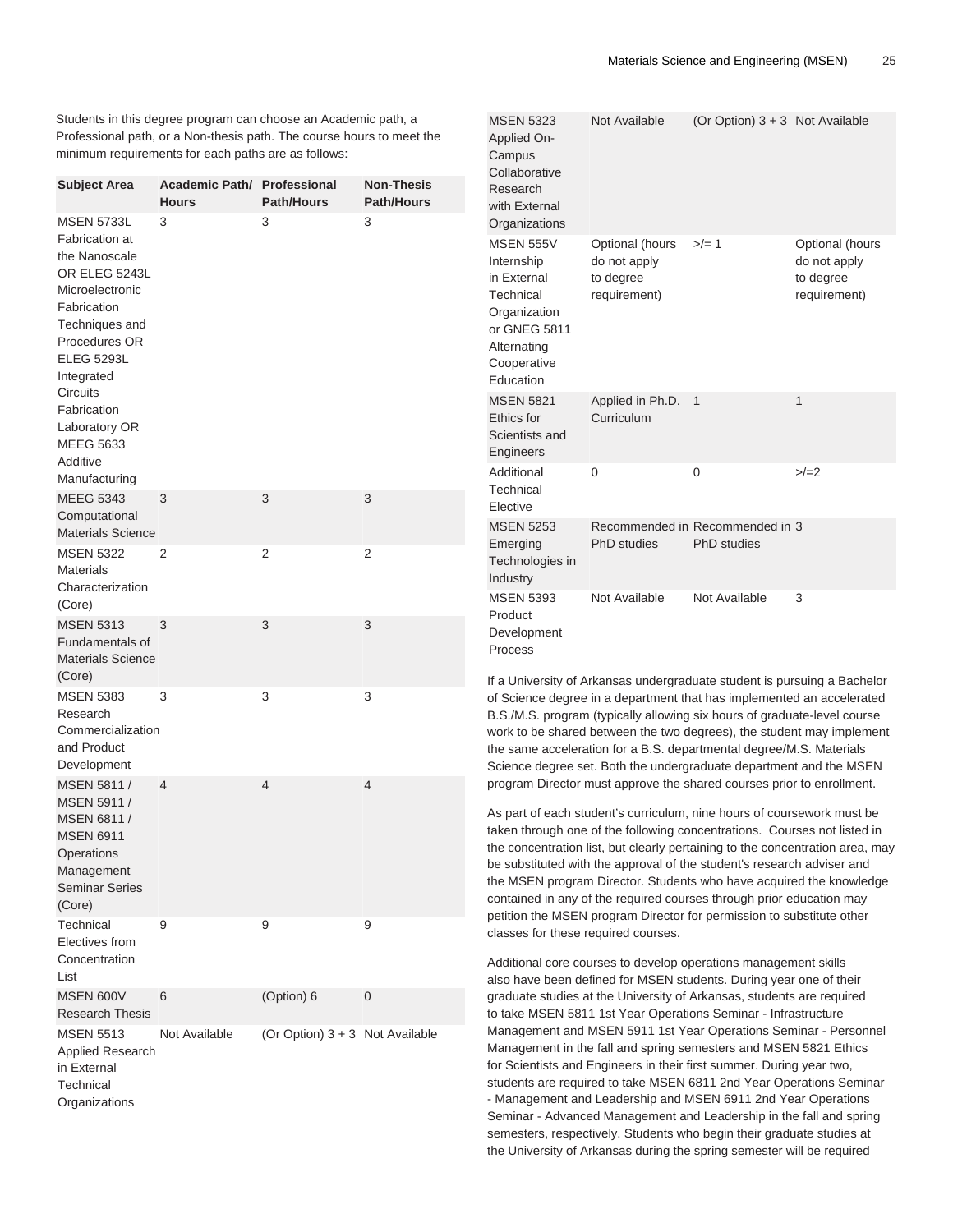Students in this degree program can choose an Academic path, a Professional path, or a Non-thesis path. The course hours to meet the minimum requirements for each paths are as follows:

| Subject Area | Academic Path/ Hours | Professional Path/Hours | Non-Thesis Path/Hours |
|---|---|---|---|
| MSEN 5733L Fabrication at the Nanoscale OR ELEG 5243L Microelectronic Fabrication Techniques and Procedures OR ELEG 5293L Integrated Circuits Fabrication Laboratory OR MEEG 5633 Additive Manufacturing | 3 | 3 | 3 |
| MEEG 5343 Computational Materials Science | 3 | 3 | 3 |
| MSEN 5322 Materials Characterization (Core) | 2 | 2 | 2 |
| MSEN 5313 Fundamentals of Materials Science (Core) | 3 | 3 | 3 |
| MSEN 5383 Research Commercialization and Product Development | 3 | 3 | 3 |
| MSEN 5811 / MSEN 5911 / MSEN 6811 / MSEN 6911 Operations Management Seminar Series (Core) | 4 | 4 | 4 |
| Technical Electives from Concentration List | 9 | 9 | 9 |
| MSEN 600V Research Thesis | 6 | (Option) 6 | 0 |
| MSEN 5513 Applied Research in External Technical Organizations | Not Available | (Or Option) 3 + 3 | Not Available |
| MSEN 5323 Applied On-Campus Collaborative Research with External Organizations | Not Available | (Or Option) 3 + 3 | Not Available |
| MSEN 555V Internship in External Technical Organization or GNEG 5811 Alternating Cooperative Education | Optional (hours do not apply to degree requirement) | >/= 1 | Optional (hours do not apply to degree requirement) |
| MSEN 5821 Ethics for Scientists and Engineers | Applied in Ph.D. Curriculum | 1 | 1 |
| Additional Technical Elective | 0 | 0 | >/=2 |
| MSEN 5253 Emerging Technologies in Industry | Recommended in PhD studies | Recommended in PhD studies | 3 |
| MSEN 5393 Product Development Process | Not Available | Not Available | 3 |

If a University of Arkansas undergraduate student is pursuing a Bachelor of Science degree in a department that has implemented an accelerated B.S./M.S. program (typically allowing six hours of graduate-level course work to be shared between the two degrees), the student may implement the same acceleration for a B.S. departmental degree/M.S. Materials Science degree set. Both the undergraduate department and the MSEN program Director must approve the shared courses prior to enrollment.

As part of each student's curriculum, nine hours of coursework must be taken through one of the following concentrations. Courses not listed in the concentration list, but clearly pertaining to the concentration area, may be substituted with the approval of the student's research adviser and the MSEN program Director. Students who have acquired the knowledge contained in any of the required courses through prior education may petition the MSEN program Director for permission to substitute other classes for these required courses.

Additional core courses to develop operations management skills also have been defined for MSEN students. During year one of their graduate studies at the University of Arkansas, students are required to take MSEN 5811 1st Year Operations Seminar - Infrastructure Management and MSEN 5911 1st Year Operations Seminar - Personnel Management in the fall and spring semesters and MSEN 5821 Ethics for Scientists and Engineers in their first summer. During year two, students are required to take MSEN 6811 2nd Year Operations Seminar - Management and Leadership and MSEN 6911 2nd Year Operations Seminar - Advanced Management and Leadership in the fall and spring semesters, respectively. Students who begin their graduate studies at the University of Arkansas during the spring semester will be required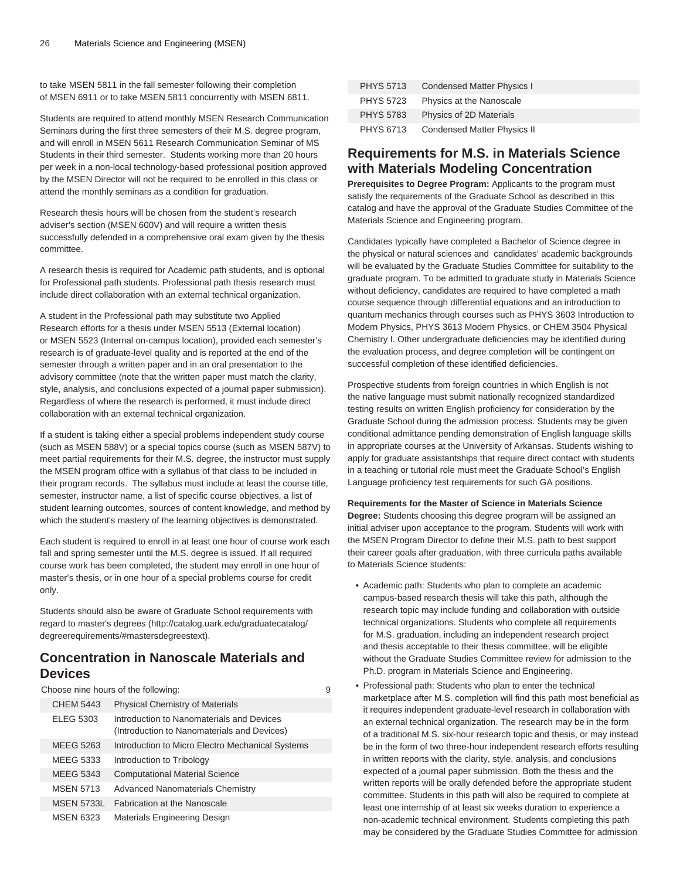to take MSEN 5811 in the fall semester following their completion of MSEN 6911 or to take MSEN 5811 concurrently with MSEN 6811.

Students are required to attend monthly MSEN Research Communication Seminars during the first three semesters of their M.S. degree program, and will enroll in MSEN 5611 Research Communication Seminar of MS Students in their third semester. Students working more than 20 hours per week in a non-local technology-based professional position approved by the MSEN Director will not be required to be enrolled in this class or attend the monthly seminars as a condition for graduation.

Research thesis hours will be chosen from the student's research adviser's section (MSEN 600V) and will require a written thesis successfully defended in a comprehensive oral exam given by the thesis committee.

A research thesis is required for Academic path students, and is optional for Professional path students. Professional path thesis research must include direct collaboration with an external technical organization.

A student in the Professional path may substitute two Applied Research efforts for a thesis under MSEN 5513 (External location) or MSEN 5523 (Internal on-campus location), provided each semester's research is of graduate-level quality and is reported at the end of the semester through a written paper and in an oral presentation to the advisory committee (note that the written paper must match the clarity, style, analysis, and conclusions expected of a journal paper submission). Regardless of where the research is performed, it must include direct collaboration with an external technical organization.

If a student is taking either a special problems independent study course (such as MSEN 588V) or a special topics course (such as MSEN 587V) to meet partial requirements for their M.S. degree, the instructor must supply the MSEN program office with a syllabus of that class to be included in their program records. The syllabus must include at least the course title, semester, instructor name, a list of specific course objectives, a list of student learning outcomes, sources of content knowledge, and method by which the student's mastery of the learning objectives is demonstrated.

Each student is required to enroll in at least one hour of course work each fall and spring semester until the M.S. degree is issued. If all required course work has been completed, the student may enroll in one hour of master's thesis, or in one hour of a special problems course for credit only.

Students should also be aware of Graduate School requirements with regard to master's degrees (http://catalog.uark.edu/graduatecatalog/degreerequirements/#mastersdegreestext).

## Concentration in Nanoscale Materials and Devices

| Choose nine hours of the following: | | 9 |
|---|---|---|
| CHEM 5443 | Physical Chemistry of Materials | |
| ELEG 5303 | Introduction to Nanomaterials and Devices (Introduction to Nanomaterials and Devices) | |
| MEEG 5263 | Introduction to Micro Electro Mechanical Systems | |
| MEEG 5333 | Introduction to Tribology | |
| MEEG 5343 | Computational Material Science | |
| MSEN 5713 | Advanced Nanomaterials Chemistry | |
| MSEN 5733L | Fabrication at the Nanoscale | |
| MSEN 6323 | Materials Engineering Design | |
| PHYS 5713 | Condensed Matter Physics I | |
| PHYS 5723 | Physics at the Nanoscale | |
| PHYS 5783 | Physics of 2D Materials | |
| PHYS 6713 | Condensed Matter Physics II | |

## Requirements for M.S. in Materials Science with Materials Modeling Concentration

**Prerequisites to Degree Program:** Applicants to the program must satisfy the requirements of the Graduate School as described in this catalog and have the approval of the Graduate Studies Committee of the Materials Science and Engineering program.

Candidates typically have completed a Bachelor of Science degree in the physical or natural sciences and candidates' academic backgrounds will be evaluated by the Graduate Studies Committee for suitability to the graduate program. To be admitted to graduate study in Materials Science without deficiency, candidates are required to have completed a math course sequence through differential equations and an introduction to quantum mechanics through courses such as PHYS 3603 Introduction to Modern Physics, PHYS 3613 Modern Physics, or CHEM 3504 Physical Chemistry I. Other undergraduate deficiencies may be identified during the evaluation process, and degree completion will be contingent on successful completion of these identified deficiencies.

Prospective students from foreign countries in which English is not the native language must submit nationally recognized standardized testing results on written English proficiency for consideration by the Graduate School during the admission process. Students may be given conditional admittance pending demonstration of English language skills in appropriate courses at the University of Arkansas. Students wishing to apply for graduate assistantships that require direct contact with students in a teaching or tutorial role must meet the Graduate School's English Language proficiency test requirements for such GA positions.

**Requirements for the Master of Science in Materials Science Degree:** Students choosing this degree program will be assigned an initial adviser upon acceptance to the program. Students will work with the MSEN Program Director to define their M.S. path to best support their career goals after graduation, with three curricula paths available to Materials Science students:

- Academic path: Students who plan to complete an academic campus-based research thesis will take this path, although the research topic may include funding and collaboration with outside technical organizations. Students who complete all requirements for M.S. graduation, including an independent research project and thesis acceptable to their thesis committee, will be eligible without the Graduate Studies Committee review for admission to the Ph.D. program in Materials Science and Engineering.
- Professional path: Students who plan to enter the technical marketplace after M.S. completion will find this path most beneficial as it requires independent graduate-level research in collaboration with an external technical organization. The research may be in the form of a traditional M.S. six-hour research topic and thesis, or may instead be in the form of two three-hour independent research efforts resulting in written reports with the clarity, style, analysis, and conclusions expected of a journal paper submission. Both the thesis and the written reports will be orally defended before the appropriate student committee. Students in this path will also be required to complete at least one internship of at least six weeks duration to experience a non-academic technical environment. Students completing this path may be considered by the Graduate Studies Committee for admission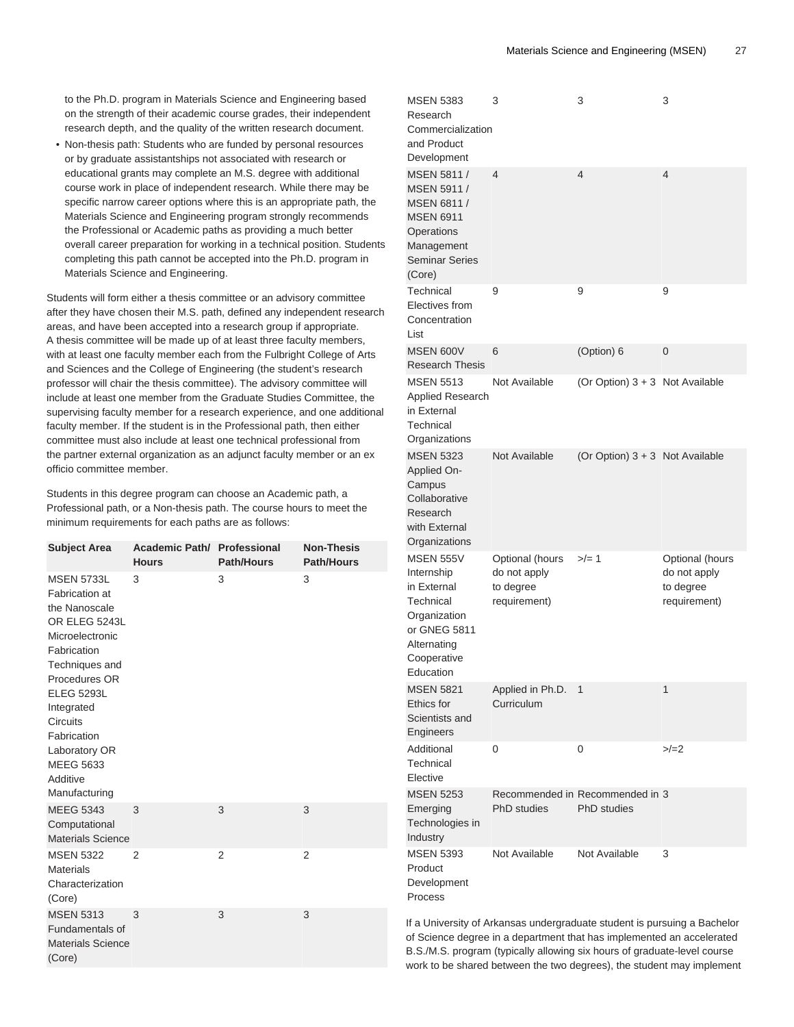to the Ph.D. program in Materials Science and Engineering based on the strength of their academic course grades, their independent research depth, and the quality of the written research document.

- Non-thesis path: Students who are funded by personal resources or by graduate assistantships not associated with research or educational grants may complete an M.S. degree with additional course work in place of independent research. While there may be specific narrow career options where this is an appropriate path, the Materials Science and Engineering program strongly recommends the Professional or Academic paths as providing a much better overall career preparation for working in a technical position. Students completing this path cannot be accepted into the Ph.D. program in Materials Science and Engineering.

Students will form either a thesis committee or an advisory committee after they have chosen their M.S. path, defined any independent research areas, and have been accepted into a research group if appropriate. A thesis committee will be made up of at least three faculty members, with at least one faculty member each from the Fulbright College of Arts and Sciences and the College of Engineering (the student's research professor will chair the thesis committee). The advisory committee will include at least one member from the Graduate Studies Committee, the supervising faculty member for a research experience, and one additional faculty member. If the student is in the Professional path, then either committee must also include at least one technical professional from the partner external organization as an adjunct faculty member or an ex officio committee member.

Students in this degree program can choose an Academic path, a Professional path, or a Non-thesis path. The course hours to meet the minimum requirements for each paths are as follows:

| Subject Area | Academic Path/ Hours | Professional Path/Hours | Non-Thesis Path/Hours |
|---|---|---|---|
| MSEN 5733L Fabrication at the Nanoscale OR ELEG 5243L Microelectronic Fabrication Techniques and Procedures OR ELEG 5293L Integrated Circuits Fabrication Laboratory OR MEEG 5633 Additive Manufacturing | 3 | 3 | 3 |
| MEEG 5343 Computational Materials Science | 3 | 3 | 3 |
| MSEN 5322 Materials Characterization (Core) | 2 | 2 | 2 |
| MSEN 5313 Fundamentals of Materials Science (Core) | 3 | 3 | 3 |
| MSEN 5383 Research Commercialization and Product Development | 3 | 3 | 3 |
| MSEN 5811 / MSEN 5911 / MSEN 6811 / MSEN 6911 Operations Management Seminar Series (Core) | 4 | 4 | 4 |
| Technical Electives from Concentration List | 9 | 9 | 9 |
| MSEN 600V Research Thesis | 6 | (Option) 6 | 0 |
| MSEN 5513 Applied Research in External Technical Organizations | Not Available | (Or Option) 3 + 3 | Not Available |
| MSEN 5323 Applied On-Campus Collaborative Research with External Organizations | Not Available | (Or Option) 3 + 3 | Not Available |
| MSEN 555V Internship in External Technical Organization or GNEG 5811 Alternating Cooperative Education | Optional (hours do not apply to degree requirement) | >/= 1 | Optional (hours do not apply to degree requirement) |
| MSEN 5821 Ethics for Scientists and Engineers | Applied in Ph.D. Curriculum | 1 | 1 |
| Additional Technical Elective | 0 | 0 | >/=2 |
| MSEN 5253 Emerging Technologies in Industry | Recommended in PhD studies | Recommended in PhD studies | 3 |
| MSEN 5393 Product Development Process | Not Available | Not Available | 3 |

If a University of Arkansas undergraduate student is pursuing a Bachelor of Science degree in a department that has implemented an accelerated B.S./M.S. program (typically allowing six hours of graduate-level course work to be shared between the two degrees), the student may implement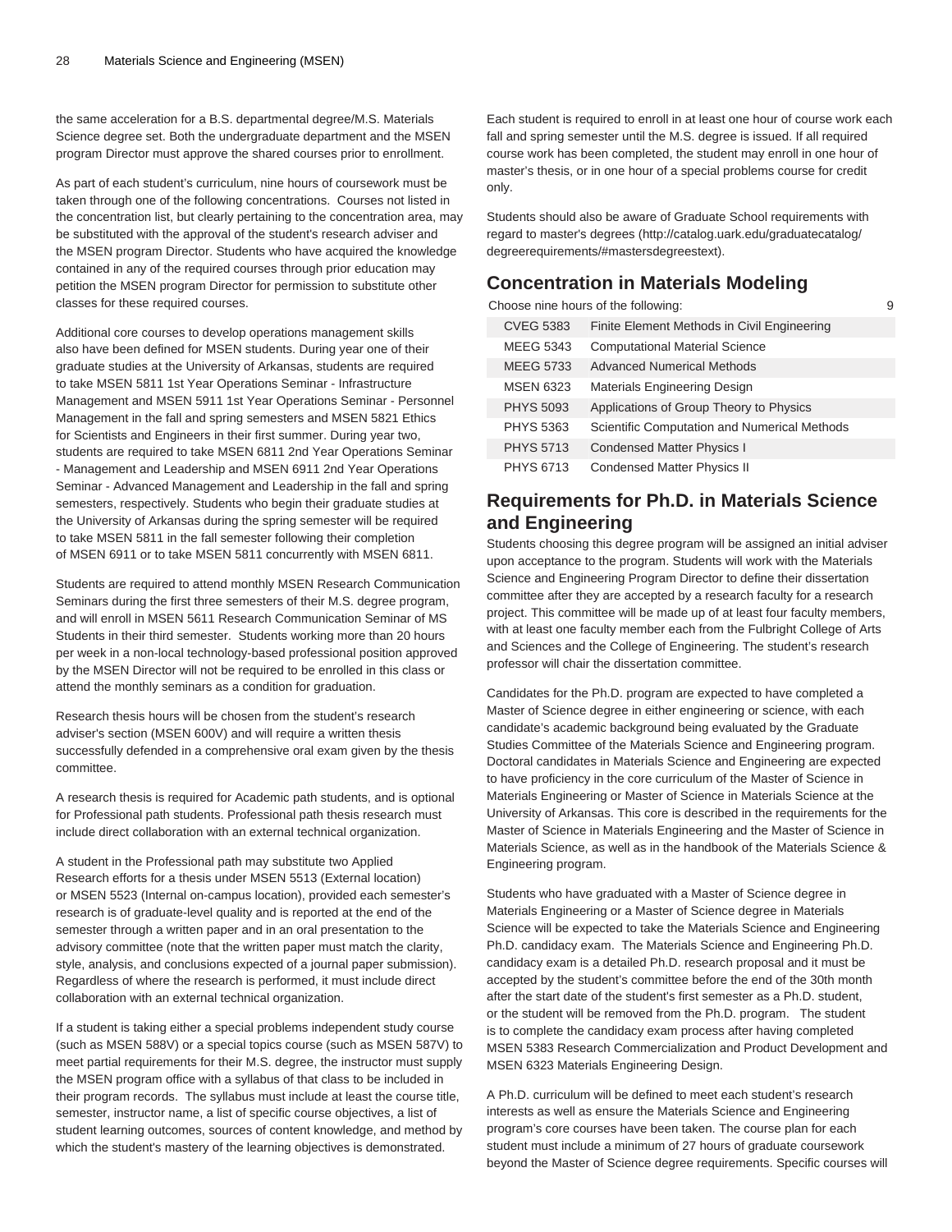the same acceleration for a B.S. departmental degree/M.S. Materials Science degree set. Both the undergraduate department and the MSEN program Director must approve the shared courses prior to enrollment.

As part of each student's curriculum, nine hours of coursework must be taken through one of the following concentrations. Courses not listed in the concentration list, but clearly pertaining to the concentration area, may be substituted with the approval of the student's research adviser and the MSEN program Director. Students who have acquired the knowledge contained in any of the required courses through prior education may petition the MSEN program Director for permission to substitute other classes for these required courses.

Additional core courses to develop operations management skills also have been defined for MSEN students. During year one of their graduate studies at the University of Arkansas, students are required to take MSEN 5811 1st Year Operations Seminar - Infrastructure Management and MSEN 5911 1st Year Operations Seminar - Personnel Management in the fall and spring semesters and MSEN 5821 Ethics for Scientists and Engineers in their first summer. During year two, students are required to take MSEN 6811 2nd Year Operations Seminar - Management and Leadership and MSEN 6911 2nd Year Operations Seminar - Advanced Management and Leadership in the fall and spring semesters, respectively. Students who begin their graduate studies at the University of Arkansas during the spring semester will be required to take MSEN 5811 in the fall semester following their completion of MSEN 6911 or to take MSEN 5811 concurrently with MSEN 6811.

Students are required to attend monthly MSEN Research Communication Seminars during the first three semesters of their M.S. degree program, and will enroll in MSEN 5611 Research Communication Seminar of MS Students in their third semester. Students working more than 20 hours per week in a non-local technology-based professional position approved by the MSEN Director will not be required to be enrolled in this class or attend the monthly seminars as a condition for graduation.

Research thesis hours will be chosen from the student's research adviser's section (MSEN 600V) and will require a written thesis successfully defended in a comprehensive oral exam given by the thesis committee.

A research thesis is required for Academic path students, and is optional for Professional path students. Professional path thesis research must include direct collaboration with an external technical organization.

A student in the Professional path may substitute two Applied Research efforts for a thesis under MSEN 5513 (External location) or MSEN 5523 (Internal on-campus location), provided each semester's research is of graduate-level quality and is reported at the end of the semester through a written paper and in an oral presentation to the advisory committee (note that the written paper must match the clarity, style, analysis, and conclusions expected of a journal paper submission). Regardless of where the research is performed, it must include direct collaboration with an external technical organization.

If a student is taking either a special problems independent study course (such as MSEN 588V) or a special topics course (such as MSEN 587V) to meet partial requirements for their M.S. degree, the instructor must supply the MSEN program office with a syllabus of that class to be included in their program records. The syllabus must include at least the course title, semester, instructor name, a list of specific course objectives, a list of student learning outcomes, sources of content knowledge, and method by which the student's mastery of the learning objectives is demonstrated.

Each student is required to enroll in at least one hour of course work each fall and spring semester until the M.S. degree is issued. If all required course work has been completed, the student may enroll in one hour of master's thesis, or in one hour of a special problems course for credit only.

Students should also be aware of Graduate School requirements with regard to master's degrees (http://catalog.uark.edu/graduatecatalog/degreerequirements/#mastersdegreestext).

## Concentration in Materials Modeling

| Choose nine hours of the following: | | 9 |
|---|---|---|
| CVEG 5383 | Finite Element Methods in Civil Engineering | |
| MEEG 5343 | Computational Material Science | |
| MEEG 5733 | Advanced Numerical Methods | |
| MSEN 6323 | Materials Engineering Design | |
| PHYS 5093 | Applications of Group Theory to Physics | |
| PHYS 5363 | Scientific Computation and Numerical Methods | |
| PHYS 5713 | Condensed Matter Physics I | |
| PHYS 6713 | Condensed Matter Physics II | |

## Requirements for Ph.D. in Materials Science and Engineering

Students choosing this degree program will be assigned an initial adviser upon acceptance to the program. Students will work with the Materials Science and Engineering Program Director to define their dissertation committee after they are accepted by a research faculty for a research project. This committee will be made up of at least four faculty members, with at least one faculty member each from the Fulbright College of Arts and Sciences and the College of Engineering. The student's research professor will chair the dissertation committee.

Candidates for the Ph.D. program are expected to have completed a Master of Science degree in either engineering or science, with each candidate's academic background being evaluated by the Graduate Studies Committee of the Materials Science and Engineering program. Doctoral candidates in Materials Science and Engineering are expected to have proficiency in the core curriculum of the Master of Science in Materials Engineering or Master of Science in Materials Science at the University of Arkansas. This core is described in the requirements for the Master of Science in Materials Engineering and the Master of Science in Materials Science, as well as in the handbook of the Materials Science & Engineering program.

Students who have graduated with a Master of Science degree in Materials Engineering or a Master of Science degree in Materials Science will be expected to take the Materials Science and Engineering Ph.D. candidacy exam. The Materials Science and Engineering Ph.D. candidacy exam is a detailed Ph.D. research proposal and it must be accepted by the student's committee before the end of the 30th month after the start date of the student's first semester as a Ph.D. student, or the student will be removed from the Ph.D. program. The student is to complete the candidacy exam process after having completed MSEN 5383 Research Commercialization and Product Development and MSEN 6323 Materials Engineering Design.

A Ph.D. curriculum will be defined to meet each student's research interests as well as ensure the Materials Science and Engineering program's core courses have been taken. The course plan for each student must include a minimum of 27 hours of graduate coursework beyond the Master of Science degree requirements. Specific courses will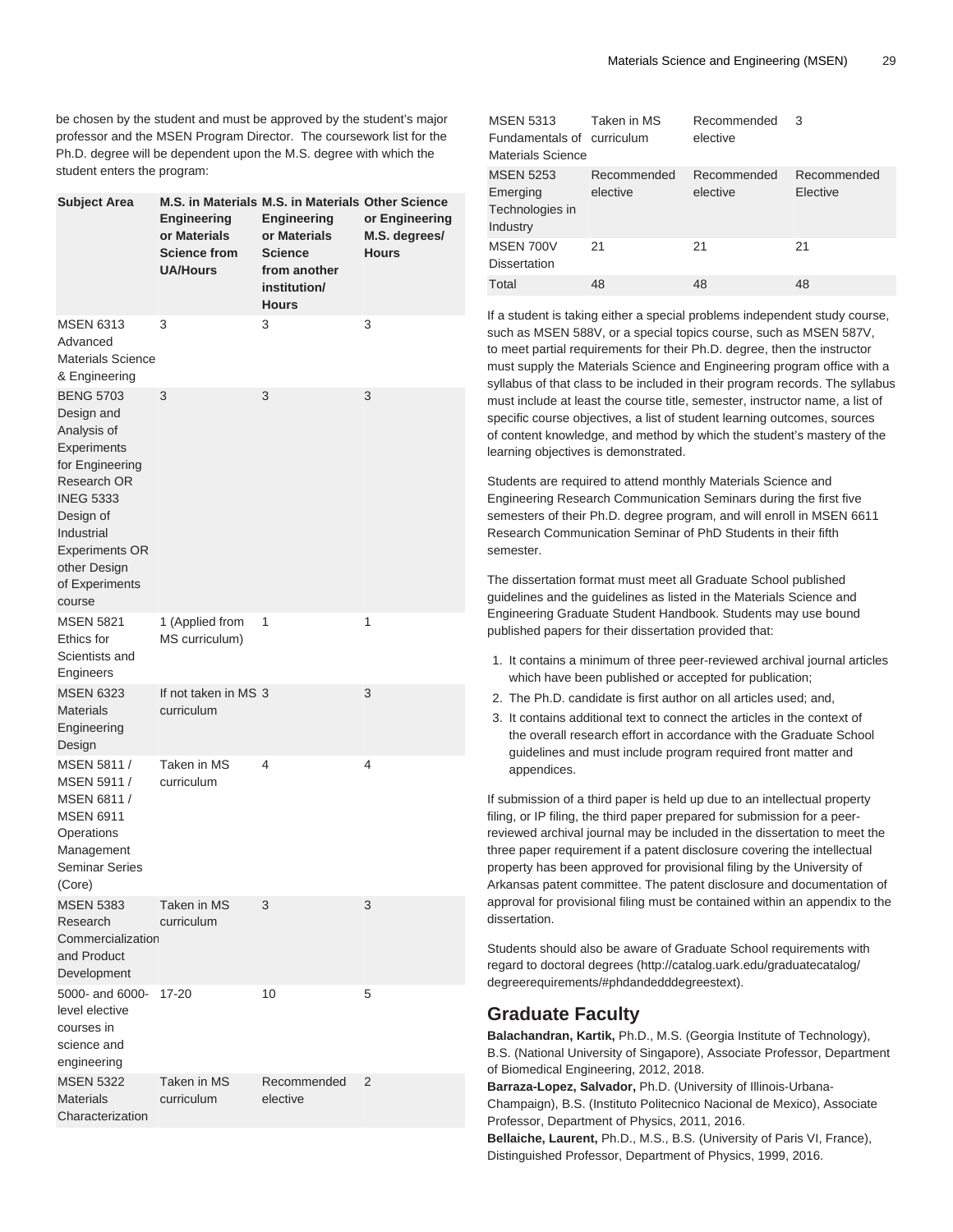be chosen by the student and must be approved by the student's major professor and the MSEN Program Director. The coursework list for the Ph.D. degree will be dependent upon the M.S. degree with which the student enters the program:

| Subject Area | M.S. in Materials Engineering or Materials Science from UA/Hours | M.S. in Materials Engineering or Materials Science from another institution/ Hours | Other Science or Engineering M.S. degrees/ Hours |
| --- | --- | --- | --- |
| MSEN 6313 Advanced Materials Science & Engineering | 3 | 3 | 3 |
| BENG 5703 Design and Analysis of Experiments for Engineering Research OR INEG 5333 Design of Industrial Experiments OR other Design of Experiments course | 3 | 3 | 3 |
| MSEN 5821 Ethics for Scientists and Engineers | 1 (Applied from MS curriculum) | 1 | 1 |
| MSEN 6323 Materials Engineering Design | If not taken in MS curriculum | 3 | 3 |
| MSEN 5811 / MSEN 5911 / MSEN 6811 / MSEN 6911 Operations Management Seminar Series (Core) | Taken in MS curriculum | 4 | 4 |
| MSEN 5383 Research Commercialization and Product Development | Taken in MS curriculum | 3 | 3 |
| 5000- and 6000-level elective courses in science and engineering | 17-20 | 10 | 5 |
| MSEN 5322 Materials Characterization | Taken in MS curriculum | Recommended elective | 2 |
| MSEN 5313 Fundamentals of Materials Science | Taken in MS curriculum | Recommended elective | 3 |
| MSEN 5253 Emerging Technologies in Industry | Recommended elective | Recommended elective | Recommended Elective |
| MSEN 700V Dissertation | 21 | 21 | 21 |
| Total | 48 | 48 | 48 |

If a student is taking either a special problems independent study course, such as MSEN 588V, or a special topics course, such as MSEN 587V, to meet partial requirements for their Ph.D. degree, then the instructor must supply the Materials Science and Engineering program office with a syllabus of that class to be included in their program records. The syllabus must include at least the course title, semester, instructor name, a list of specific course objectives, a list of student learning outcomes, sources of content knowledge, and method by which the student's mastery of the learning objectives is demonstrated.

Students are required to attend monthly Materials Science and Engineering Research Communication Seminars during the first five semesters of their Ph.D. degree program, and will enroll in MSEN 6611 Research Communication Seminar of PhD Students in their fifth semester.

The dissertation format must meet all Graduate School published guidelines and the guidelines as listed in the Materials Science and Engineering Graduate Student Handbook. Students may use bound published papers for their dissertation provided that:

1. It contains a minimum of three peer-reviewed archival journal articles which have been published or accepted for publication;
2. The Ph.D. candidate is first author on all articles used; and,
3. It contains additional text to connect the articles in the context of the overall research effort in accordance with the Graduate School guidelines and must include program required front matter and appendices.

If submission of a third paper is held up due to an intellectual property filing, or IP filing, the third paper prepared for submission for a peer-reviewed archival journal may be included in the dissertation to meet the three paper requirement if a patent disclosure covering the intellectual property has been approved for provisional filing by the University of Arkansas patent committee. The patent disclosure and documentation of approval for provisional filing must be contained within an appendix to the dissertation.

Students should also be aware of Graduate School requirements with regard to doctoral degrees (http://catalog.uark.edu/graduatecatalog/degreerequirements/#phdandedddegreestext).

## Graduate Faculty

**Balachandran, Kartik,** Ph.D., M.S. (Georgia Institute of Technology), B.S. (National University of Singapore), Associate Professor, Department of Biomedical Engineering, 2012, 2018.

**Barraza-Lopez, Salvador,** Ph.D. (University of Illinois-Urbana-Champaign), B.S. (Instituto Politecnico Nacional de Mexico), Associate Professor, Department of Physics, 2011, 2016.

**Bellaiche, Laurent,** Ph.D., M.S., B.S. (University of Paris VI, France), Distinguished Professor, Department of Physics, 1999, 2016.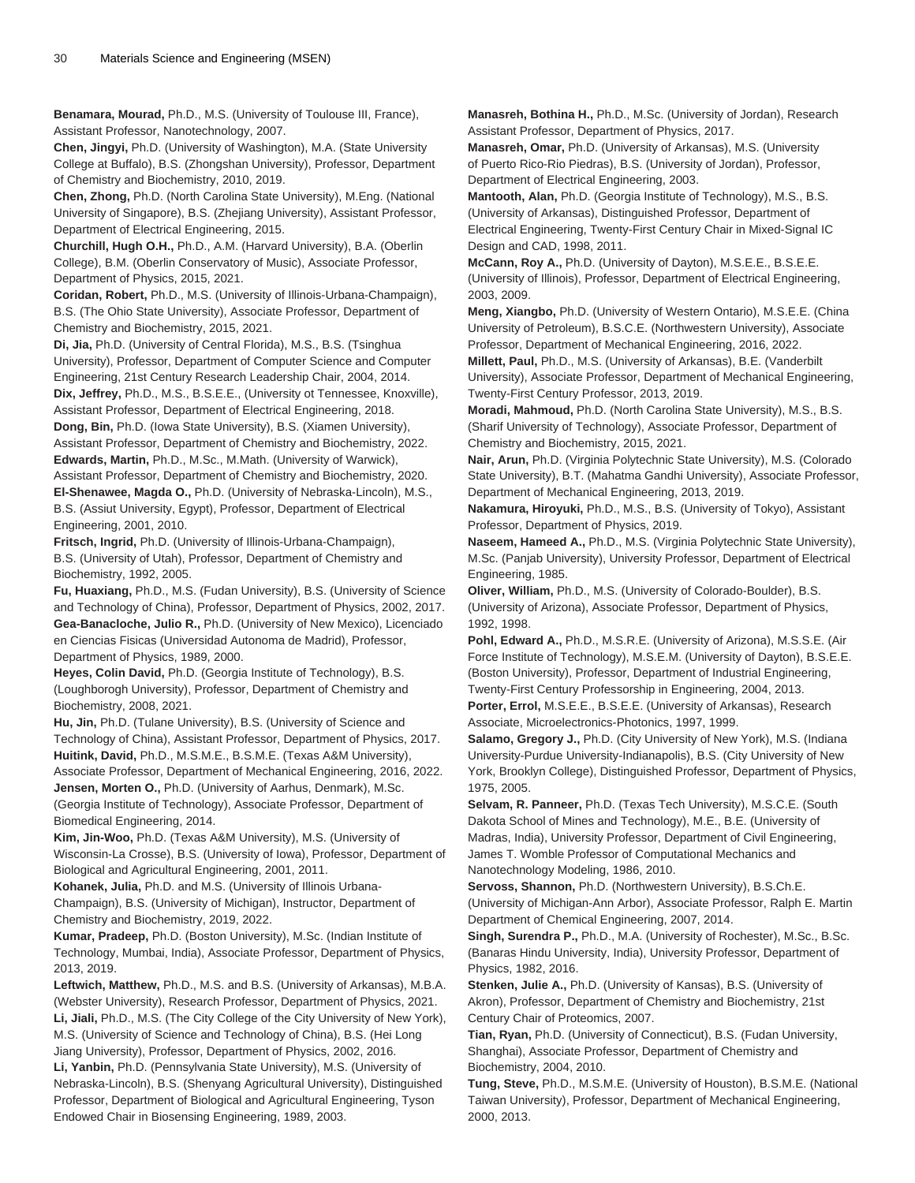**Benamara, Mourad,** Ph.D., M.S. (University of Toulouse III, France), Assistant Professor, Nanotechnology, 2007.

**Chen, Jingyi,** Ph.D. (University of Washington), M.A. (State University College at Buffalo), B.S. (Zhongshan University), Professor, Department of Chemistry and Biochemistry, 2010, 2019.

**Chen, Zhong,** Ph.D. (North Carolina State University), M.Eng. (National University of Singapore), B.S. (Zhejiang University), Assistant Professor, Department of Electrical Engineering, 2015.

**Churchill, Hugh O.H.,** Ph.D., A.M. (Harvard University), B.A. (Oberlin College), B.M. (Oberlin Conservatory of Music), Associate Professor, Department of Physics, 2015, 2021.

**Coridan, Robert,** Ph.D., M.S. (University of Illinois-Urbana-Champaign), B.S. (The Ohio State University), Associate Professor, Department of Chemistry and Biochemistry, 2015, 2021.

**Di, Jia,** Ph.D. (University of Central Florida), M.S., B.S. (Tsinghua University), Professor, Department of Computer Science and Computer Engineering, 21st Century Research Leadership Chair, 2004, 2014.

**Dix, Jeffrey,** Ph.D., M.S., B.S.E.E., (University ot Tennessee, Knoxville), Assistant Professor, Department of Electrical Engineering, 2018.

**Dong, Bin,** Ph.D. (Iowa State University), B.S. (Xiamen University), Assistant Professor, Department of Chemistry and Biochemistry, 2022.

**Edwards, Martin,** Ph.D., M.Sc., M.Math. (University of Warwick), Assistant Professor, Department of Chemistry and Biochemistry, 2020.

**El-Shenawee, Magda O.,** Ph.D. (University of Nebraska-Lincoln), M.S., B.S. (Assiut University, Egypt), Professor, Department of Electrical Engineering, 2001, 2010.

**Fritsch, Ingrid,** Ph.D. (University of Illinois-Urbana-Champaign), B.S. (University of Utah), Professor, Department of Chemistry and Biochemistry, 1992, 2005.

**Fu, Huaxiang,** Ph.D., M.S. (Fudan University), B.S. (University of Science and Technology of China), Professor, Department of Physics, 2002, 2017.

**Gea-Banacloche, Julio R.,** Ph.D. (University of New Mexico), Licenciado en Ciencias Fisicas (Universidad Autonoma de Madrid), Professor, Department of Physics, 1989, 2000.

**Heyes, Colin David,** Ph.D. (Georgia Institute of Technology), B.S. (Loughborogh University), Professor, Department of Chemistry and Biochemistry, 2008, 2021.

**Hu, Jin,** Ph.D. (Tulane University), B.S. (University of Science and Technology of China), Assistant Professor, Department of Physics, 2017.

**Huitink, David,** Ph.D., M.S.M.E., B.S.M.E. (Texas A&M University), Associate Professor, Department of Mechanical Engineering, 2016, 2022.

**Jensen, Morten O.,** Ph.D. (University of Aarhus, Denmark), M.Sc. (Georgia Institute of Technology), Associate Professor, Department of Biomedical Engineering, 2014.

**Kim, Jin-Woo,** Ph.D. (Texas A&M University), M.S. (University of Wisconsin-La Crosse), B.S. (University of Iowa), Professor, Department of Biological and Agricultural Engineering, 2001, 2011.

**Kohanek, Julia,** Ph.D. and M.S. (University of Illinois Urbana-Champaign), B.S. (University of Michigan), Instructor, Department of Chemistry and Biochemistry, 2019, 2022.

**Kumar, Pradeep,** Ph.D. (Boston University), M.Sc. (Indian Institute of Technology, Mumbai, India), Associate Professor, Department of Physics, 2013, 2019.

**Leftwich, Matthew,** Ph.D., M.S. and B.S. (University of Arkansas), M.B.A. (Webster University), Research Professor, Department of Physics, 2021.

**Li, Jiali,** Ph.D., M.S. (The City College of the City University of New York), M.S. (University of Science and Technology of China), B.S. (Hei Long Jiang University), Professor, Department of Physics, 2002, 2016.

**Li, Yanbin,** Ph.D. (Pennsylvania State University), M.S. (University of Nebraska-Lincoln), B.S. (Shenyang Agricultural University), Distinguished Professor, Department of Biological and Agricultural Engineering, Tyson Endowed Chair in Biosensing Engineering, 1989, 2003.

**Manasreh, Bothina H.,** Ph.D., M.Sc. (University of Jordan), Research Assistant Professor, Department of Physics, 2017.

**Manasreh, Omar,** Ph.D. (University of Arkansas), M.S. (University of Puerto Rico-Rio Piedras), B.S. (University of Jordan), Professor, Department of Electrical Engineering, 2003.

**Mantooth, Alan,** Ph.D. (Georgia Institute of Technology), M.S., B.S. (University of Arkansas), Distinguished Professor, Department of Electrical Engineering, Twenty-First Century Chair in Mixed-Signal IC Design and CAD, 1998, 2011.

**McCann, Roy A.,** Ph.D. (University of Dayton), M.S.E.E., B.S.E.E. (University of Illinois), Professor, Department of Electrical Engineering, 2003, 2009.

**Meng, Xiangbo,** Ph.D. (University of Western Ontario), M.S.E.E. (China University of Petroleum), B.S.C.E. (Northwestern University), Associate Professor, Department of Mechanical Engineering, 2016, 2022.

**Millett, Paul,** Ph.D., M.S. (University of Arkansas), B.E. (Vanderbilt University), Associate Professor, Department of Mechanical Engineering, Twenty-First Century Professor, 2013, 2019.

**Moradi, Mahmoud,** Ph.D. (North Carolina State University), M.S., B.S. (Sharif University of Technology), Associate Professor, Department of Chemistry and Biochemistry, 2015, 2021.

**Nair, Arun,** Ph.D. (Virginia Polytechnic State University), M.S. (Colorado State University), B.T. (Mahatma Gandhi University), Associate Professor, Department of Mechanical Engineering, 2013, 2019.

**Nakamura, Hiroyuki,** Ph.D., M.S., B.S. (University of Tokyo), Assistant Professor, Department of Physics, 2019.

**Naseem, Hameed A.,** Ph.D., M.S. (Virginia Polytechnic State University), M.Sc. (Panjab University), University Professor, Department of Electrical Engineering, 1985.

**Oliver, William,** Ph.D., M.S. (University of Colorado-Boulder), B.S. (University of Arizona), Associate Professor, Department of Physics, 1992, 1998.

**Pohl, Edward A.,** Ph.D., M.S.R.E. (University of Arizona), M.S.S.E. (Air Force Institute of Technology), M.S.E.M. (University of Dayton), B.S.E.E. (Boston University), Professor, Department of Industrial Engineering, Twenty-First Century Professorship in Engineering, 2004, 2013.

**Porter, Errol,** M.S.E.E., B.S.E.E. (University of Arkansas), Research Associate, Microelectronics-Photonics, 1997, 1999.

**Salamo, Gregory J.,** Ph.D. (City University of New York), M.S. (Indiana University-Purdue University-Indianapolis), B.S. (City University of New York, Brooklyn College), Distinguished Professor, Department of Physics, 1975, 2005.

**Selvam, R. Panneer,** Ph.D. (Texas Tech University), M.S.C.E. (South Dakota School of Mines and Technology), M.E., B.E. (University of Madras, India), University Professor, Department of Civil Engineering, James T. Womble Professor of Computational Mechanics and Nanotechnology Modeling, 1986, 2010.

**Servoss, Shannon,** Ph.D. (Northwestern University), B.S.Ch.E. (University of Michigan-Ann Arbor), Associate Professor, Ralph E. Martin Department of Chemical Engineering, 2007, 2014.

**Singh, Surendra P.,** Ph.D., M.A. (University of Rochester), M.Sc., B.Sc. (Banaras Hindu University, India), University Professor, Department of Physics, 1982, 2016.

**Stenken, Julie A.,** Ph.D. (University of Kansas), B.S. (University of Akron), Professor, Department of Chemistry and Biochemistry, 21st Century Chair of Proteomics, 2007.

**Tian, Ryan,** Ph.D. (University of Connecticut), B.S. (Fudan University, Shanghai), Associate Professor, Department of Chemistry and Biochemistry, 2004, 2010.

**Tung, Steve,** Ph.D., M.S.M.E. (University of Houston), B.S.M.E. (National Taiwan University), Professor, Department of Mechanical Engineering, 2000, 2013.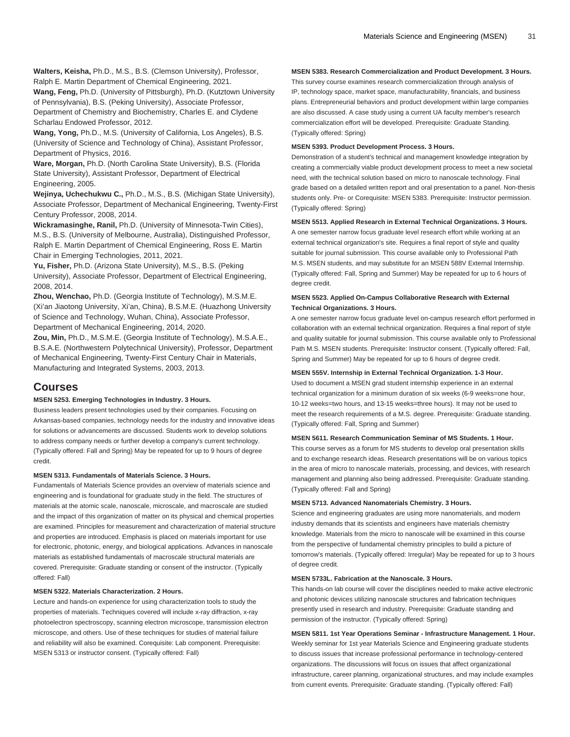**Walters, Keisha,** Ph.D., M.S., B.S. (Clemson University), Professor, Ralph E. Martin Department of Chemical Engineering, 2021.

**Wang, Feng,** Ph.D. (University of Pittsburgh), Ph.D. (Kutztown University of Pennsylvania), B.S. (Peking University), Associate Professor, Department of Chemistry and Biochemistry, Charles E. and Clydene Scharlau Endowed Professor, 2012.

**Wang, Yong,** Ph.D., M.S. (University of California, Los Angeles), B.S. (University of Science and Technology of China), Assistant Professor, Department of Physics, 2016.

**Ware, Morgan,** Ph.D. (North Carolina State University), B.S. (Florida State University), Assistant Professor, Department of Electrical Engineering, 2005.

**Wejinya, Uchechukwu C.,** Ph.D., M.S., B.S. (Michigan State University), Associate Professor, Department of Mechanical Engineering, Twenty-First Century Professor, 2008, 2014.

**Wickramasinghe, Ranil,** Ph.D. (University of Minnesota-Twin Cities), M.S., B.S. (University of Melbourne, Australia), Distinguished Professor, Ralph E. Martin Department of Chemical Engineering, Ross E. Martin Chair in Emerging Technologies, 2011, 2021.

**Yu, Fisher,** Ph.D. (Arizona State University), M.S., B.S. (Peking University), Associate Professor, Department of Electrical Engineering, 2008, 2014.

**Zhou, Wenchao,** Ph.D. (Georgia Institute of Technology), M.S.M.E. (Xi'an Jiaotong University, Xi'an, China), B.S.M.E. (Huazhong University of Science and Technology, Wuhan, China), Associate Professor, Department of Mechanical Engineering, 2014, 2020.

**Zou, Min,** Ph.D., M.S.M.E. (Georgia Institute of Technology), M.S.A.E., B.S.A.E. (Northwestern Polytechnical University), Professor, Department of Mechanical Engineering, Twenty-First Century Chair in Materials, Manufacturing and Integrated Systems, 2003, 2013.

## Courses

**MSEN 5253. Emerging Technologies in Industry. 3 Hours.**

Business leaders present technologies used by their companies. Focusing on Arkansas-based companies, technology needs for the industry and innovative ideas for solutions or advancements are discussed. Students work to develop solutions to address company needs or further develop a company's current technology. (Typically offered: Fall and Spring) May be repeated for up to 9 hours of degree credit.

**MSEN 5313. Fundamentals of Materials Science. 3 Hours.**

Fundamentals of Materials Science provides an overview of materials science and engineering and is foundational for graduate study in the field. The structures of materials at the atomic scale, nanoscale, microscale, and macroscale are studied and the impact of this organization of matter on its physical and chemical properties are examined. Principles for measurement and characterization of material structure and properties are introduced. Emphasis is placed on materials important for use for electronic, photonic, energy, and biological applications. Advances in nanoscale materials as established fundamentals of macroscale structural materials are covered. Prerequisite: Graduate standing or consent of the instructor. (Typically offered: Fall)

**MSEN 5322. Materials Characterization. 2 Hours.**

Lecture and hands-on experience for using characterization tools to study the properties of materials. Techniques covered will include x-ray diffraction, x-ray photoelectron spectroscopy, scanning electron microscope, transmission electron microscope, and others. Use of these techniques for studies of material failure and reliability will also be examined. Corequisite: Lab component. Prerequisite: MSEN 5313 or instructor consent. (Typically offered: Fall)

**MSEN 5383. Research Commercialization and Product Development. 3 Hours.**

This survey course examines research commercialization through analysis of IP, technology space, market space, manufacturability, financials, and business plans. Entrepreneurial behaviors and product development within large companies are also discussed. A case study using a current UA faculty member's research commercialization effort will be developed. Prerequisite: Graduate Standing. (Typically offered: Spring)

**MSEN 5393. Product Development Process. 3 Hours.**

Demonstration of a student's technical and management knowledge integration by creating a commercially viable product development process to meet a new societal need, with the technical solution based on micro to nanoscale technology. Final grade based on a detailed written report and oral presentation to a panel. Non-thesis students only. Pre- or Corequisite: MSEN 5383. Prerequisite: Instructor permission. (Typically offered: Spring)

**MSEN 5513. Applied Research in External Technical Organizations. 3 Hours.**

A one semester narrow focus graduate level research effort while working at an external technical organization's site. Requires a final report of style and quality suitable for journal submission. This course available only to Professional Path M.S. MSEN students, and may substitute for an MSEN 588V External Internship. (Typically offered: Fall, Spring and Summer) May be repeated for up to 6 hours of degree credit.

**MSEN 5523. Applied On-Campus Collaborative Research with External Technical Organizations. 3 Hours.**

A one semester narrow focus graduate level on-campus research effort performed in collaboration with an external technical organization. Requires a final report of style and quality suitable for journal submission. This course available only to Professional Path M.S. MSEN students. Prerequisite: Instructor consent. (Typically offered: Fall, Spring and Summer) May be repeated for up to 6 hours of degree credit.

**MSEN 555V. Internship in External Technical Organization. 1-3 Hour.**

Used to document a MSEN grad student internship experience in an external technical organization for a minimum duration of six weeks (6-9 weeks=one hour, 10-12 weeks=two hours, and 13-15 weeks=three hours). It may not be used to meet the research requirements of a M.S. degree. Prerequisite: Graduate standing. (Typically offered: Fall, Spring and Summer)

**MSEN 5611. Research Communication Seminar of MS Students. 1 Hour.**

This course serves as a forum for MS students to develop oral presentation skills and to exchange research ideas. Research presentations will be on various topics in the area of micro to nanoscale materials, processing, and devices, with research management and planning also being addressed. Prerequisite: Graduate standing. (Typically offered: Fall and Spring)

**MSEN 5713. Advanced Nanomaterials Chemistry. 3 Hours.**

Science and engineering graduates are using more nanomaterials, and modern industry demands that its scientists and engineers have materials chemistry knowledge. Materials from the micro to nanoscale will be examined in this course from the perspective of fundamental chemistry principles to build a picture of tomorrow's materials. (Typically offered: Irregular) May be repeated for up to 3 hours of degree credit.

**MSEN 5733L. Fabrication at the Nanoscale. 3 Hours.**

This hands-on lab course will cover the disciplines needed to make active electronic and photonic devices utilizing nanoscale structures and fabrication techniques presently used in research and industry. Prerequisite: Graduate standing and permission of the instructor. (Typically offered: Spring)

**MSEN 5811. 1st Year Operations Seminar - Infrastructure Management. 1 Hour.**

Weekly seminar for 1st year Materials Science and Engineering graduate students to discuss issues that increase professional performance in technology-centered organizations. The discussions will focus on issues that affect organizational infrastructure, career planning, organizational structures, and may include examples from current events. Prerequisite: Graduate standing. (Typically offered: Fall)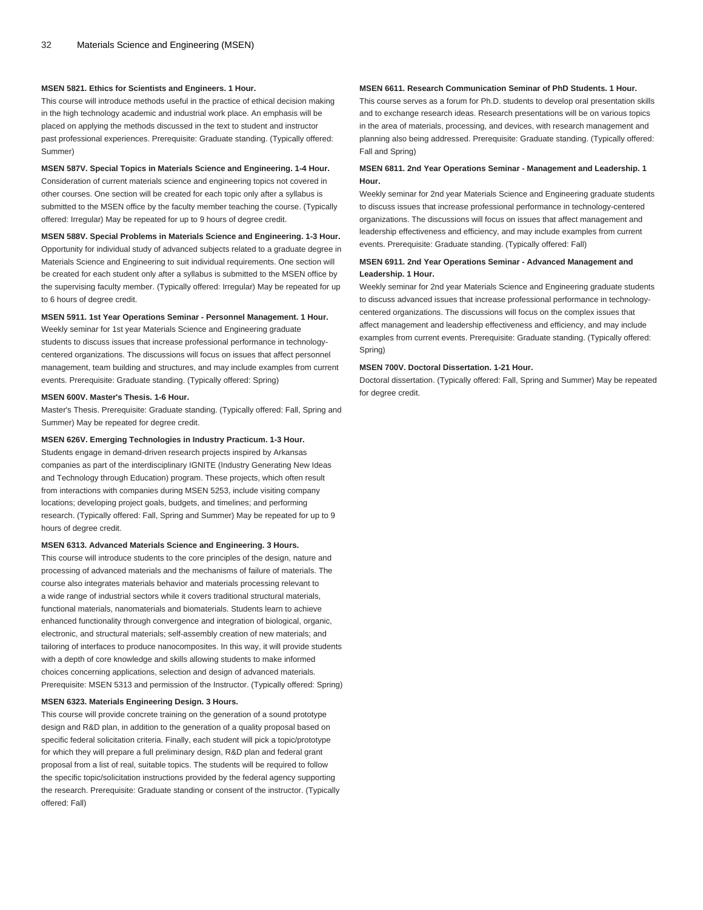**MSEN 5821. Ethics for Scientists and Engineers. 1 Hour.**
This course will introduce methods useful in the practice of ethical decision making in the high technology academic and industrial work place. An emphasis will be placed on applying the methods discussed in the text to student and instructor past professional experiences. Prerequisite: Graduate standing. (Typically offered: Summer)

**MSEN 587V. Special Topics in Materials Science and Engineering. 1-4 Hour.**
Consideration of current materials science and engineering topics not covered in other courses. One section will be created for each topic only after a syllabus is submitted to the MSEN office by the faculty member teaching the course. (Typically offered: Irregular) May be repeated for up to 9 hours of degree credit.

**MSEN 588V. Special Problems in Materials Science and Engineering. 1-3 Hour.**
Opportunity for individual study of advanced subjects related to a graduate degree in Materials Science and Engineering to suit individual requirements. One section will be created for each student only after a syllabus is submitted to the MSEN office by the supervising faculty member. (Typically offered: Irregular) May be repeated for up to 6 hours of degree credit.

**MSEN 5911. 1st Year Operations Seminar - Personnel Management. 1 Hour.**
Weekly seminar for 1st year Materials Science and Engineering graduate students to discuss issues that increase professional performance in technology-centered organizations. The discussions will focus on issues that affect personnel management, team building and structures, and may include examples from current events. Prerequisite: Graduate standing. (Typically offered: Spring)

**MSEN 600V. Master's Thesis. 1-6 Hour.**
Master's Thesis. Prerequisite: Graduate standing. (Typically offered: Fall, Spring and Summer) May be repeated for degree credit.

**MSEN 626V. Emerging Technologies in Industry Practicum. 1-3 Hour.**
Students engage in demand-driven research projects inspired by Arkansas companies as part of the interdisciplinary IGNITE (Industry Generating New Ideas and Technology through Education) program. These projects, which often result from interactions with companies during MSEN 5253, include visiting company locations; developing project goals, budgets, and timelines; and performing research. (Typically offered: Fall, Spring and Summer) May be repeated for up to 9 hours of degree credit.

**MSEN 6313. Advanced Materials Science and Engineering. 3 Hours.**
This course will introduce students to the core principles of the design, nature and processing of advanced materials and the mechanisms of failure of materials. The course also integrates materials behavior and materials processing relevant to a wide range of industrial sectors while it covers traditional structural materials, functional materials, nanomaterials and biomaterials. Students learn to achieve enhanced functionality through convergence and integration of biological, organic, electronic, and structural materials; self-assembly creation of new materials; and tailoring of interfaces to produce nanocomposites. In this way, it will provide students with a depth of core knowledge and skills allowing students to make informed choices concerning applications, selection and design of advanced materials. Prerequisite: MSEN 5313 and permission of the Instructor. (Typically offered: Spring)

**MSEN 6323. Materials Engineering Design. 3 Hours.**
This course will provide concrete training on the generation of a sound prototype design and R&D plan, in addition to the generation of a quality proposal based on specific federal solicitation criteria. Finally, each student will pick a topic/prototype for which they will prepare a full preliminary design, R&D plan and federal grant proposal from a list of real, suitable topics. The students will be required to follow the specific topic/solicitation instructions provided by the federal agency supporting the research. Prerequisite: Graduate standing or consent of the instructor. (Typically offered: Fall)

**MSEN 6611. Research Communication Seminar of PhD Students. 1 Hour.**
This course serves as a forum for Ph.D. students to develop oral presentation skills and to exchange research ideas. Research presentations will be on various topics in the area of materials, processing, and devices, with research management and planning also being addressed. Prerequisite: Graduate standing. (Typically offered: Fall and Spring)

**MSEN 6811. 2nd Year Operations Seminar - Management and Leadership. 1 Hour.**
Weekly seminar for 2nd year Materials Science and Engineering graduate students to discuss issues that increase professional performance in technology-centered organizations. The discussions will focus on issues that affect management and leadership effectiveness and efficiency, and may include examples from current events. Prerequisite: Graduate standing. (Typically offered: Fall)

**MSEN 6911. 2nd Year Operations Seminar - Advanced Management and Leadership. 1 Hour.**
Weekly seminar for 2nd year Materials Science and Engineering graduate students to discuss advanced issues that increase professional performance in technology-centered organizations. The discussions will focus on the complex issues that affect management and leadership effectiveness and efficiency, and may include examples from current events. Prerequisite: Graduate standing. (Typically offered: Spring)

**MSEN 700V. Doctoral Dissertation. 1-21 Hour.**
Doctoral dissertation. (Typically offered: Fall, Spring and Summer) May be repeated for degree credit.